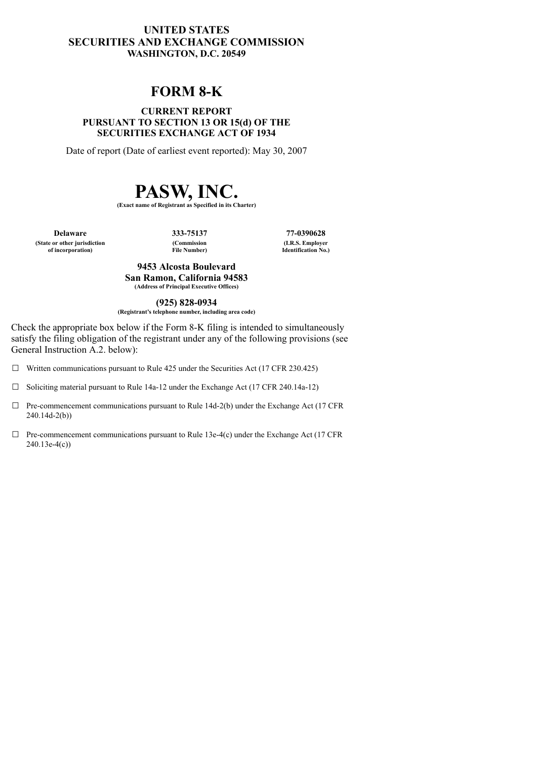# UNITED STATES
# SECURITIES AND EXCHANGE COMMISSION
**WASHINGTON, D.C. 20549**

# FORM 8-K

**CURRENT REPORT**
**PURSUANT TO SECTION 13 OR 15(d) OF THE**
**SECURITIES EXCHANGE ACT OF 1934**

Date of report (Date of earliest event reported): May 30, 2007

# PASW, INC.

**(Exact name of Registrant as Specified in its Charter)**

| Delaware | 333-75137 | 77-0390628 |
|---|---|---|
| (State or other jurisdiction of incorporation) | (Commission File Number) | (I.R.S. Employer Identification No.) |

**9453 Alcosta Boulevard**
**San Ramon, California 94583**
**(Address of Principal Executive Offices)**

**(925) 828-0934**
**(Registrant's telephone number, including area code)**

Check the appropriate box below if the Form 8-K filing is intended to simultaneously satisfy the filing obligation of the registrant under any of the following provisions (see General Instruction A.2. below):

☐ Written communications pursuant to Rule 425 under the Securities Act (17 CFR 230.425)

☐ Soliciting material pursuant to Rule 14a-12 under the Exchange Act (17 CFR 240.14a-12)

☐ Pre-commencement communications pursuant to Rule 14d-2(b) under the Exchange Act (17 CFR 240.14d-2(b))

☐ Pre-commencement communications pursuant to Rule 13e-4(c) under the Exchange Act (17 CFR 240.13e-4(c))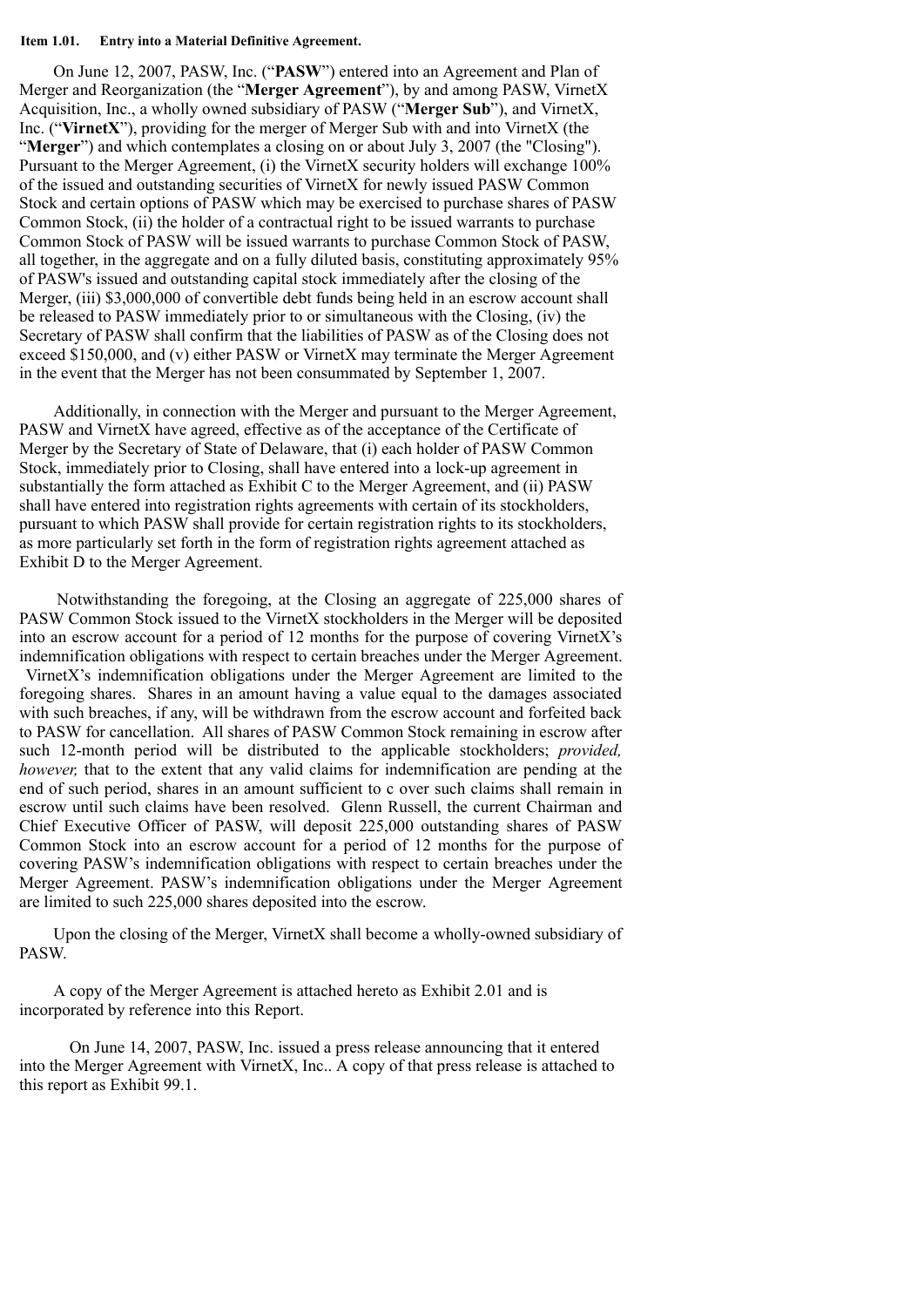**Item 1.01. Entry into a Material Definitive Agreement.**

On June 12, 2007, PASW, Inc. ("**PASW**") entered into an Agreement and Plan of Merger and Reorganization (the "**Merger Agreement**"), by and among PASW, VirnetX Acquisition, Inc., a wholly owned subsidiary of PASW ("**Merger Sub**"), and VirnetX, Inc. ("**VirnetX**"), providing for the merger of Merger Sub with and into VirnetX (the "**Merger**") and which contemplates a closing on or about July 3, 2007 (the "Closing"). Pursuant to the Merger Agreement, (i) the VirnetX security holders will exchange 100% of the issued and outstanding securities of VirnetX for newly issued PASW Common Stock and certain options of PASW which may be exercised to purchase shares of PASW Common Stock, (ii) the holder of a contractual right to be issued warrants to purchase Common Stock of PASW will be issued warrants to purchase Common Stock of PASW, all together, in the aggregate and on a fully diluted basis, constituting approximately 95% of PASW's issued and outstanding capital stock immediately after the closing of the Merger, (iii) $3,000,000 of convertible debt funds being held in an escrow account shall be released to PASW immediately prior to or simultaneous with the Closing, (iv) the Secretary of PASW shall confirm that the liabilities of PASW as of the Closing does not exceed $150,000, and (v) either PASW or VirnetX may terminate the Merger Agreement in the event that the Merger has not been consummated by September 1, 2007.

Additionally, in connection with the Merger and pursuant to the Merger Agreement, PASW and VirnetX have agreed, effective as of the acceptance of the Certificate of Merger by the Secretary of State of Delaware, that (i) each holder of PASW Common Stock, immediately prior to Closing, shall have entered into a lock-up agreement in substantially the form attached as Exhibit C to the Merger Agreement, and (ii) PASW shall have entered into registration rights agreements with certain of its stockholders, pursuant to which PASW shall provide for certain registration rights to its stockholders, as more particularly set forth in the form of registration rights agreement attached as Exhibit D to the Merger Agreement.

Notwithstanding the foregoing, at the Closing an aggregate of 225,000 shares of PASW Common Stock issued to the VirnetX stockholders in the Merger will be deposited into an escrow account for a period of 12 months for the purpose of covering VirnetX's indemnification obligations with respect to certain breaches under the Merger Agreement. VirnetX's indemnification obligations under the Merger Agreement are limited to the foregoing shares. Shares in an amount having a value equal to the damages associated with such breaches, if any, will be withdrawn from the escrow account and forfeited back to PASW for cancellation. All shares of PASW Common Stock remaining in escrow after such 12-month period will be distributed to the applicable stockholders; *provided, however,* that to the extent that any valid claims for indemnification are pending at the end of such period, shares in an amount sufficient to c over such claims shall remain in escrow until such claims have been resolved. Glenn Russell, the current Chairman and Chief Executive Officer of PASW, will deposit 225,000 outstanding shares of PASW Common Stock into an escrow account for a period of 12 months for the purpose of covering PASW's indemnification obligations with respect to certain breaches under the Merger Agreement. PASW's indemnification obligations under the Merger Agreement are limited to such 225,000 shares deposited into the escrow.

Upon the closing of the Merger, VirnetX shall become a wholly-owned subsidiary of PASW.

A copy of the Merger Agreement is attached hereto as Exhibit 2.01 and is incorporated by reference into this Report.

On June 14, 2007, PASW, Inc. issued a press release announcing that it entered into the Merger Agreement with VirnetX, Inc.. A copy of that press release is attached to this report as Exhibit 99.1.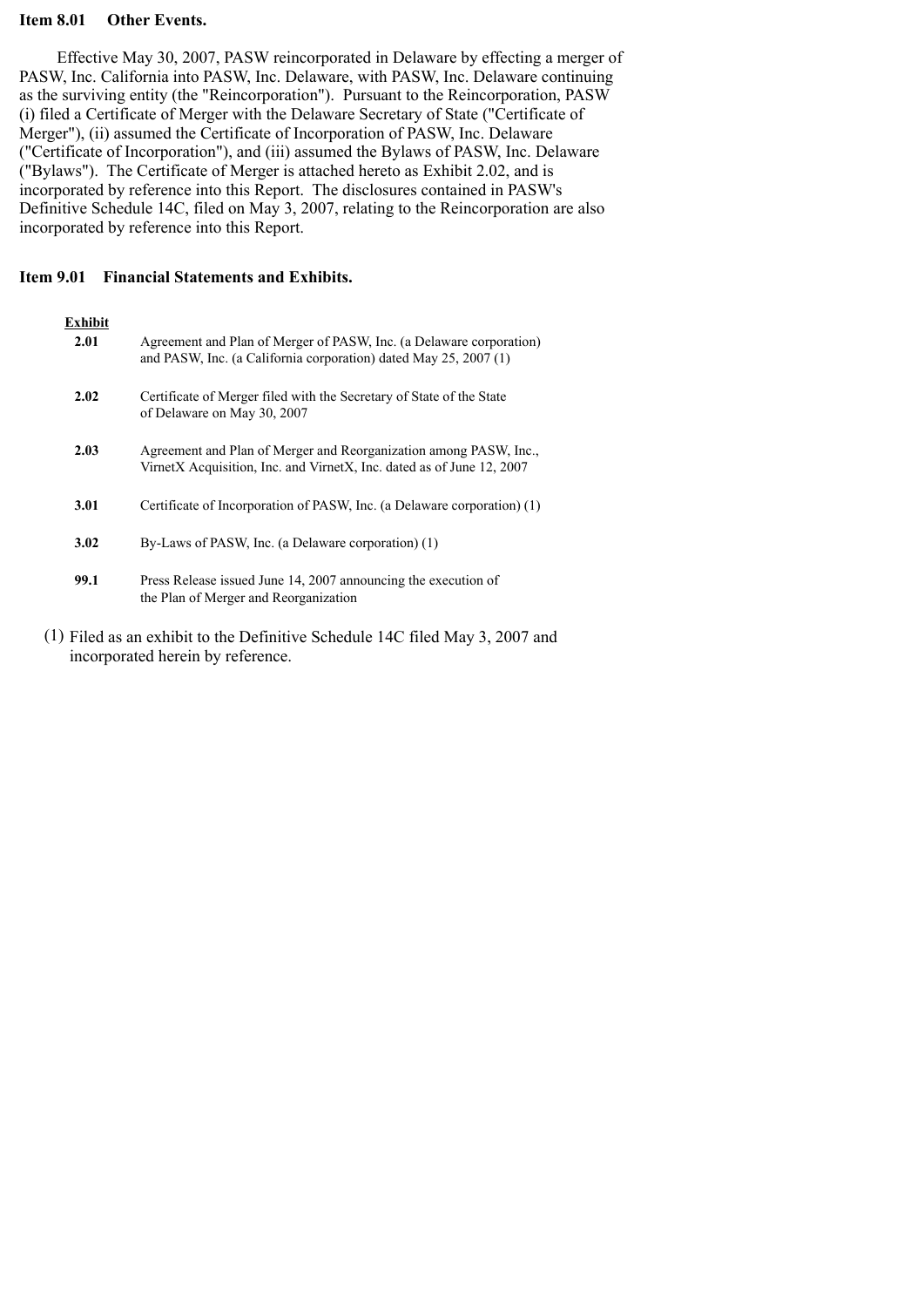## Item 8.01 Other Events.

Effective May 30, 2007, PASW reincorporated in Delaware by effecting a merger of PASW, Inc. California into PASW, Inc. Delaware, with PASW, Inc. Delaware continuing as the surviving entity (the "Reincorporation"). Pursuant to the Reincorporation, PASW (i) filed a Certificate of Merger with the Delaware Secretary of State ("Certificate of Merger"), (ii) assumed the Certificate of Incorporation of PASW, Inc. Delaware ("Certificate of Incorporation"), and (iii) assumed the Bylaws of PASW, Inc. Delaware ("Bylaws"). The Certificate of Merger is attached hereto as Exhibit 2.02, and is incorporated by reference into this Report. The disclosures contained in PASW's Definitive Schedule 14C, filed on May 3, 2007, relating to the Reincorporation are also incorporated by reference into this Report.

## Item 9.01 Financial Statements and Exhibits.

| Exhibit | |
|---|---|
| **2.01** | Agreement and Plan of Merger of PASW, Inc. (a Delaware corporation) and PASW, Inc. (a California corporation) dated May 25, 2007 (1) |
| **2.02** | Certificate of Merger filed with the Secretary of State of the State of Delaware on May 30, 2007 |
| **2.03** | Agreement and Plan of Merger and Reorganization among PASW, Inc., VirnetX Acquisition, Inc. and VirnetX, Inc. dated as of June 12, 2007 |
| **3.01** | Certificate of Incorporation of PASW, Inc. (a Delaware corporation) (1) |
| **3.02** | By-Laws of PASW, Inc. (a Delaware corporation) (1) |
| **99.1** | Press Release issued June 14, 2007 announcing the execution of the Plan of Merger and Reorganization |

(1) Filed as an exhibit to the Definitive Schedule 14C filed May 3, 2007 and incorporated herein by reference.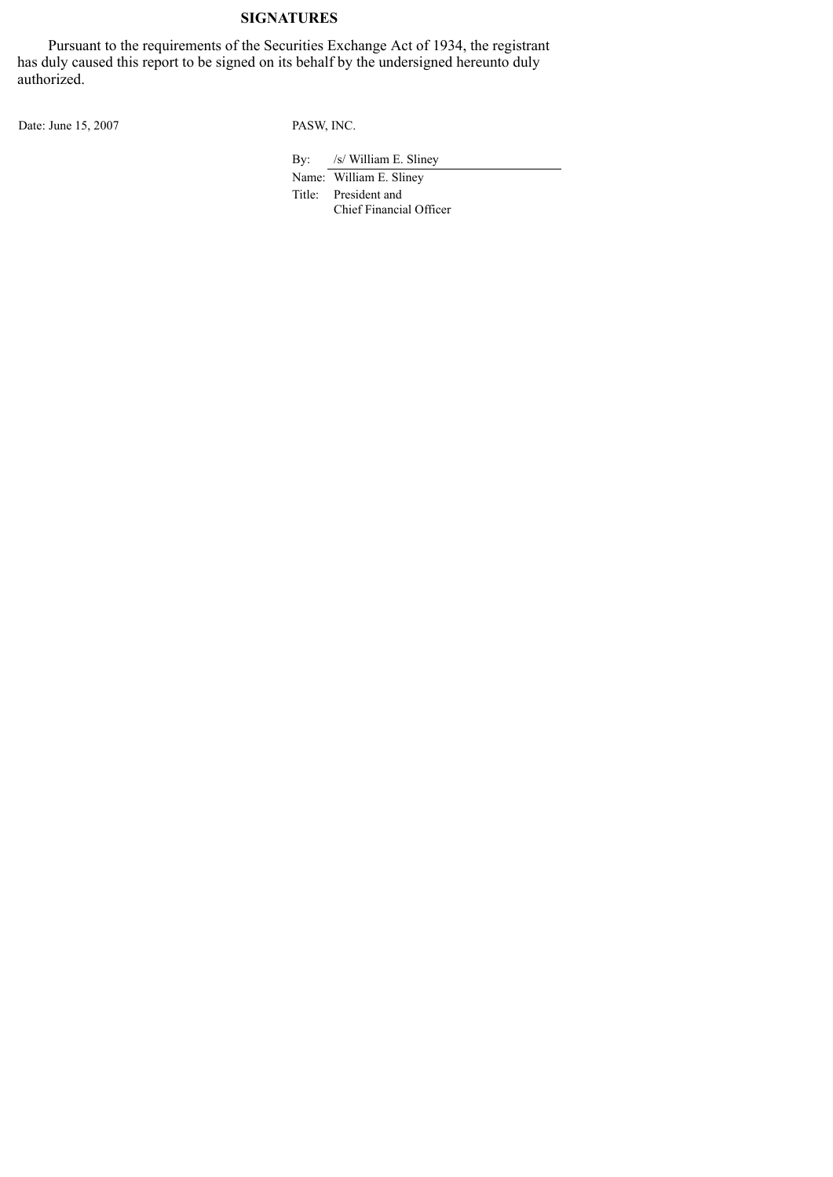## SIGNATURES

Pursuant to the requirements of the Securities Exchange Act of 1934, the registrant has duly caused this report to be signed on its behalf by the undersigned hereunto duly authorized.

Date: June 15, 2007

PASW, INC.

By: /s/ William E. Sliney

Name: William E. Sliney

Title: President and Chief Financial Officer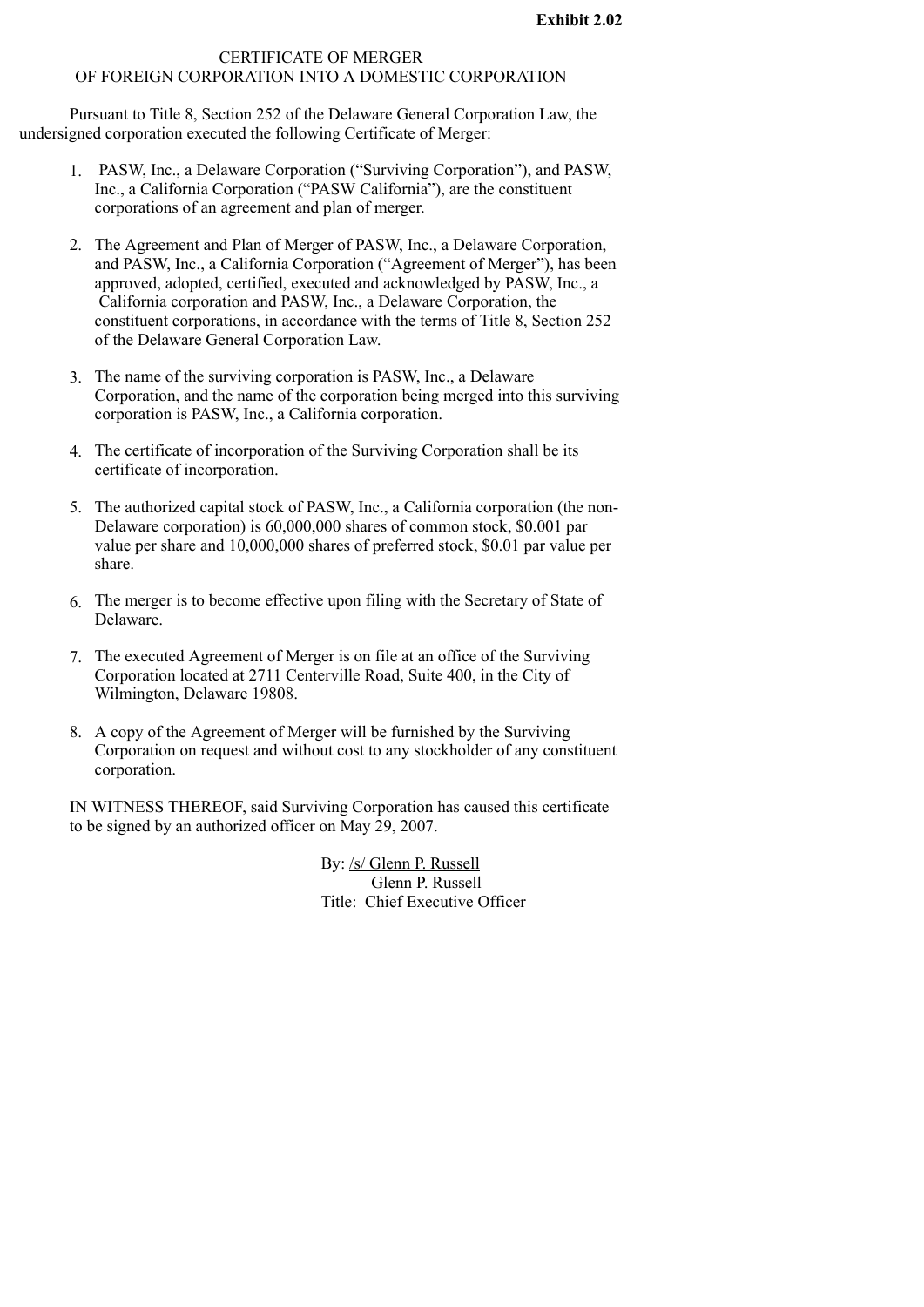**Exhibit 2.02**

CERTIFICATE OF MERGER
OF FOREIGN CORPORATION INTO A DOMESTIC CORPORATION

Pursuant to Title 8, Section 252 of the Delaware General Corporation Law, the undersigned corporation executed the following Certificate of Merger:

1. PASW, Inc., a Delaware Corporation ("Surviving Corporation"), and PASW, Inc., a California Corporation ("PASW California"), are the constituent corporations of an agreement and plan of merger.

2. The Agreement and Plan of Merger of PASW, Inc., a Delaware Corporation, and PASW, Inc., a California Corporation ("Agreement of Merger"), has been approved, adopted, certified, executed and acknowledged by PASW, Inc., a California corporation and PASW, Inc., a Delaware Corporation, the constituent corporations, in accordance with the terms of Title 8, Section 252 of the Delaware General Corporation Law.

3. The name of the surviving corporation is PASW, Inc., a Delaware Corporation, and the name of the corporation being merged into this surviving corporation is PASW, Inc., a California corporation.

4. The certificate of incorporation of the Surviving Corporation shall be its certificate of incorporation.

5. The authorized capital stock of PASW, Inc., a California corporation (the non-Delaware corporation) is 60,000,000 shares of common stock, $0.001 par value per share and 10,000,000 shares of preferred stock, $0.01 par value per share.

6. The merger is to become effective upon filing with the Secretary of State of Delaware.

7. The executed Agreement of Merger is on file at an office of the Surviving Corporation located at 2711 Centerville Road, Suite 400, in the City of Wilmington, Delaware 19808.

8. A copy of the Agreement of Merger will be furnished by the Surviving Corporation on request and without cost to any stockholder of any constituent corporation.

IN WITNESS THEREOF, said Surviving Corporation has caused this certificate to be signed by an authorized officer on May 29, 2007.

By: /s/ Glenn P. Russell
Glenn P. Russell
Title: Chief Executive Officer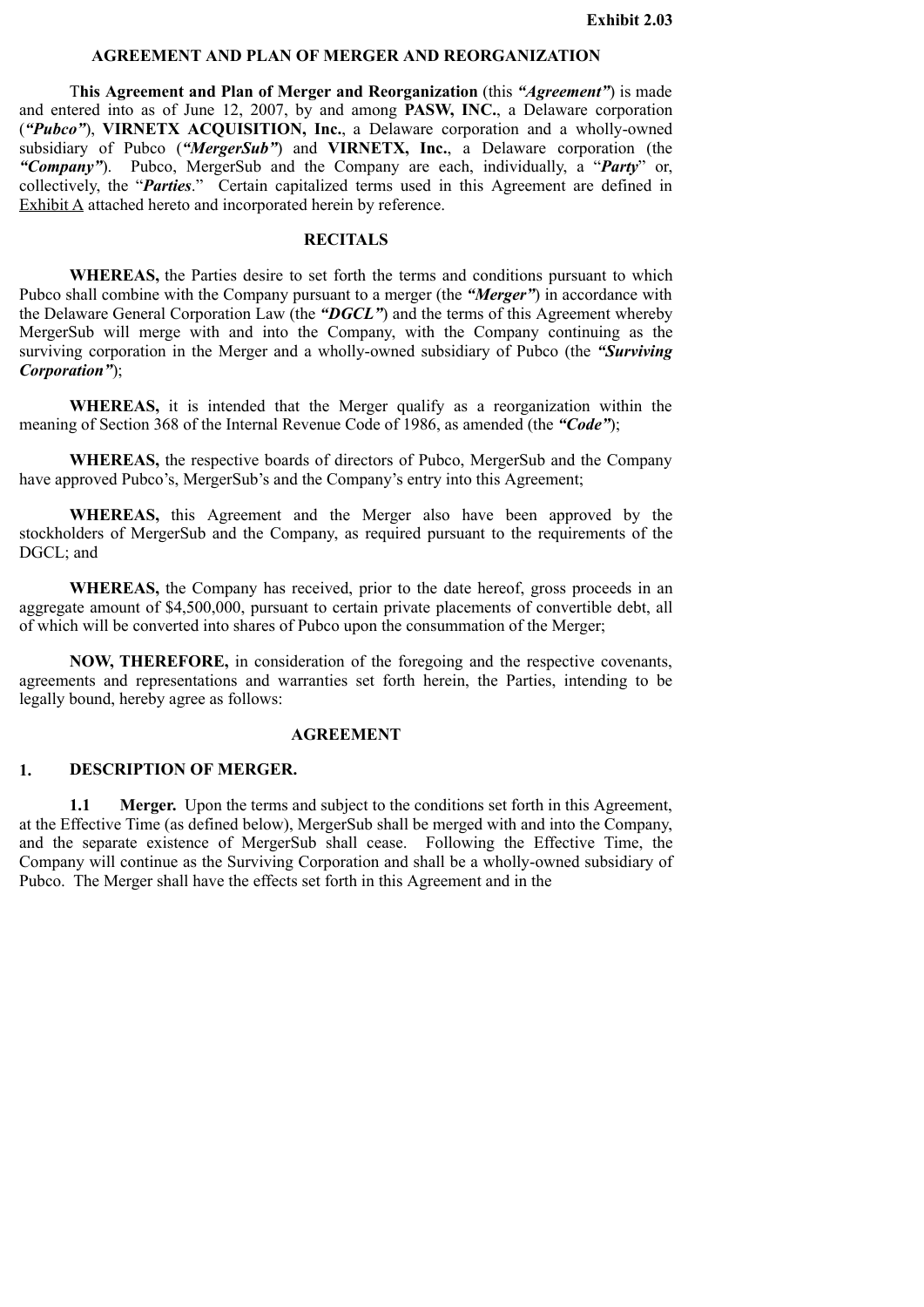**Exhibit 2.03**

## AGREEMENT AND PLAN OF MERGER AND REORGANIZATION

T**his Agreement and Plan of Merger and Reorganization** (this ***"Agreement"***) is made and entered into as of June 12, 2007, by and among **PASW, INC.**, a Delaware corporation (***"Pubco"***), **VIRNETX ACQUISITION, Inc.**, a Delaware corporation and a wholly-owned subsidiary of Pubco (***"MergerSub"***) and **VIRNETX, Inc.**, a Delaware corporation (the ***"Company"***). Pubco, MergerSub and the Company are each, individually, a "***Party***" or, collectively, the "***Parties***." Certain capitalized terms used in this Agreement are defined in Exhibit A attached hereto and incorporated herein by reference.

## RECITALS

**WHEREAS,** the Parties desire to set forth the terms and conditions pursuant to which Pubco shall combine with the Company pursuant to a merger (the ***"Merger"***) in accordance with the Delaware General Corporation Law (the ***"DGCL"***) and the terms of this Agreement whereby MergerSub will merge with and into the Company, with the Company continuing as the surviving corporation in the Merger and a wholly-owned subsidiary of Pubco (the ***"Surviving Corporation"***);

**WHEREAS,** it is intended that the Merger qualify as a reorganization within the meaning of Section 368 of the Internal Revenue Code of 1986, as amended (the ***"Code"***);

**WHEREAS,** the respective boards of directors of Pubco, MergerSub and the Company have approved Pubco's, MergerSub's and the Company's entry into this Agreement;

**WHEREAS,** this Agreement and the Merger also have been approved by the stockholders of MergerSub and the Company, as required pursuant to the requirements of the DGCL; and

**WHEREAS,** the Company has received, prior to the date hereof, gross proceeds in an aggregate amount of $4,500,000, pursuant to certain private placements of convertible debt, all of which will be converted into shares of Pubco upon the consummation of the Merger;

**NOW, THEREFORE,** in consideration of the foregoing and the respective covenants, agreements and representations and warranties set forth herein, the Parties, intending to be legally bound, hereby agree as follows:

## AGREEMENT

### 1. DESCRIPTION OF MERGER.

**1.1 Merger.** Upon the terms and subject to the conditions set forth in this Agreement, at the Effective Time (as defined below), MergerSub shall be merged with and into the Company, and the separate existence of MergerSub shall cease. Following the Effective Time, the Company will continue as the Surviving Corporation and shall be a wholly-owned subsidiary of Pubco. The Merger shall have the effects set forth in this Agreement and in the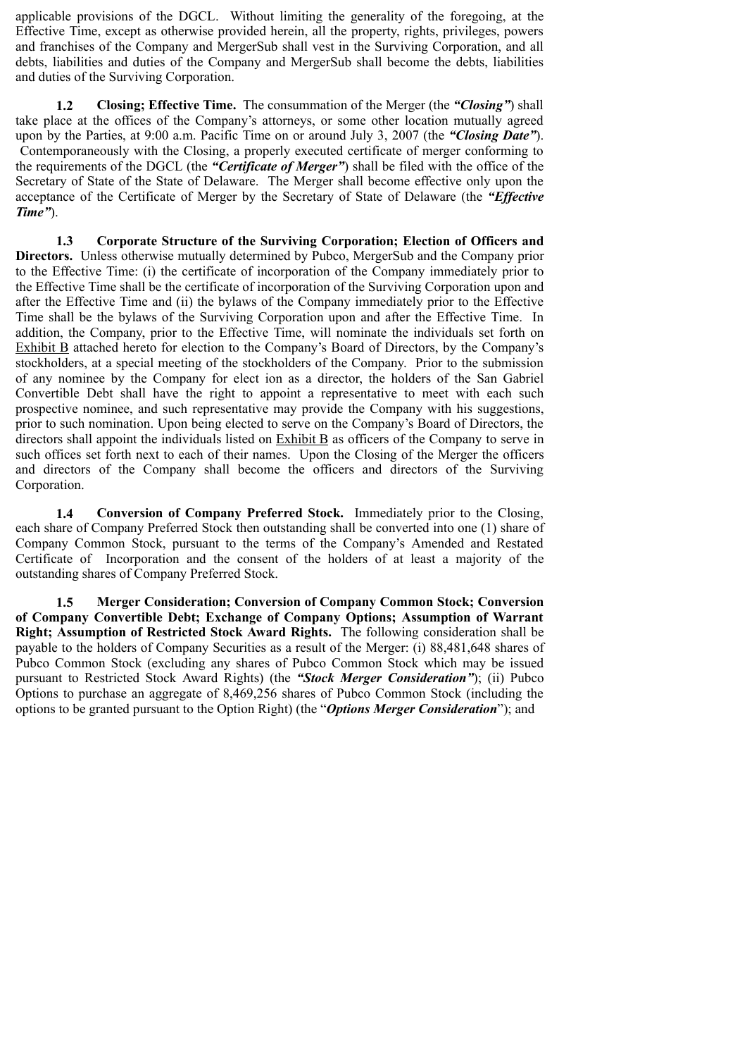applicable provisions of the DGCL. Without limiting the generality of the foregoing, at the Effective Time, except as otherwise provided herein, all the property, rights, privileges, powers and franchises of the Company and MergerSub shall vest in the Surviving Corporation, and all debts, liabilities and duties of the Company and MergerSub shall become the debts, liabilities and duties of the Surviving Corporation.

**1.2 Closing; Effective Time.** The consummation of the Merger (the ***"Closing"***) shall take place at the offices of the Company's attorneys, or some other location mutually agreed upon by the Parties, at 9:00 a.m. Pacific Time on or around July 3, 2007 (the ***"Closing Date"***). Contemporaneously with the Closing, a properly executed certificate of merger conforming to the requirements of the DGCL (the ***"Certificate of Merger"***) shall be filed with the office of the Secretary of State of the State of Delaware. The Merger shall become effective only upon the acceptance of the Certificate of Merger by the Secretary of State of Delaware (the ***"Effective Time"***).

**1.3 Corporate Structure of the Surviving Corporation; Election of Officers and Directors.** Unless otherwise mutually determined by Pubco, MergerSub and the Company prior to the Effective Time: (i) the certificate of incorporation of the Company immediately prior to the Effective Time shall be the certificate of incorporation of the Surviving Corporation upon and after the Effective Time and (ii) the bylaws of the Company immediately prior to the Effective Time shall be the bylaws of the Surviving Corporation upon and after the Effective Time. In addition, the Company, prior to the Effective Time, will nominate the individuals set forth on Exhibit B attached hereto for election to the Company's Board of Directors, by the Company's stockholders, at a special meeting of the stockholders of the Company. Prior to the submission of any nominee by the Company for elect ion as a director, the holders of the San Gabriel Convertible Debt shall have the right to appoint a representative to meet with each such prospective nominee, and such representative may provide the Company with his suggestions, prior to such nomination. Upon being elected to serve on the Company's Board of Directors, the directors shall appoint the individuals listed on Exhibit B as officers of the Company to serve in such offices set forth next to each of their names. Upon the Closing of the Merger the officers and directors of the Company shall become the officers and directors of the Surviving Corporation.

**1.4 Conversion of Company Preferred Stock.** Immediately prior to the Closing, each share of Company Preferred Stock then outstanding shall be converted into one (1) share of Company Common Stock, pursuant to the terms of the Company's Amended and Restated Certificate of Incorporation and the consent of the holders of at least a majority of the outstanding shares of Company Preferred Stock.

**1.5 Merger Consideration; Conversion of Company Common Stock; Conversion of Company Convertible Debt; Exchange of Company Options; Assumption of Warrant Right; Assumption of Restricted Stock Award Rights.** The following consideration shall be payable to the holders of Company Securities as a result of the Merger: (i) 88,481,648 shares of Pubco Common Stock (excluding any shares of Pubco Common Stock which may be issued pursuant to Restricted Stock Award Rights) (the ***"Stock Merger Consideration"***); (ii) Pubco Options to purchase an aggregate of 8,469,256 shares of Pubco Common Stock (including the options to be granted pursuant to the Option Right) (the "***Options Merger Consideration***"); and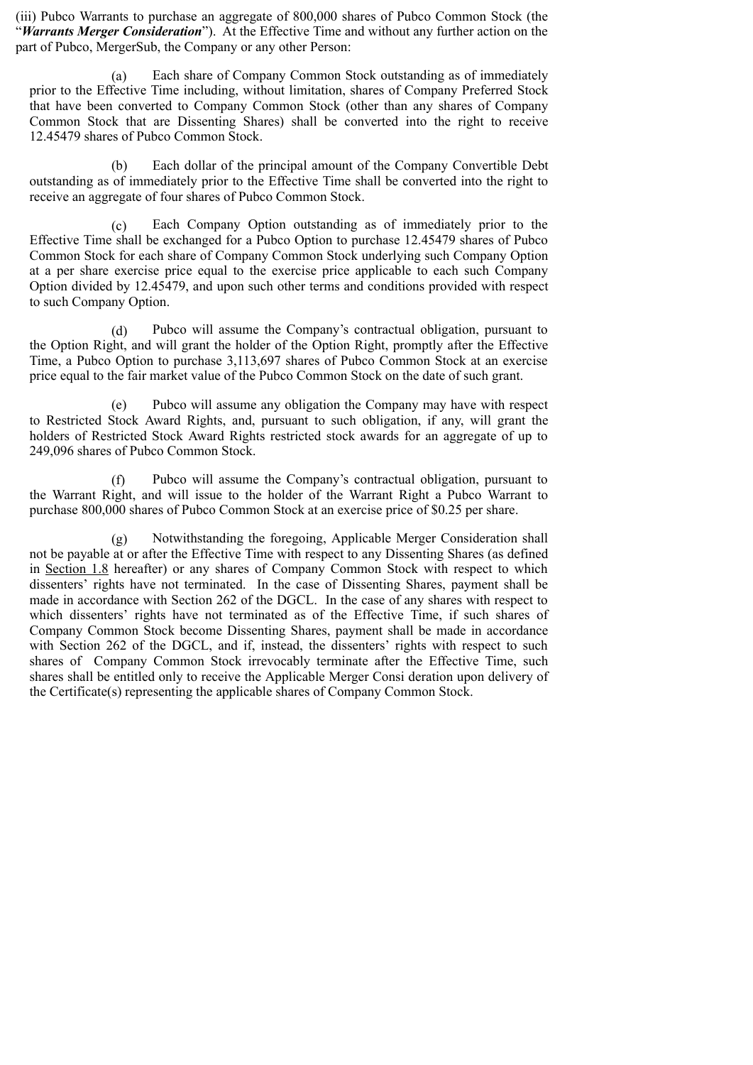(iii) Pubco Warrants to purchase an aggregate of 800,000 shares of Pubco Common Stock (the "***Warrants Merger Consideration***"). At the Effective Time and without any further action on the part of Pubco, MergerSub, the Company or any other Person:

(a) Each share of Company Common Stock outstanding as of immediately prior to the Effective Time including, without limitation, shares of Company Preferred Stock that have been converted to Company Common Stock (other than any shares of Company Common Stock that are Dissenting Shares) shall be converted into the right to receive 12.45479 shares of Pubco Common Stock.

(b) Each dollar of the principal amount of the Company Convertible Debt outstanding as of immediately prior to the Effective Time shall be converted into the right to receive an aggregate of four shares of Pubco Common Stock.

(c) Each Company Option outstanding as of immediately prior to the Effective Time shall be exchanged for a Pubco Option to purchase 12.45479 shares of Pubco Common Stock for each share of Company Common Stock underlying such Company Option at a per share exercise price equal to the exercise price applicable to each such Company Option divided by 12.45479, and upon such other terms and conditions provided with respect to such Company Option.

(d) Pubco will assume the Company's contractual obligation, pursuant to the Option Right, and will grant the holder of the Option Right, promptly after the Effective Time, a Pubco Option to purchase 3,113,697 shares of Pubco Common Stock at an exercise price equal to the fair market value of the Pubco Common Stock on the date of such grant.

(e) Pubco will assume any obligation the Company may have with respect to Restricted Stock Award Rights, and, pursuant to such obligation, if any, will grant the holders of Restricted Stock Award Rights restricted stock awards for an aggregate of up to 249,096 shares of Pubco Common Stock.

(f) Pubco will assume the Company's contractual obligation, pursuant to the Warrant Right, and will issue to the holder of the Warrant Right a Pubco Warrant to purchase 800,000 shares of Pubco Common Stock at an exercise price of $0.25 per share.

(g) Notwithstanding the foregoing, Applicable Merger Consideration shall not be payable at or after the Effective Time with respect to any Dissenting Shares (as defined in Section 1.8 hereafter) or any shares of Company Common Stock with respect to which dissenters' rights have not terminated. In the case of Dissenting Shares, payment shall be made in accordance with Section 262 of the DGCL. In the case of any shares with respect to which dissenters' rights have not terminated as of the Effective Time, if such shares of Company Common Stock become Dissenting Shares, payment shall be made in accordance with Section 262 of the DGCL, and if, instead, the dissenters' rights with respect to such shares of Company Common Stock irrevocably terminate after the Effective Time, such shares shall be entitled only to receive the Applicable Merger Consi deration upon delivery of the Certificate(s) representing the applicable shares of Company Common Stock.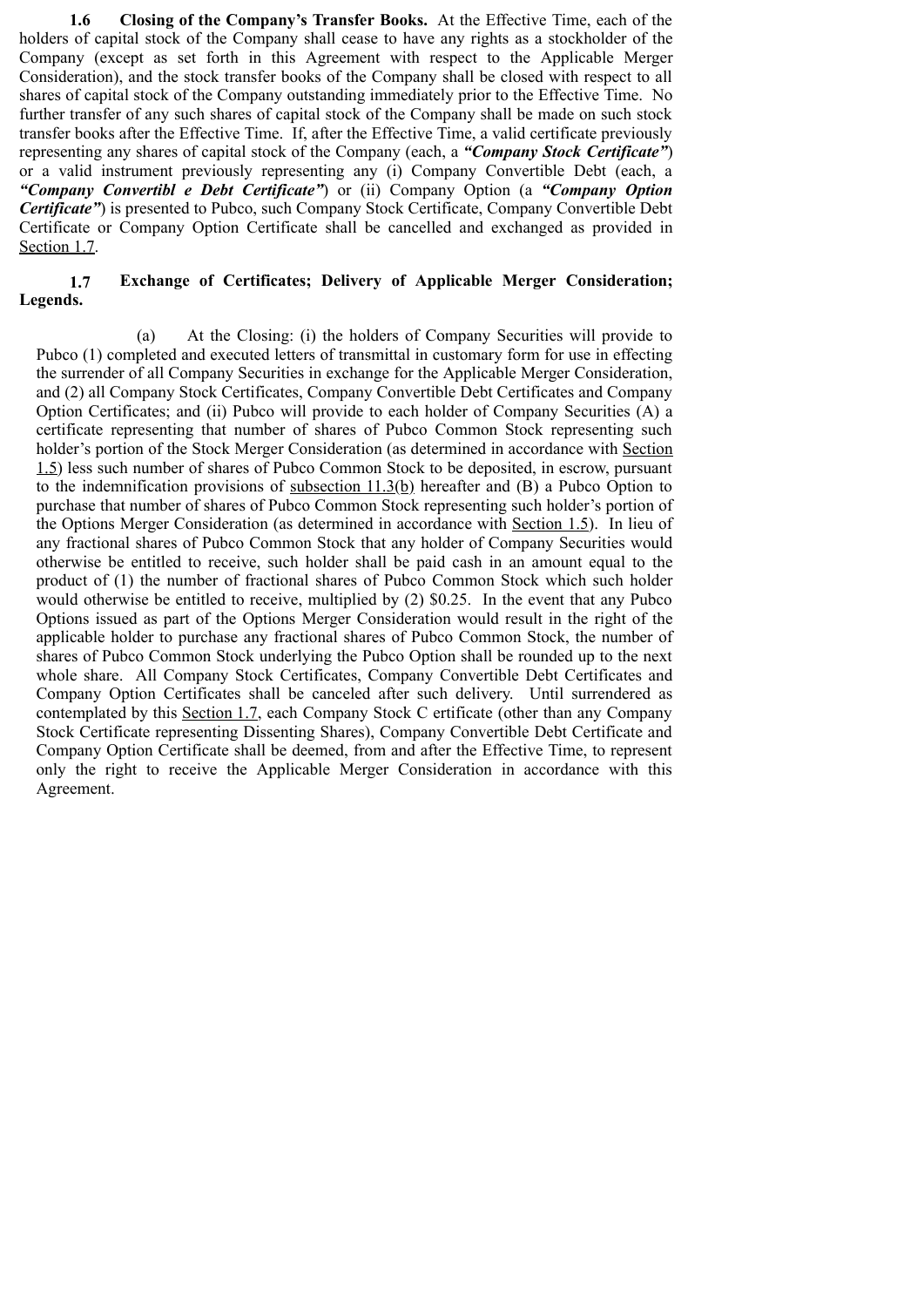**1.6 Closing of the Company's Transfer Books.** At the Effective Time, each of the holders of capital stock of the Company shall cease to have any rights as a stockholder of the Company (except as set forth in this Agreement with respect to the Applicable Merger Consideration), and the stock transfer books of the Company shall be closed with respect to all shares of capital stock of the Company outstanding immediately prior to the Effective Time. No further transfer of any such shares of capital stock of the Company shall be made on such stock transfer books after the Effective Time. If, after the Effective Time, a valid certificate previously representing any shares of capital stock of the Company (each, a ***"Company Stock Certificate"***) or a valid instrument previously representing any (i) Company Convertible Debt (each, a ***"Company Convertibl e Debt Certificate"***) or (ii) Company Option (a ***"Company Option Certificate"***) is presented to Pubco, such Company Stock Certificate, Company Convertible Debt Certificate or Company Option Certificate shall be cancelled and exchanged as provided in Section 1.7.

**1.7 Exchange of Certificates; Delivery of Applicable Merger Consideration; Legends.**

(a) At the Closing: (i) the holders of Company Securities will provide to Pubco (1) completed and executed letters of transmittal in customary form for use in effecting the surrender of all Company Securities in exchange for the Applicable Merger Consideration, and (2) all Company Stock Certificates, Company Convertible Debt Certificates and Company Option Certificates; and (ii) Pubco will provide to each holder of Company Securities (A) a certificate representing that number of shares of Pubco Common Stock representing such holder's portion of the Stock Merger Consideration (as determined in accordance with Section 1.5) less such number of shares of Pubco Common Stock to be deposited, in escrow, pursuant to the indemnification provisions of subsection 11.3(b) hereafter and (B) a Pubco Option to purchase that number of shares of Pubco Common Stock representing such holder's portion of the Options Merger Consideration (as determined in accordance with Section 1.5). In lieu of any fractional shares of Pubco Common Stock that any holder of Company Securities would otherwise be entitled to receive, such holder shall be paid cash in an amount equal to the product of (1) the number of fractional shares of Pubco Common Stock which such holder would otherwise be entitled to receive, multiplied by (2) $0.25. In the event that any Pubco Options issued as part of the Options Merger Consideration would result in the right of the applicable holder to purchase any fractional shares of Pubco Common Stock, the number of shares of Pubco Common Stock underlying the Pubco Option shall be rounded up to the next whole share. All Company Stock Certificates, Company Convertible Debt Certificates and Company Option Certificates shall be canceled after such delivery. Until surrendered as contemplated by this Section 1.7, each Company Stock C ertificate (other than any Company Stock Certificate representing Dissenting Shares), Company Convertible Debt Certificate and Company Option Certificate shall be deemed, from and after the Effective Time, to represent only the right to receive the Applicable Merger Consideration in accordance with this Agreement.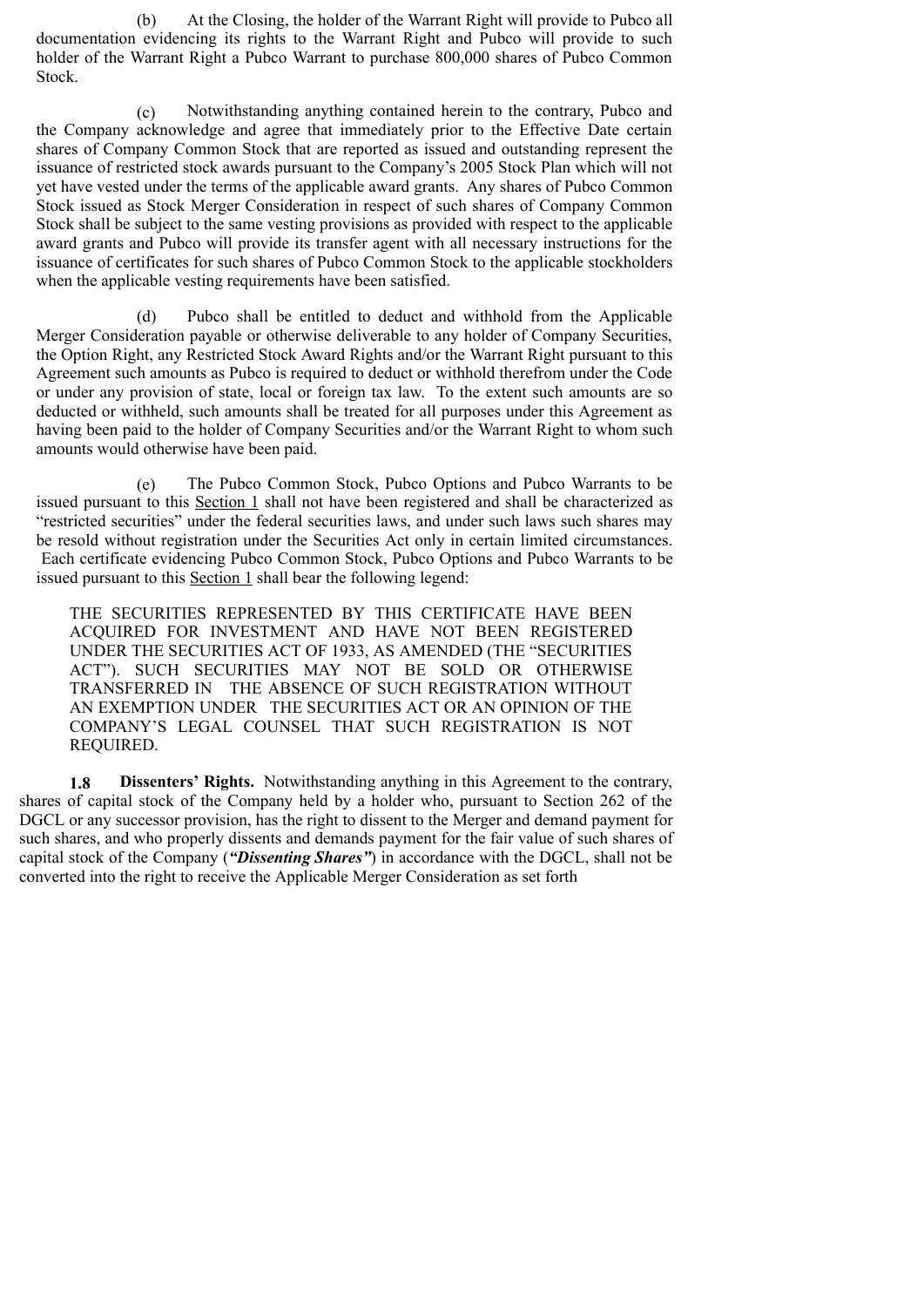(b) At the Closing, the holder of the Warrant Right will provide to Pubco all documentation evidencing its rights to the Warrant Right and Pubco will provide to such holder of the Warrant Right a Pubco Warrant to purchase 800,000 shares of Pubco Common Stock.

(c) Notwithstanding anything contained herein to the contrary, Pubco and the Company acknowledge and agree that immediately prior to the Effective Date certain shares of Company Common Stock that are reported as issued and outstanding represent the issuance of restricted stock awards pursuant to the Company's 2005 Stock Plan which will not yet have vested under the terms of the applicable award grants. Any shares of Pubco Common Stock issued as Stock Merger Consideration in respect of such shares of Company Common Stock shall be subject to the same vesting provisions as provided with respect to the applicable award grants and Pubco will provide its transfer agent with all necessary instructions for the issuance of certificates for such shares of Pubco Common Stock to the applicable stockholders when the applicable vesting requirements have been satisfied.

(d) Pubco shall be entitled to deduct and withhold from the Applicable Merger Consideration payable or otherwise deliverable to any holder of Company Securities, the Option Right, any Restricted Stock Award Rights and/or the Warrant Right pursuant to this Agreement such amounts as Pubco is required to deduct or withhold therefrom under the Code or under any provision of state, local or foreign tax law. To the extent such amounts are so deducted or withheld, such amounts shall be treated for all purposes under this Agreement as having been paid to the holder of Company Securities and/or the Warrant Right to whom such amounts would otherwise have been paid.

(e) The Pubco Common Stock, Pubco Options and Pubco Warrants to be issued pursuant to this Section 1 shall not have been registered and shall be characterized as "restricted securities" under the federal securities laws, and under such laws such shares may be resold without registration under the Securities Act only in certain limited circumstances. Each certificate evidencing Pubco Common Stock, Pubco Options and Pubco Warrants to be issued pursuant to this Section 1 shall bear the following legend:

> THE SECURITIES REPRESENTED BY THIS CERTIFICATE HAVE BEEN ACQUIRED FOR INVESTMENT AND HAVE NOT BEEN REGISTERED UNDER THE SECURITIES ACT OF 1933, AS AMENDED (THE "SECURITIES ACT"). SUCH SECURITIES MAY NOT BE SOLD OR OTHERWISE TRANSFERRED IN THE ABSENCE OF SUCH REGISTRATION WITHOUT AN EXEMPTION UNDER THE SECURITIES ACT OR AN OPINION OF THE COMPANY'S LEGAL COUNSEL THAT SUCH REGISTRATION IS NOT REQUIRED.

**1.8 Dissenters' Rights.** Notwithstanding anything in this Agreement to the contrary, shares of capital stock of the Company held by a holder who, pursuant to Section 262 of the DGCL or any successor provision, has the right to dissent to the Merger and demand payment for such shares, and who properly dissents and demands payment for the fair value of such shares of capital stock of the Company (***"Dissenting Shares"***) in accordance with the DGCL, shall not be converted into the right to receive the Applicable Merger Consideration as set forth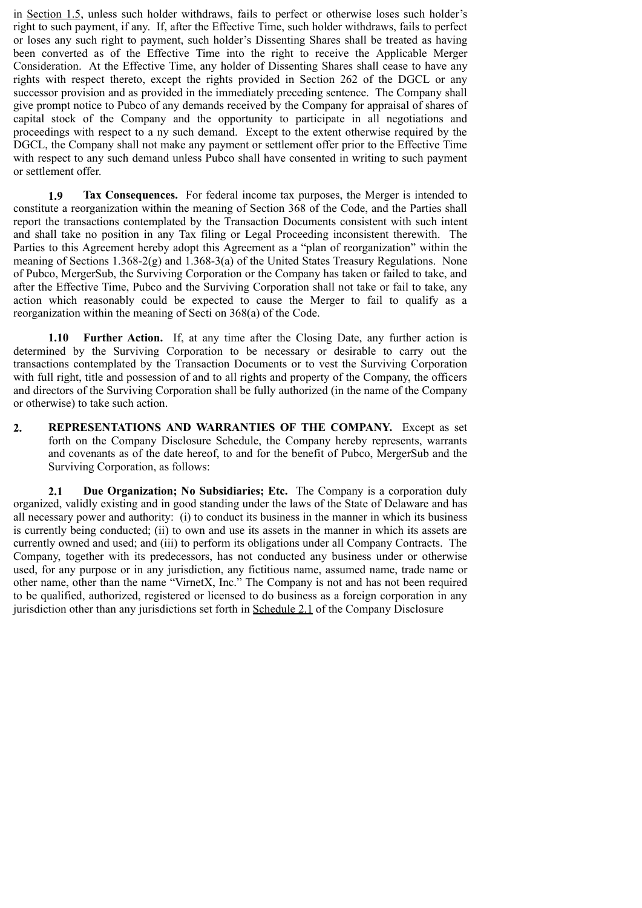in Section 1.5, unless such holder withdraws, fails to perfect or otherwise loses such holder's right to such payment, if any. If, after the Effective Time, such holder withdraws, fails to perfect or loses any such right to payment, such holder's Dissenting Shares shall be treated as having been converted as of the Effective Time into the right to receive the Applicable Merger Consideration. At the Effective Time, any holder of Dissenting Shares shall cease to have any rights with respect thereto, except the rights provided in Section 262 of the DGCL or any successor provision and as provided in the immediately preceding sentence. The Company shall give prompt notice to Pubco of any demands received by the Company for appraisal of shares of capital stock of the Company and the opportunity to participate in all negotiations and proceedings with respect to a ny such demand. Except to the extent otherwise required by the DGCL, the Company shall not make any payment or settlement offer prior to the Effective Time with respect to any such demand unless Pubco shall have consented in writing to such payment or settlement offer.

**1.9 Tax Consequences.** For federal income tax purposes, the Merger is intended to constitute a reorganization within the meaning of Section 368 of the Code, and the Parties shall report the transactions contemplated by the Transaction Documents consistent with such intent and shall take no position in any Tax filing or Legal Proceeding inconsistent therewith. The Parties to this Agreement hereby adopt this Agreement as a "plan of reorganization" within the meaning of Sections 1.368-2(g) and 1.368-3(a) of the United States Treasury Regulations. None of Pubco, MergerSub, the Surviving Corporation or the Company has taken or failed to take, and after the Effective Time, Pubco and the Surviving Corporation shall not take or fail to take, any action which reasonably could be expected to cause the Merger to fail to qualify as a reorganization within the meaning of Secti on 368(a) of the Code.

**1.10 Further Action.** If, at any time after the Closing Date, any further action is determined by the Surviving Corporation to be necessary or desirable to carry out the transactions contemplated by the Transaction Documents or to vest the Surviving Corporation with full right, title and possession of and to all rights and property of the Company, the officers and directors of the Surviving Corporation shall be fully authorized (in the name of the Company or otherwise) to take such action.

**2. REPRESENTATIONS AND WARRANTIES OF THE COMPANY.** Except as set forth on the Company Disclosure Schedule, the Company hereby represents, warrants and covenants as of the date hereof, to and for the benefit of Pubco, MergerSub and the Surviving Corporation, as follows:

**2.1 Due Organization; No Subsidiaries; Etc.** The Company is a corporation duly organized, validly existing and in good standing under the laws of the State of Delaware and has all necessary power and authority: (i) to conduct its business in the manner in which its business is currently being conducted; (ii) to own and use its assets in the manner in which its assets are currently owned and used; and (iii) to perform its obligations under all Company Contracts. The Company, together with its predecessors, has not conducted any business under or otherwise used, for any purpose or in any jurisdiction, any fictitious name, assumed name, trade name or other name, other than the name "VirnetX, Inc." The Company is not and has not been required to be qualified, authorized, registered or licensed to do business as a foreign corporation in any jurisdiction other than any jurisdictions set forth in Schedule 2.1 of the Company Disclosure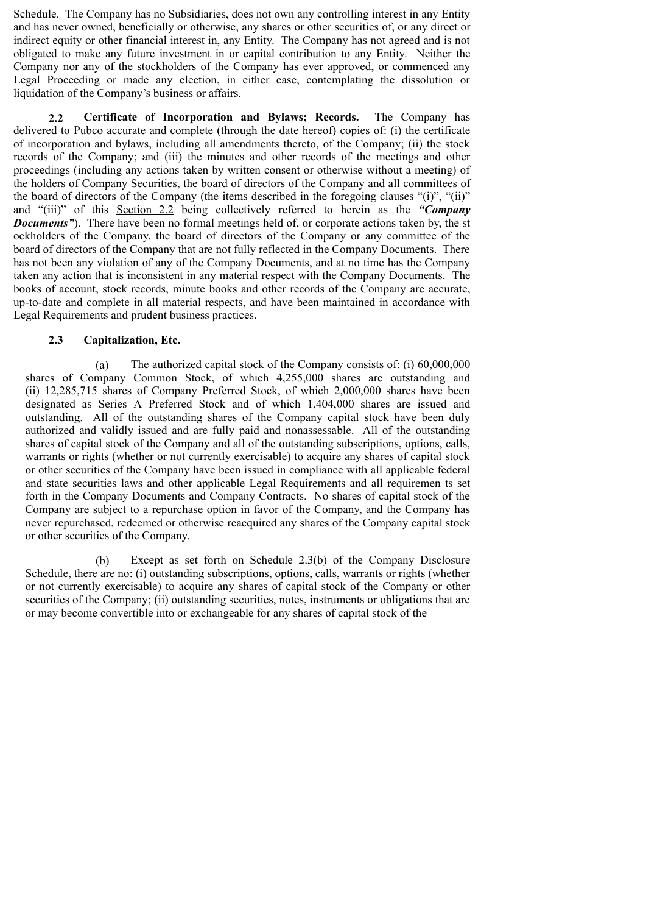Schedule. The Company has no Subsidiaries, does not own any controlling interest in any Entity and has never owned, beneficially or otherwise, any shares or other securities of, or any direct or indirect equity or other financial interest in, any Entity. The Company has not agreed and is not obligated to make any future investment in or capital contribution to any Entity. Neither the Company nor any of the stockholders of the Company has ever approved, or commenced any Legal Proceeding or made any election, in either case, contemplating the dissolution or liquidation of the Company's business or affairs.

**2.2 Certificate of Incorporation and Bylaws; Records.** The Company has delivered to Pubco accurate and complete (through the date hereof) copies of: (i) the certificate of incorporation and bylaws, including all amendments thereto, of the Company; (ii) the stock records of the Company; and (iii) the minutes and other records of the meetings and other proceedings (including any actions taken by written consent or otherwise without a meeting) of the holders of Company Securities, the board of directors of the Company and all committees of the board of directors of the Company (the items described in the foregoing clauses "(i)", "(ii)" and "(iii)" of this Section 2.2 being collectively referred to herein as the ***"Company Documents"***). There have been no formal meetings held of, or corporate actions taken by, the st ockholders of the Company, the board of directors of the Company or any committee of the board of directors of the Company that are not fully reflected in the Company Documents. There has not been any violation of any of the Company Documents, and at no time has the Company taken any action that is inconsistent in any material respect with the Company Documents. The books of account, stock records, minute books and other records of the Company are accurate, up-to-date and complete in all material respects, and have been maintained in accordance with Legal Requirements and prudent business practices.

**2.3 Capitalization, Etc.**

(a) The authorized capital stock of the Company consists of: (i) 60,000,000 shares of Company Common Stock, of which 4,255,000 shares are outstanding and (ii) 12,285,715 shares of Company Preferred Stock, of which 2,000,000 shares have been designated as Series A Preferred Stock and of which 1,404,000 shares are issued and outstanding. All of the outstanding shares of the Company capital stock have been duly authorized and validly issued and are fully paid and nonassessable. All of the outstanding shares of capital stock of the Company and all of the outstanding subscriptions, options, calls, warrants or rights (whether or not currently exercisable) to acquire any shares of capital stock or other securities of the Company have been issued in compliance with all applicable federal and state securities laws and other applicable Legal Requirements and all requiremen ts set forth in the Company Documents and Company Contracts. No shares of capital stock of the Company are subject to a repurchase option in favor of the Company, and the Company has never repurchased, redeemed or otherwise reacquired any shares of the Company capital stock or other securities of the Company.

(b) Except as set forth on Schedule 2.3(b) of the Company Disclosure Schedule, there are no: (i) outstanding subscriptions, options, calls, warrants or rights (whether or not currently exercisable) to acquire any shares of capital stock of the Company or other securities of the Company; (ii) outstanding securities, notes, instruments or obligations that are or may become convertible into or exchangeable for any shares of capital stock of the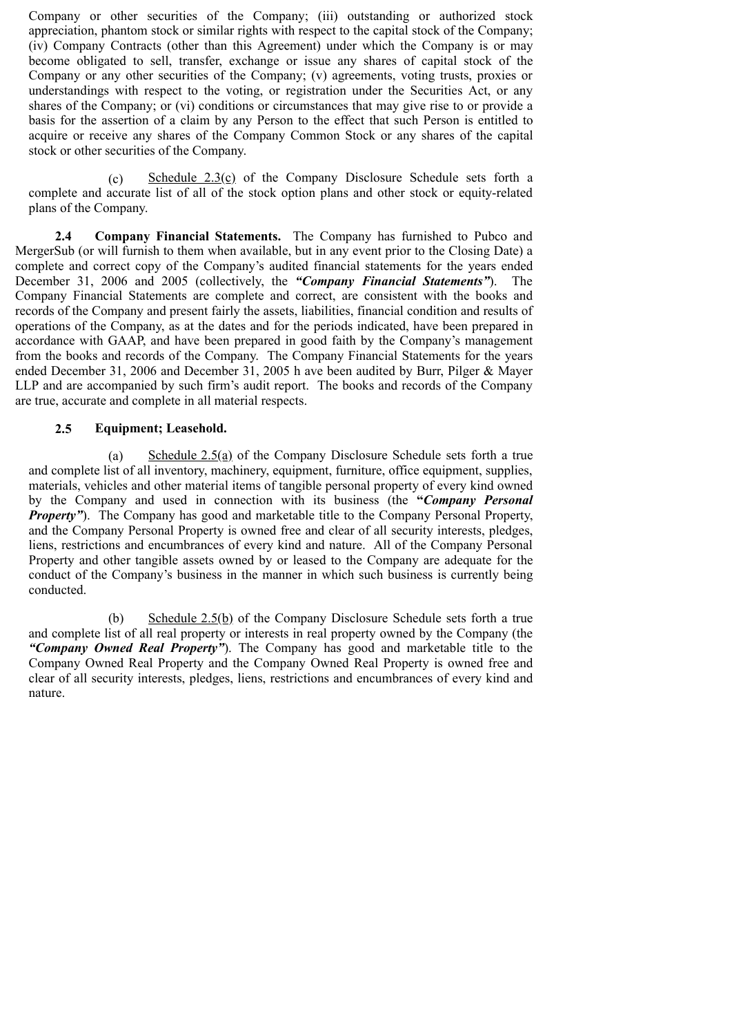Company or other securities of the Company; (iii) outstanding or authorized stock appreciation, phantom stock or similar rights with respect to the capital stock of the Company; (iv) Company Contracts (other than this Agreement) under which the Company is or may become obligated to sell, transfer, exchange or issue any shares of capital stock of the Company or any other securities of the Company; (v) agreements, voting trusts, proxies or understandings with respect to the voting, or registration under the Securities Act, or any shares of the Company; or (vi) conditions or circumstances that may give rise to or provide a basis for the assertion of a claim by any Person to the effect that such Person is entitled to acquire or receive any shares of the Company Common Stock or any shares of the capital stock or other securities of the Company.

(c) Schedule 2.3(c) of the Company Disclosure Schedule sets forth a complete and accurate list of all of the stock option plans and other stock or equity-related plans of the Company.

**2.4 Company Financial Statements.** The Company has furnished to Pubco and MergerSub (or will furnish to them when available, but in any event prior to the Closing Date) a complete and correct copy of the Company's audited financial statements for the years ended December 31, 2006 and 2005 (collectively, the ***"Company Financial Statements"***). The Company Financial Statements are complete and correct, are consistent with the books and records of the Company and present fairly the assets, liabilities, financial condition and results of operations of the Company, as at the dates and for the periods indicated, have been prepared in accordance with GAAP, and have been prepared in good faith by the Company's management from the books and records of the Company. The Company Financial Statements for the years ended December 31, 2006 and December 31, 2005 h ave been audited by Burr, Pilger & Mayer LLP and are accompanied by such firm's audit report. The books and records of the Company are true, accurate and complete in all material respects.

**2.5 Equipment; Leasehold.**

(a) Schedule 2.5(a) of the Company Disclosure Schedule sets forth a true and complete list of all inventory, machinery, equipment, furniture, office equipment, supplies, materials, vehicles and other material items of tangible personal property of every kind owned by the Company and used in connection with its business (the ***"Company Personal Property"***). The Company has good and marketable title to the Company Personal Property, and the Company Personal Property is owned free and clear of all security interests, pledges, liens, restrictions and encumbrances of every kind and nature. All of the Company Personal Property and other tangible assets owned by or leased to the Company are adequate for the conduct of the Company's business in the manner in which such business is currently being conducted.

(b) Schedule 2.5(b) of the Company Disclosure Schedule sets forth a true and complete list of all real property or interests in real property owned by the Company (the ***"Company Owned Real Property"***). The Company has good and marketable title to the Company Owned Real Property and the Company Owned Real Property is owned free and clear of all security interests, pledges, liens, restrictions and encumbrances of every kind and nature.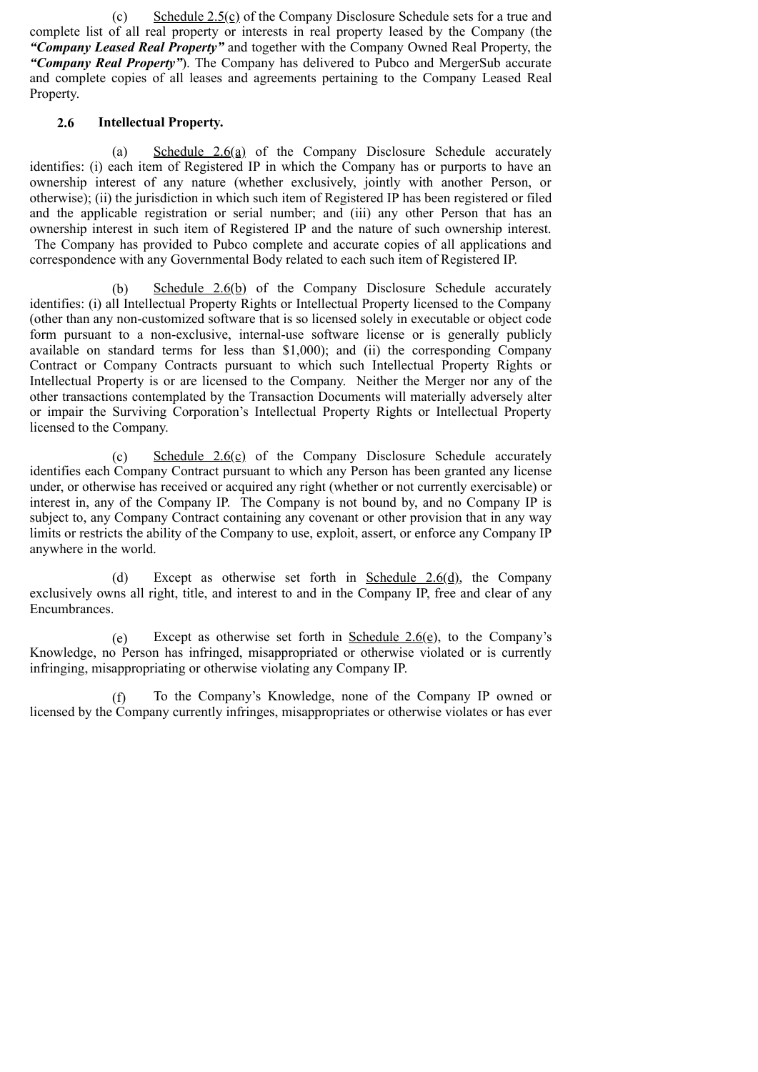(c) Schedule 2.5(c) of the Company Disclosure Schedule sets for a true and complete list of all real property or interests in real property leased by the Company (the ***"Company Leased Real Property"*** and together with the Company Owned Real Property, the ***"Company Real Property"***). The Company has delivered to Pubco and MergerSub accurate and complete copies of all leases and agreements pertaining to the Company Leased Real Property.

**2.6 Intellectual Property.**

(a) Schedule 2.6(a) of the Company Disclosure Schedule accurately identifies: (i) each item of Registered IP in which the Company has or purports to have an ownership interest of any nature (whether exclusively, jointly with another Person, or otherwise); (ii) the jurisdiction in which such item of Registered IP has been registered or filed and the applicable registration or serial number; and (iii) any other Person that has an ownership interest in such item of Registered IP and the nature of such ownership interest. The Company has provided to Pubco complete and accurate copies of all applications and correspondence with any Governmental Body related to each such item of Registered IP.

(b) Schedule 2.6(b) of the Company Disclosure Schedule accurately identifies: (i) all Intellectual Property Rights or Intellectual Property licensed to the Company (other than any non-customized software that is so licensed solely in executable or object code form pursuant to a non-exclusive, internal-use software license or is generally publicly available on standard terms for less than $1,000); and (ii) the corresponding Company Contract or Company Contracts pursuant to which such Intellectual Property Rights or Intellectual Property is or are licensed to the Company. Neither the Merger nor any of the other transactions contemplated by the Transaction Documents will materially adversely alter or impair the Surviving Corporation's Intellectual Property Rights or Intellectual Property licensed to the Company.

(c) Schedule 2.6(c) of the Company Disclosure Schedule accurately identifies each Company Contract pursuant to which any Person has been granted any license under, or otherwise has received or acquired any right (whether or not currently exercisable) or interest in, any of the Company IP. The Company is not bound by, and no Company IP is subject to, any Company Contract containing any covenant or other provision that in any way limits or restricts the ability of the Company to use, exploit, assert, or enforce any Company IP anywhere in the world.

(d) Except as otherwise set forth in Schedule 2.6(d), the Company exclusively owns all right, title, and interest to and in the Company IP, free and clear of any Encumbrances.

(e) Except as otherwise set forth in Schedule 2.6(e), to the Company's Knowledge, no Person has infringed, misappropriated or otherwise violated or is currently infringing, misappropriating or otherwise violating any Company IP.

(f) To the Company's Knowledge, none of the Company IP owned or licensed by the Company currently infringes, misappropriates or otherwise violates or has ever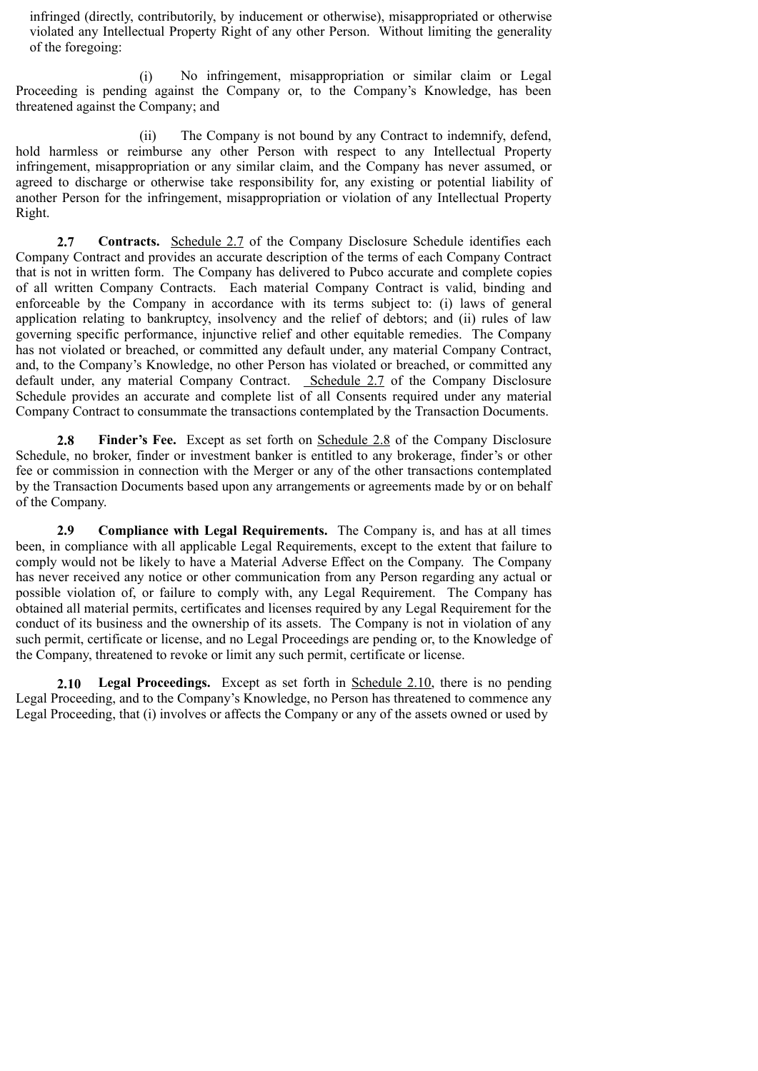infringed (directly, contributorily, by inducement or otherwise), misappropriated or otherwise violated any Intellectual Property Right of any other Person. Without limiting the generality of the foregoing:

(i) No infringement, misappropriation or similar claim or Legal Proceeding is pending against the Company or, to the Company's Knowledge, has been threatened against the Company; and

(ii) The Company is not bound by any Contract to indemnify, defend, hold harmless or reimburse any other Person with respect to any Intellectual Property infringement, misappropriation or any similar claim, and the Company has never assumed, or agreed to discharge or otherwise take responsibility for, any existing or potential liability of another Person for the infringement, misappropriation or violation of any Intellectual Property Right.

**2.7 Contracts.** Schedule 2.7 of the Company Disclosure Schedule identifies each Company Contract and provides an accurate description of the terms of each Company Contract that is not in written form. The Company has delivered to Pubco accurate and complete copies of all written Company Contracts. Each material Company Contract is valid, binding and enforceable by the Company in accordance with its terms subject to: (i) laws of general application relating to bankruptcy, insolvency and the relief of debtors; and (ii) rules of law governing specific performance, injunctive relief and other equitable remedies. The Company has not violated or breached, or committed any default under, any material Company Contract, and, to the Company's Knowledge, no other Person has violated or breached, or committed any default under, any material Company Contract. Schedule 2.7 of the Company Disclosure Schedule provides an accurate and complete list of all Consents required under any material Company Contract to consummate the transactions contemplated by the Transaction Documents.

**2.8 Finder's Fee.** Except as set forth on Schedule 2.8 of the Company Disclosure Schedule, no broker, finder or investment banker is entitled to any brokerage, finder's or other fee or commission in connection with the Merger or any of the other transactions contemplated by the Transaction Documents based upon any arrangements or agreements made by or on behalf of the Company.

**2.9 Compliance with Legal Requirements.** The Company is, and has at all times been, in compliance with all applicable Legal Requirements, except to the extent that failure to comply would not be likely to have a Material Adverse Effect on the Company. The Company has never received any notice or other communication from any Person regarding any actual or possible violation of, or failure to comply with, any Legal Requirement. The Company has obtained all material permits, certificates and licenses required by any Legal Requirement for the conduct of its business and the ownership of its assets. The Company is not in violation of any such permit, certificate or license, and no Legal Proceedings are pending or, to the Knowledge of the Company, threatened to revoke or limit any such permit, certificate or license.

**2.10 Legal Proceedings.** Except as set forth in Schedule 2.10, there is no pending Legal Proceeding, and to the Company's Knowledge, no Person has threatened to commence any Legal Proceeding, that (i) involves or affects the Company or any of the assets owned or used by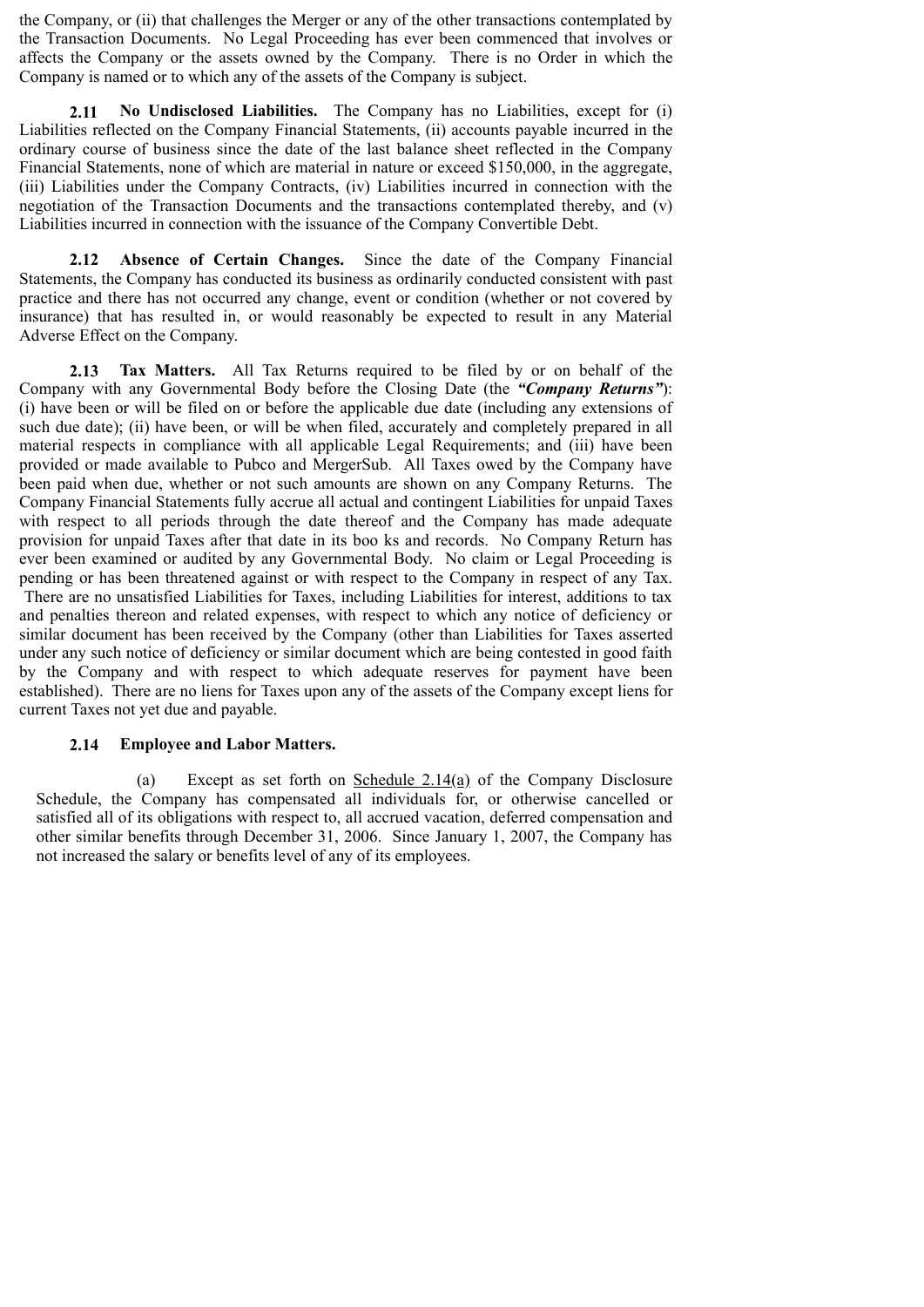the Company, or (ii) that challenges the Merger or any of the other transactions contemplated by the Transaction Documents. No Legal Proceeding has ever been commenced that involves or affects the Company or the assets owned by the Company. There is no Order in which the Company is named or to which any of the assets of the Company is subject.

**2.11 No Undisclosed Liabilities.** The Company has no Liabilities, except for (i) Liabilities reflected on the Company Financial Statements, (ii) accounts payable incurred in the ordinary course of business since the date of the last balance sheet reflected in the Company Financial Statements, none of which are material in nature or exceed $150,000, in the aggregate, (iii) Liabilities under the Company Contracts, (iv) Liabilities incurred in connection with the negotiation of the Transaction Documents and the transactions contemplated thereby, and (v) Liabilities incurred in connection with the issuance of the Company Convertible Debt.

**2.12 Absence of Certain Changes.** Since the date of the Company Financial Statements, the Company has conducted its business as ordinarily conducted consistent with past practice and there has not occurred any change, event or condition (whether or not covered by insurance) that has resulted in, or would reasonably be expected to result in any Material Adverse Effect on the Company.

**2.13 Tax Matters.** All Tax Returns required to be filed by or on behalf of the Company with any Governmental Body before the Closing Date (the ***"Company Returns"***): (i) have been or will be filed on or before the applicable due date (including any extensions of such due date); (ii) have been, or will be when filed, accurately and completely prepared in all material respects in compliance with all applicable Legal Requirements; and (iii) have been provided or made available to Pubco and MergerSub. All Taxes owed by the Company have been paid when due, whether or not such amounts are shown on any Company Returns. The Company Financial Statements fully accrue all actual and contingent Liabilities for unpaid Taxes with respect to all periods through the date thereof and the Company has made adequate provision for unpaid Taxes after that date in its boo ks and records. No Company Return has ever been examined or audited by any Governmental Body. No claim or Legal Proceeding is pending or has been threatened against or with respect to the Company in respect of any Tax. There are no unsatisfied Liabilities for Taxes, including Liabilities for interest, additions to tax and penalties thereon and related expenses, with respect to which any notice of deficiency or similar document has been received by the Company (other than Liabilities for Taxes asserted under any such notice of deficiency or similar document which are being contested in good faith by the Company and with respect to which adequate reserves for payment have been established). There are no liens for Taxes upon any of the assets of the Company except liens for current Taxes not yet due and payable.

**2.14 Employee and Labor Matters.**

(a) Except as set forth on Schedule 2.14(a) of the Company Disclosure Schedule, the Company has compensated all individuals for, or otherwise cancelled or satisfied all of its obligations with respect to, all accrued vacation, deferred compensation and other similar benefits through December 31, 2006. Since January 1, 2007, the Company has not increased the salary or benefits level of any of its employees.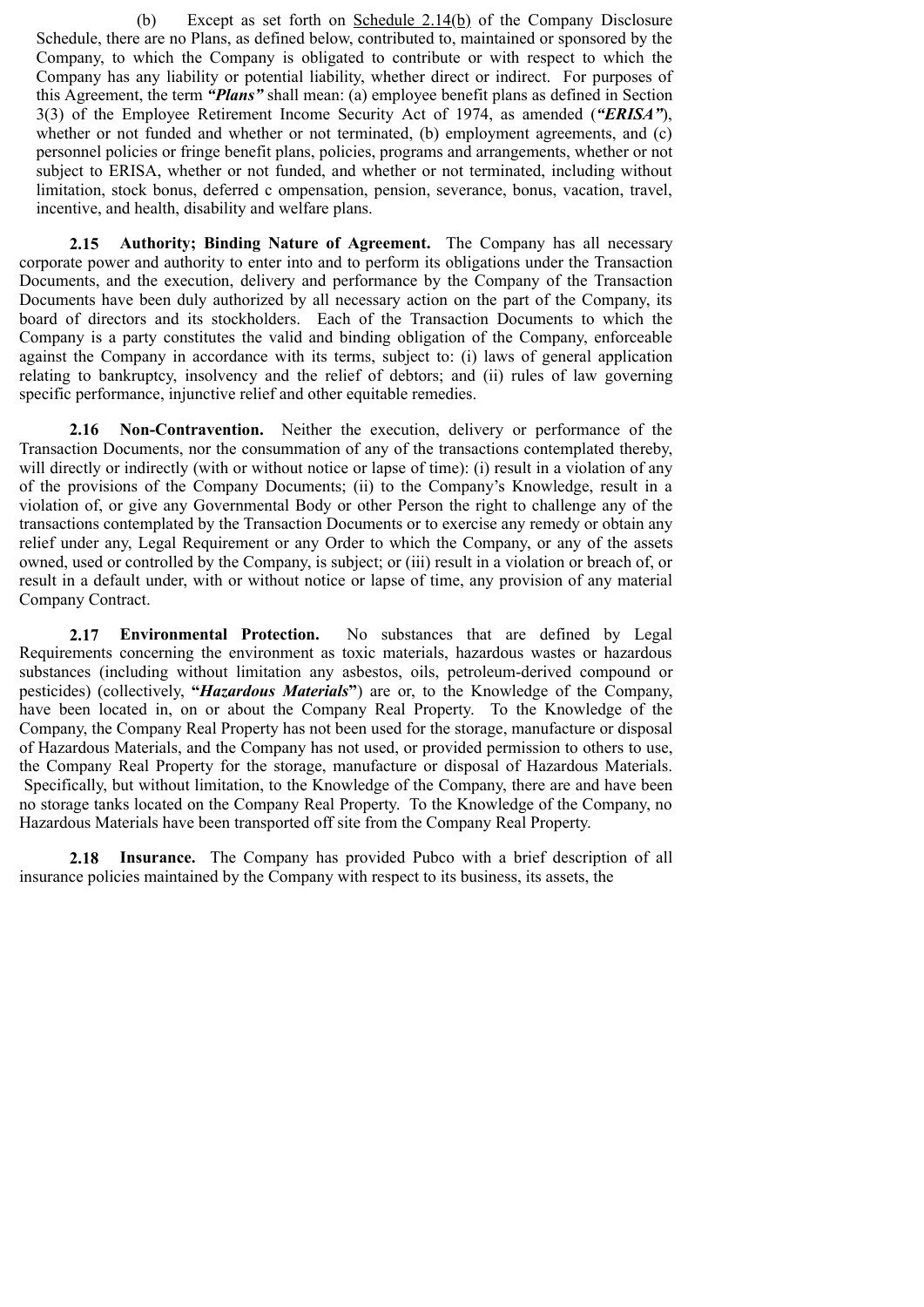(b) Except as set forth on Schedule 2.14(b) of the Company Disclosure Schedule, there are no Plans, as defined below, contributed to, maintained or sponsored by the Company, to which the Company is obligated to contribute or with respect to which the Company has any liability or potential liability, whether direct or indirect. For purposes of this Agreement, the term ***"Plans"*** shall mean: (a) employee benefit plans as defined in Section 3(3) of the Employee Retirement Income Security Act of 1974, as amended (***"ERISA"***), whether or not funded and whether or not terminated, (b) employment agreements, and (c) personnel policies or fringe benefit plans, policies, programs and arrangements, whether or not subject to ERISA, whether or not funded, and whether or not terminated, including without limitation, stock bonus, deferred c ompensation, pension, severance, bonus, vacation, travel, incentive, and health, disability and welfare plans.

**2.15 Authority; Binding Nature of Agreement.** The Company has all necessary corporate power and authority to enter into and to perform its obligations under the Transaction Documents, and the execution, delivery and performance by the Company of the Transaction Documents have been duly authorized by all necessary action on the part of the Company, its board of directors and its stockholders. Each of the Transaction Documents to which the Company is a party constitutes the valid and binding obligation of the Company, enforceable against the Company in accordance with its terms, subject to: (i) laws of general application relating to bankruptcy, insolvency and the relief of debtors; and (ii) rules of law governing specific performance, injunctive relief and other equitable remedies.

**2.16 Non-Contravention.** Neither the execution, delivery or performance of the Transaction Documents, nor the consummation of any of the transactions contemplated thereby, will directly or indirectly (with or without notice or lapse of time): (i) result in a violation of any of the provisions of the Company Documents; (ii) to the Company's Knowledge, result in a violation of, or give any Governmental Body or other Person the right to challenge any of the transactions contemplated by the Transaction Documents or to exercise any remedy or obtain any relief under any, Legal Requirement or any Order to which the Company, or any of the assets owned, used or controlled by the Company, is subject; or (iii) result in a violation or breach of, or result in a default under, with or without notice or lapse of time, any provision of any material Company Contract.

**2.17 Environmental Protection.** No substances that are defined by Legal Requirements concerning the environment as toxic materials, hazardous wastes or hazardous substances (including without limitation any asbestos, oils, petroleum-derived compound or pesticides) (collectively, **"*Hazardous Materials*"**) are or, to the Knowledge of the Company, have been located in, on or about the Company Real Property. To the Knowledge of the Company, the Company Real Property has not been used for the storage, manufacture or disposal of Hazardous Materials, and the Company has not used, or provided permission to others to use, the Company Real Property for the storage, manufacture or disposal of Hazardous Materials. Specifically, but without limitation, to the Knowledge of the Company, there are and have been no storage tanks located on the Company Real Property. To the Knowledge of the Company, no Hazardous Materials have been transported off site from the Company Real Property.

**2.18 Insurance.** The Company has provided Pubco with a brief description of all insurance policies maintained by the Company with respect to its business, its assets, the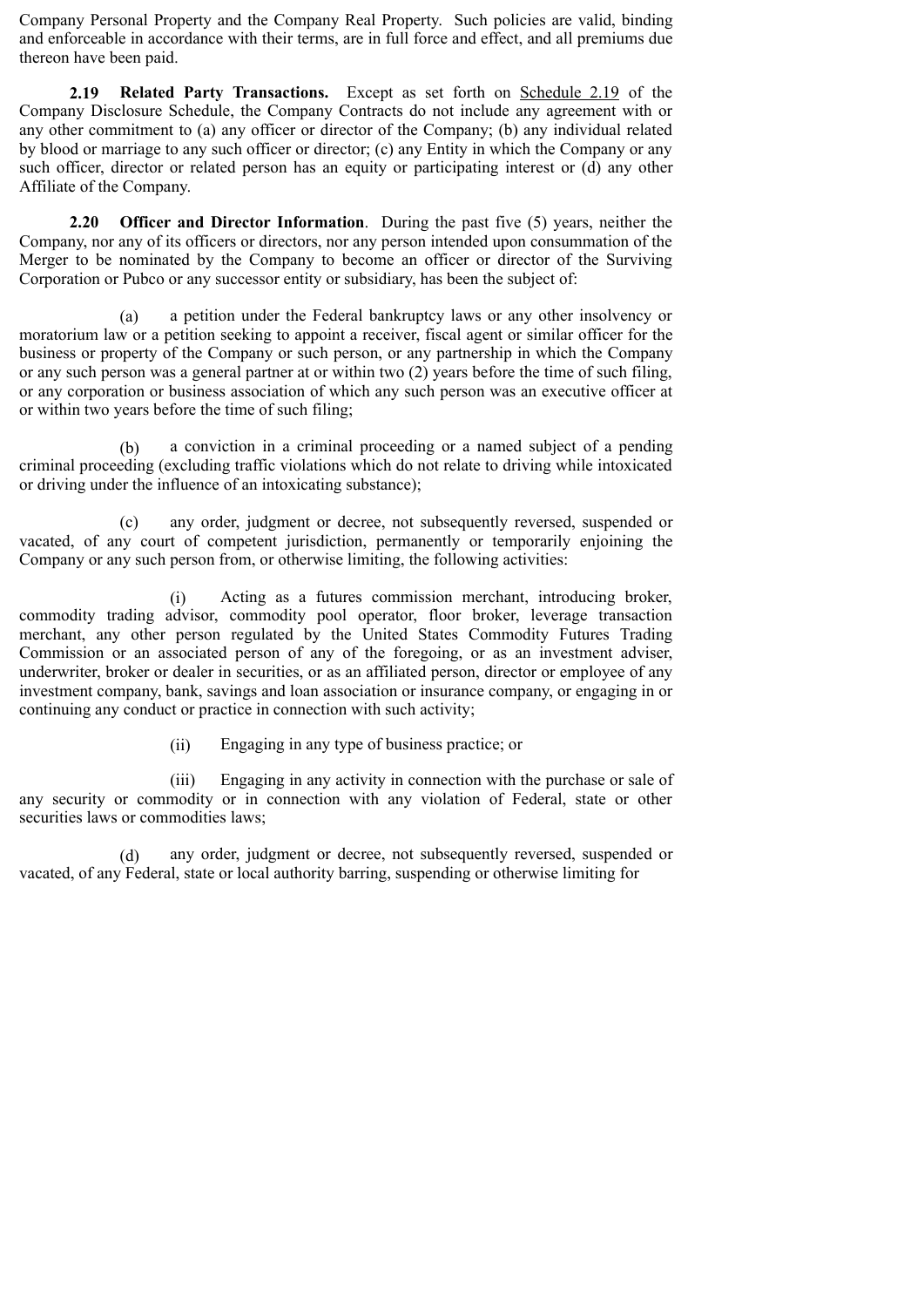Company Personal Property and the Company Real Property. Such policies are valid, binding and enforceable in accordance with their terms, are in full force and effect, and all premiums due thereon have been paid.

**2.19 Related Party Transactions.** Except as set forth on Schedule 2.19 of the Company Disclosure Schedule, the Company Contracts do not include any agreement with or any other commitment to (a) any officer or director of the Company; (b) any individual related by blood or marriage to any such officer or director; (c) any Entity in which the Company or any such officer, director or related person has an equity or participating interest or (d) any other Affiliate of the Company.

**2.20 Officer and Director Information**. During the past five (5) years, neither the Company, nor any of its officers or directors, nor any person intended upon consummation of the Merger to be nominated by the Company to become an officer or director of the Surviving Corporation or Pubco or any successor entity or subsidiary, has been the subject of:

(a) a petition under the Federal bankruptcy laws or any other insolvency or moratorium law or a petition seeking to appoint a receiver, fiscal agent or similar officer for the business or property of the Company or such person, or any partnership in which the Company or any such person was a general partner at or within two (2) years before the time of such filing, or any corporation or business association of which any such person was an executive officer at or within two years before the time of such filing;

(b) a conviction in a criminal proceeding or a named subject of a pending criminal proceeding (excluding traffic violations which do not relate to driving while intoxicated or driving under the influence of an intoxicating substance);

(c) any order, judgment or decree, not subsequently reversed, suspended or vacated, of any court of competent jurisdiction, permanently or temporarily enjoining the Company or any such person from, or otherwise limiting, the following activities:

(i) Acting as a futures commission merchant, introducing broker, commodity trading advisor, commodity pool operator, floor broker, leverage transaction merchant, any other person regulated by the United States Commodity Futures Trading Commission or an associated person of any of the foregoing, or as an investment adviser, underwriter, broker or dealer in securities, or as an affiliated person, director or employee of any investment company, bank, savings and loan association or insurance company, or engaging in or continuing any conduct or practice in connection with such activity;

(ii) Engaging in any type of business practice; or

(iii) Engaging in any activity in connection with the purchase or sale of any security or commodity or in connection with any violation of Federal, state or other securities laws or commodities laws;

(d) any order, judgment or decree, not subsequently reversed, suspended or vacated, of any Federal, state or local authority barring, suspending or otherwise limiting for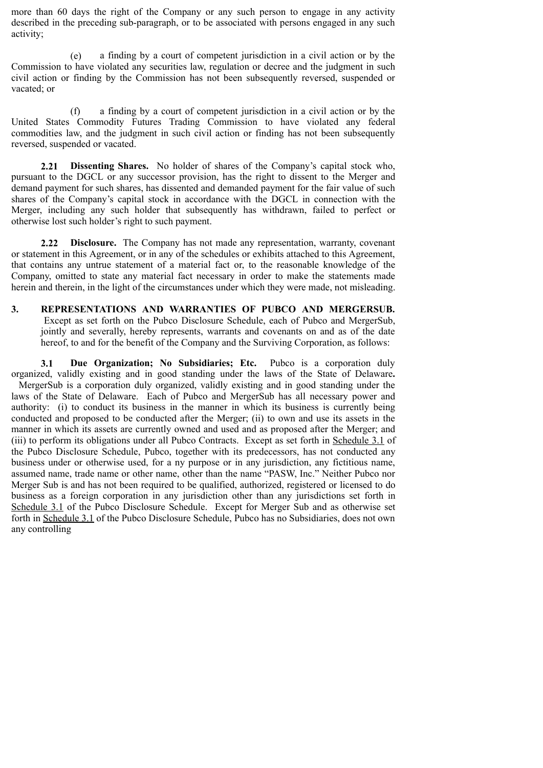more than 60 days the right of the Company or any such person to engage in any activity described in the preceding sub-paragraph, or to be associated with persons engaged in any such activity;

(e) a finding by a court of competent jurisdiction in a civil action or by the Commission to have violated any securities law, regulation or decree and the judgment in such civil action or finding by the Commission has not been subsequently reversed, suspended or vacated; or

(f) a finding by a court of competent jurisdiction in a civil action or by the United States Commodity Futures Trading Commission to have violated any federal commodities law, and the judgment in such civil action or finding has not been subsequently reversed, suspended or vacated.

**2.21 Dissenting Shares.** No holder of shares of the Company's capital stock who, pursuant to the DGCL or any successor provision, has the right to dissent to the Merger and demand payment for such shares, has dissented and demanded payment for the fair value of such shares of the Company's capital stock in accordance with the DGCL in connection with the Merger, including any such holder that subsequently has withdrawn, failed to perfect or otherwise lost such holder's right to such payment.

**2.22 Disclosure.** The Company has not made any representation, warranty, covenant or statement in this Agreement, or in any of the schedules or exhibits attached to this Agreement, that contains any untrue statement of a material fact or, to the reasonable knowledge of the Company, omitted to state any material fact necessary in order to make the statements made herein and therein, in the light of the circumstances under which they were made, not misleading.

**3. REPRESENTATIONS AND WARRANTIES OF PUBCO AND MERGERSUB.** Except as set forth on the Pubco Disclosure Schedule, each of Pubco and MergerSub, jointly and severally, hereby represents, warrants and covenants on and as of the date hereof, to and for the benefit of the Company and the Surviving Corporation, as follows:

**3.1 Due Organization; No Subsidiaries; Etc.** Pubco is a corporation duly organized, validly existing and in good standing under the laws of the State of Delaware**.** MergerSub is a corporation duly organized, validly existing and in good standing under the laws of the State of Delaware. Each of Pubco and MergerSub has all necessary power and authority: (i) to conduct its business in the manner in which its business is currently being conducted and proposed to be conducted after the Merger; (ii) to own and use its assets in the manner in which its assets are currently owned and used and as proposed after the Merger; and (iii) to perform its obligations under all Pubco Contracts. Except as set forth in Schedule 3.1 of the Pubco Disclosure Schedule, Pubco, together with its predecessors, has not conducted any business under or otherwise used, for a ny purpose or in any jurisdiction, any fictitious name, assumed name, trade name or other name, other than the name "PASW, Inc." Neither Pubco nor Merger Sub is and has not been required to be qualified, authorized, registered or licensed to do business as a foreign corporation in any jurisdiction other than any jurisdictions set forth in Schedule 3.1 of the Pubco Disclosure Schedule. Except for Merger Sub and as otherwise set forth in Schedule 3.1 of the Pubco Disclosure Schedule, Pubco has no Subsidiaries, does not own any controlling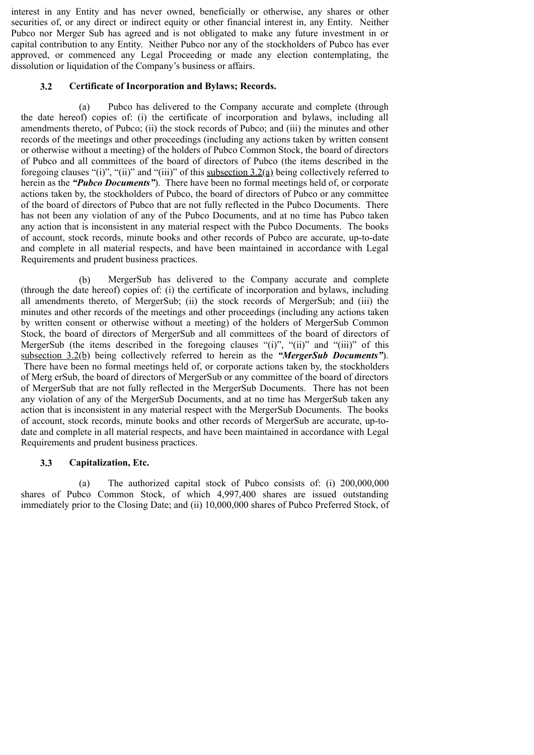interest in any Entity and has never owned, beneficially or otherwise, any shares or other securities of, or any direct or indirect equity or other financial interest in, any Entity. Neither Pubco nor Merger Sub has agreed and is not obligated to make any future investment in or capital contribution to any Entity. Neither Pubco nor any of the stockholders of Pubco has ever approved, or commenced any Legal Proceeding or made any election contemplating, the dissolution or liquidation of the Company's business or affairs.

**3.2 Certificate of Incorporation and Bylaws; Records.**

(a) Pubco has delivered to the Company accurate and complete (through the date hereof) copies of: (i) the certificate of incorporation and bylaws, including all amendments thereto, of Pubco; (ii) the stock records of Pubco; and (iii) the minutes and other records of the meetings and other proceedings (including any actions taken by written consent or otherwise without a meeting) of the holders of Pubco Common Stock, the board of directors of Pubco and all committees of the board of directors of Pubco (the items described in the foregoing clauses "(i)", "(ii)" and "(iii)" of this subsection 3.2(a) being collectively referred to herein as the ***"Pubco Documents"***). There have been no formal meetings held of, or corporate actions taken by, the stockholders of Pubco, the board of directors of Pubco or any committee of the board of directors of Pubco that are not fully reflected in the Pubco Documents. There has not been any violation of any of the Pubco Documents, and at no time has Pubco taken any action that is inconsistent in any material respect with the Pubco Documents. The books of account, stock records, minute books and other records of Pubco are accurate, up-to-date and complete in all material respects, and have been maintained in accordance with Legal Requirements and prudent business practices.

(b) MergerSub has delivered to the Company accurate and complete (through the date hereof) copies of: (i) the certificate of incorporation and bylaws, including all amendments thereto, of MergerSub; (ii) the stock records of MergerSub; and (iii) the minutes and other records of the meetings and other proceedings (including any actions taken by written consent or otherwise without a meeting) of the holders of MergerSub Common Stock, the board of directors of MergerSub and all committees of the board of directors of MergerSub (the items described in the foregoing clauses "(i)", "(ii)" and "(iii)" of this subsection 3.2(b) being collectively referred to herein as the ***"MergerSub Documents"***). There have been no formal meetings held of, or corporate actions taken by, the stockholders of Merg erSub, the board of directors of MergerSub or any committee of the board of directors of MergerSub that are not fully reflected in the MergerSub Documents. There has not been any violation of any of the MergerSub Documents, and at no time has MergerSub taken any action that is inconsistent in any material respect with the MergerSub Documents. The books of account, stock records, minute books and other records of MergerSub are accurate, up-to-date and complete in all material respects, and have been maintained in accordance with Legal Requirements and prudent business practices.

**3.3 Capitalization, Etc.**

(a) The authorized capital stock of Pubco consists of: (i) 200,000,000 shares of Pubco Common Stock, of which 4,997,400 shares are issued outstanding immediately prior to the Closing Date; and (ii) 10,000,000 shares of Pubco Preferred Stock, of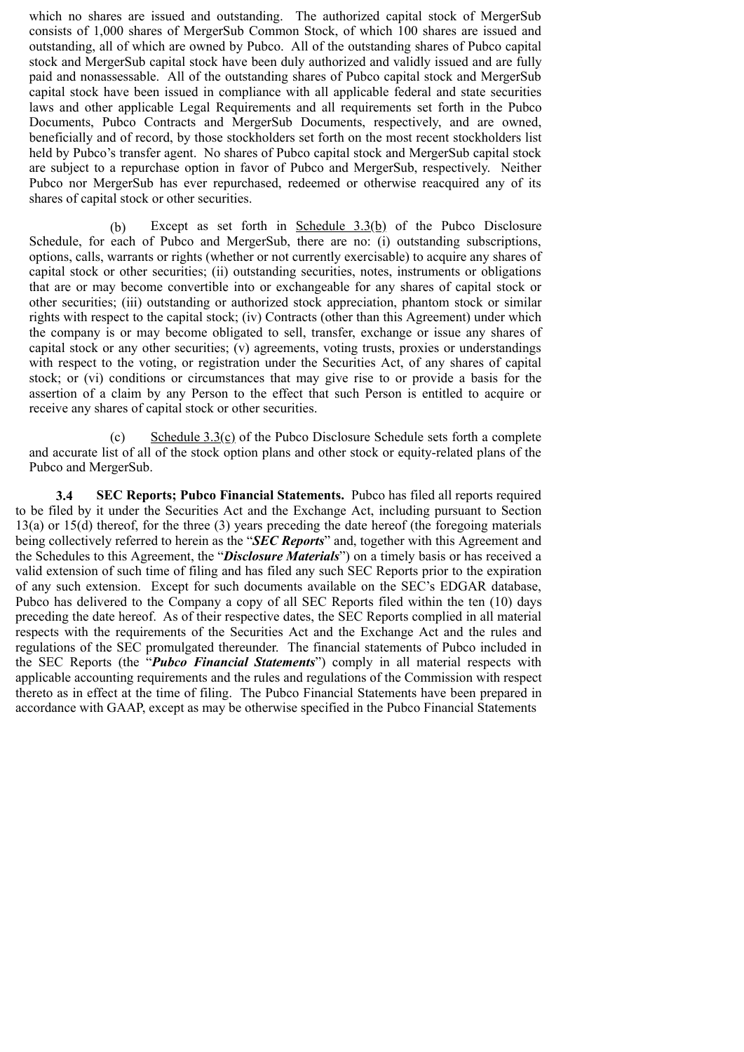which no shares are issued and outstanding. The authorized capital stock of MergerSub consists of 1,000 shares of MergerSub Common Stock, of which 100 shares are issued and outstanding, all of which are owned by Pubco. All of the outstanding shares of Pubco capital stock and MergerSub capital stock have been duly authorized and validly issued and are fully paid and nonassessable. All of the outstanding shares of Pubco capital stock and MergerSub capital stock have been issued in compliance with all applicable federal and state securities laws and other applicable Legal Requirements and all requirements set forth in the Pubco Documents, Pubco Contracts and MergerSub Documents, respectively, and are owned, beneficially and of record, by those stockholders set forth on the most recent stockholders list held by Pubco's transfer agent. No shares of Pubco capital stock and MergerSub capital stock are subject to a repurchase option in favor of Pubco and MergerSub, respectively. Neither Pubco nor MergerSub has ever repurchased, redeemed or otherwise reacquired any of its shares of capital stock or other securities.

(b) Except as set forth in Schedule 3.3(b) of the Pubco Disclosure Schedule, for each of Pubco and MergerSub, there are no: (i) outstanding subscriptions, options, calls, warrants or rights (whether or not currently exercisable) to acquire any shares of capital stock or other securities; (ii) outstanding securities, notes, instruments or obligations that are or may become convertible into or exchangeable for any shares of capital stock or other securities; (iii) outstanding or authorized stock appreciation, phantom stock or similar rights with respect to the capital stock; (iv) Contracts (other than this Agreement) under which the company is or may become obligated to sell, transfer, exchange or issue any shares of capital stock or any other securities; (v) agreements, voting trusts, proxies or understandings with respect to the voting, or registration under the Securities Act, of any shares of capital stock; or (vi) conditions or circumstances that may give rise to or provide a basis for the assertion of a claim by any Person to the effect that such Person is entitled to acquire or receive any shares of capital stock or other securities.

(c) Schedule 3.3(c) of the Pubco Disclosure Schedule sets forth a complete and accurate list of all of the stock option plans and other stock or equity-related plans of the Pubco and MergerSub.

**3.4 SEC Reports; Pubco Financial Statements.** Pubco has filed all reports required to be filed by it under the Securities Act and the Exchange Act, including pursuant to Section 13(a) or 15(d) thereof, for the three (3) years preceding the date hereof (the foregoing materials being collectively referred to herein as the "***SEC Reports***" and, together with this Agreement and the Schedules to this Agreement, the "***Disclosure Materials***") on a timely basis or has received a valid extension of such time of filing and has filed any such SEC Reports prior to the expiration of any such extension. Except for such documents available on the SEC's EDGAR database, Pubco has delivered to the Company a copy of all SEC Reports filed within the ten (10) days preceding the date hereof. As of their respective dates, the SEC Reports complied in all material respects with the requirements of the Securities Act and the Exchange Act and the rules and regulations of the SEC promulgated thereunder. The financial statements of Pubco included in the SEC Reports (the "***Pubco Financial Statements***") comply in all material respects with applicable accounting requirements and the rules and regulations of the Commission with respect thereto as in effect at the time of filing. The Pubco Financial Statements have been prepared in accordance with GAAP, except as may be otherwise specified in the Pubco Financial Statements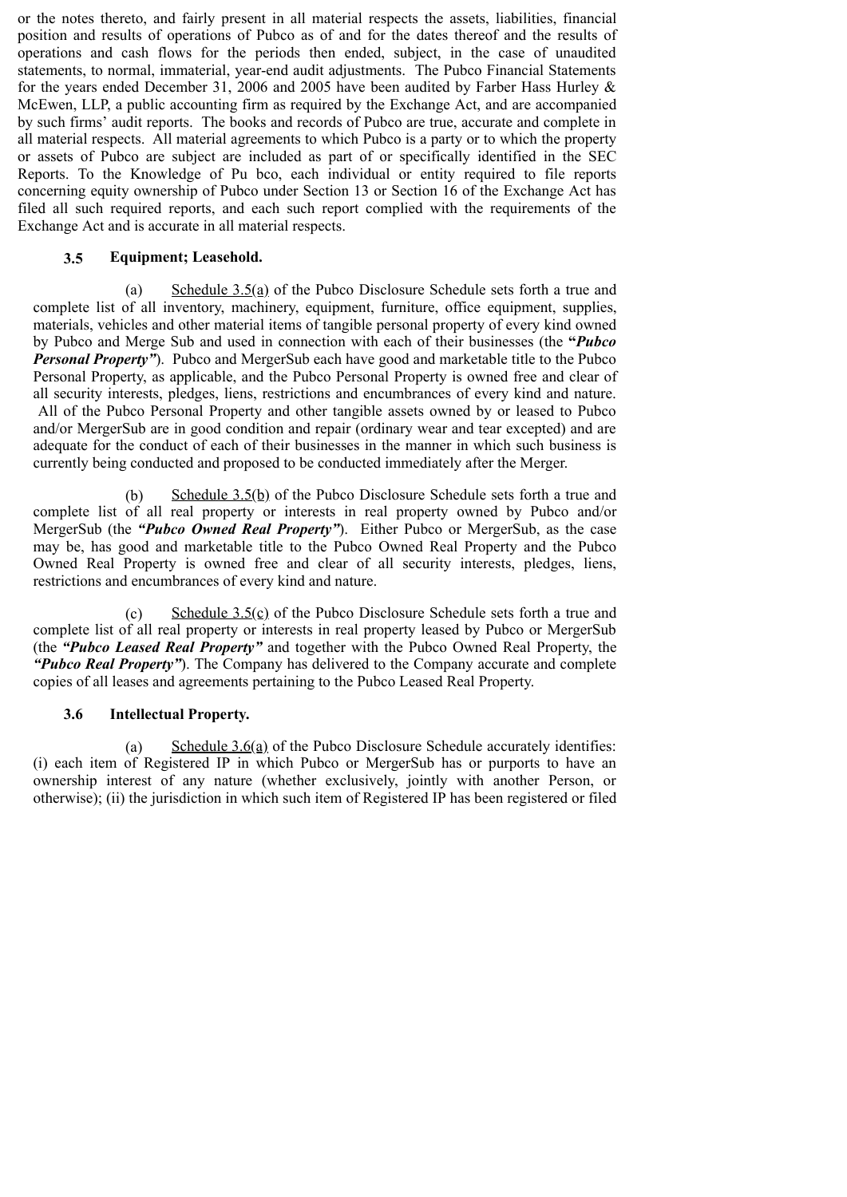or the notes thereto, and fairly present in all material respects the assets, liabilities, financial position and results of operations of Pubco as of and for the dates thereof and the results of operations and cash flows for the periods then ended, subject, in the case of unaudited statements, to normal, immaterial, year-end audit adjustments. The Pubco Financial Statements for the years ended December 31, 2006 and 2005 have been audited by Farber Hass Hurley & McEwen, LLP, a public accounting firm as required by the Exchange Act, and are accompanied by such firms' audit reports. The books and records of Pubco are true, accurate and complete in all material respects. All material agreements to which Pubco is a party or to which the property or assets of Pubco are subject are included as part of or specifically identified in the SEC Reports. To the Knowledge of Pu bco, each individual or entity required to file reports concerning equity ownership of Pubco under Section 13 or Section 16 of the Exchange Act has filed all such required reports, and each such report complied with the requirements of the Exchange Act and is accurate in all material respects.

**3.5 Equipment; Leasehold.**

(a) Schedule 3.5(a) of the Pubco Disclosure Schedule sets forth a true and complete list of all inventory, machinery, equipment, furniture, office equipment, supplies, materials, vehicles and other material items of tangible personal property of every kind owned by Pubco and Merge Sub and used in connection with each of their businesses (the ***"Pubco Personal Property"***). Pubco and MergerSub each have good and marketable title to the Pubco Personal Property, as applicable, and the Pubco Personal Property is owned free and clear of all security interests, pledges, liens, restrictions and encumbrances of every kind and nature. All of the Pubco Personal Property and other tangible assets owned by or leased to Pubco and/or MergerSub are in good condition and repair (ordinary wear and tear excepted) and are adequate for the conduct of each of their businesses in the manner in which such business is currently being conducted and proposed to be conducted immediately after the Merger.

(b) Schedule 3.5(b) of the Pubco Disclosure Schedule sets forth a true and complete list of all real property or interests in real property owned by Pubco and/or MergerSub (the ***"Pubco Owned Real Property"***). Either Pubco or MergerSub, as the case may be, has good and marketable title to the Pubco Owned Real Property and the Pubco Owned Real Property is owned free and clear of all security interests, pledges, liens, restrictions and encumbrances of every kind and nature.

(c) Schedule 3.5(c) of the Pubco Disclosure Schedule sets forth a true and complete list of all real property or interests in real property leased by Pubco or MergerSub (the ***"Pubco Leased Real Property"*** and together with the Pubco Owned Real Property, the ***"Pubco Real Property"***). The Company has delivered to the Company accurate and complete copies of all leases and agreements pertaining to the Pubco Leased Real Property.

**3.6 Intellectual Property.**

(a) Schedule 3.6(a) of the Pubco Disclosure Schedule accurately identifies: (i) each item of Registered IP in which Pubco or MergerSub has or purports to have an ownership interest of any nature (whether exclusively, jointly with another Person, or otherwise); (ii) the jurisdiction in which such item of Registered IP has been registered or filed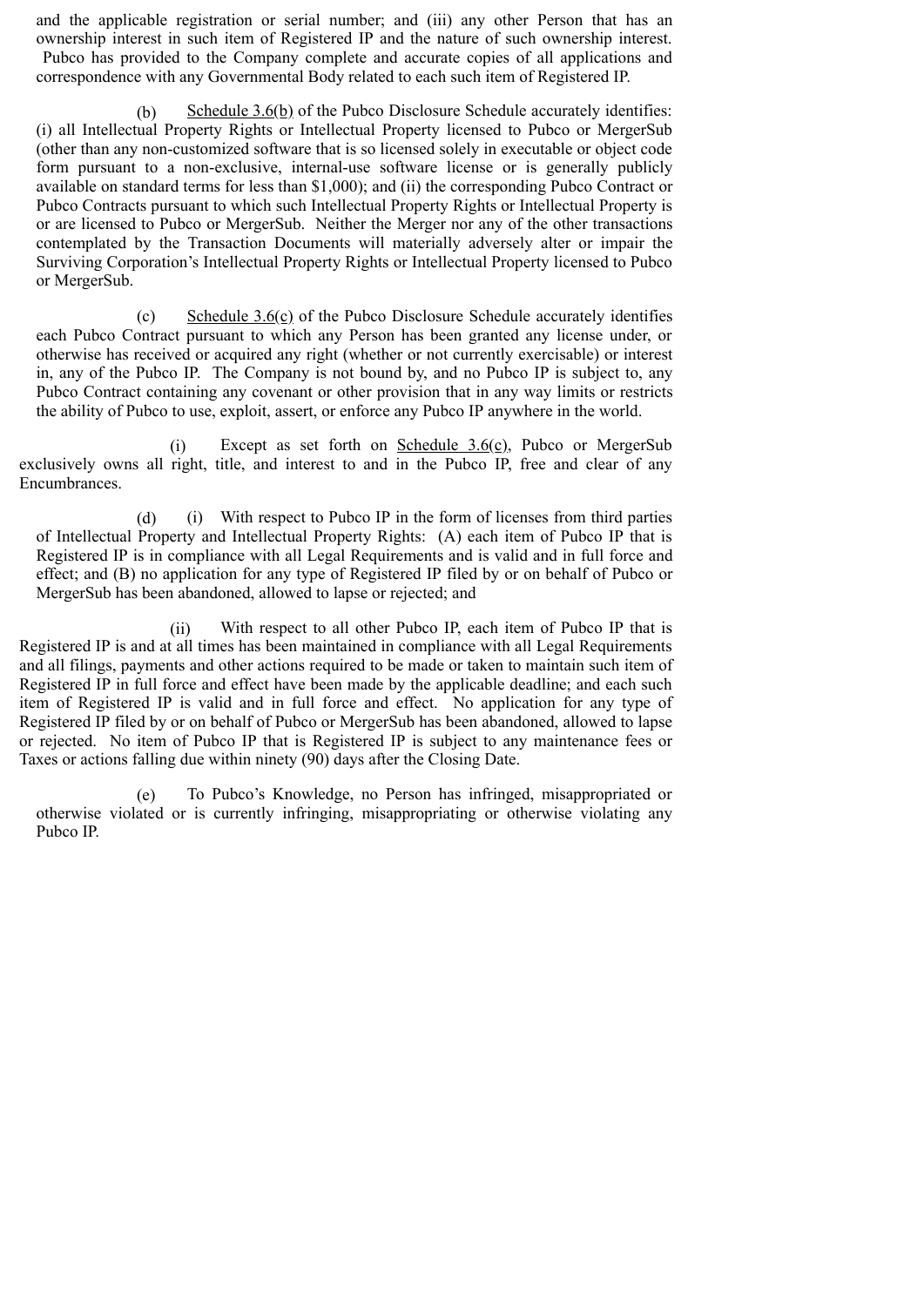and the applicable registration or serial number; and (iii) any other Person that has an ownership interest in such item of Registered IP and the nature of such ownership interest. Pubco has provided to the Company complete and accurate copies of all applications and correspondence with any Governmental Body related to each such item of Registered IP.

(b) Schedule 3.6(b) of the Pubco Disclosure Schedule accurately identifies: (i) all Intellectual Property Rights or Intellectual Property licensed to Pubco or MergerSub (other than any non-customized software that is so licensed solely in executable or object code form pursuant to a non-exclusive, internal-use software license or is generally publicly available on standard terms for less than $1,000); and (ii) the corresponding Pubco Contract or Pubco Contracts pursuant to which such Intellectual Property Rights or Intellectual Property is or are licensed to Pubco or MergerSub. Neither the Merger nor any of the other transactions contemplated by the Transaction Documents will materially adversely alter or impair the Surviving Corporation's Intellectual Property Rights or Intellectual Property licensed to Pubco or MergerSub.

(c) Schedule 3.6(c) of the Pubco Disclosure Schedule accurately identifies each Pubco Contract pursuant to which any Person has been granted any license under, or otherwise has received or acquired any right (whether or not currently exercisable) or interest in, any of the Pubco IP. The Company is not bound by, and no Pubco IP is subject to, any Pubco Contract containing any covenant or other provision that in any way limits or restricts the ability of Pubco to use, exploit, assert, or enforce any Pubco IP anywhere in the world.

(i) Except as set forth on Schedule 3.6(c), Pubco or MergerSub exclusively owns all right, title, and interest to and in the Pubco IP, free and clear of any Encumbrances.

(d) (i) With respect to Pubco IP in the form of licenses from third parties of Intellectual Property and Intellectual Property Rights: (A) each item of Pubco IP that is Registered IP is in compliance with all Legal Requirements and is valid and in full force and effect; and (B) no application for any type of Registered IP filed by or on behalf of Pubco or MergerSub has been abandoned, allowed to lapse or rejected; and

(ii) With respect to all other Pubco IP, each item of Pubco IP that is Registered IP is and at all times has been maintained in compliance with all Legal Requirements and all filings, payments and other actions required to be made or taken to maintain such item of Registered IP in full force and effect have been made by the applicable deadline; and each such item of Registered IP is valid and in full force and effect. No application for any type of Registered IP filed by or on behalf of Pubco or MergerSub has been abandoned, allowed to lapse or rejected. No item of Pubco IP that is Registered IP is subject to any maintenance fees or Taxes or actions falling due within ninety (90) days after the Closing Date.

(e) To Pubco's Knowledge, no Person has infringed, misappropriated or otherwise violated or is currently infringing, misappropriating or otherwise violating any Pubco IP.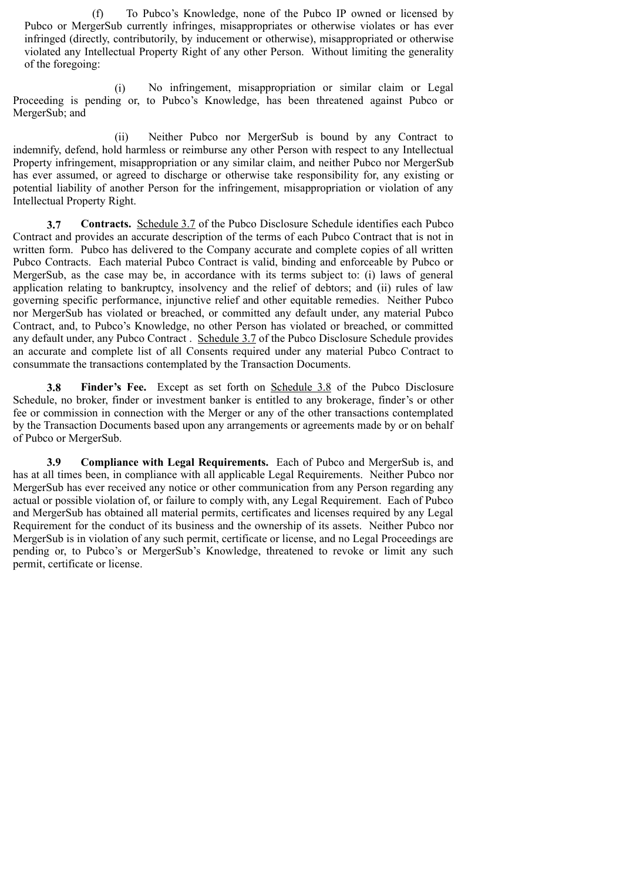(f) To Pubco's Knowledge, none of the Pubco IP owned or licensed by Pubco or MergerSub currently infringes, misappropriates or otherwise violates or has ever infringed (directly, contributorily, by inducement or otherwise), misappropriated or otherwise violated any Intellectual Property Right of any other Person. Without limiting the generality of the foregoing:

(i) No infringement, misappropriation or similar claim or Legal Proceeding is pending or, to Pubco's Knowledge, has been threatened against Pubco or MergerSub; and

(ii) Neither Pubco nor MergerSub is bound by any Contract to indemnify, defend, hold harmless or reimburse any other Person with respect to any Intellectual Property infringement, misappropriation or any similar claim, and neither Pubco nor MergerSub has ever assumed, or agreed to discharge or otherwise take responsibility for, any existing or potential liability of another Person for the infringement, misappropriation or violation of any Intellectual Property Right.

**3.7 Contracts.** Schedule 3.7 of the Pubco Disclosure Schedule identifies each Pubco Contract and provides an accurate description of the terms of each Pubco Contract that is not in written form. Pubco has delivered to the Company accurate and complete copies of all written Pubco Contracts. Each material Pubco Contract is valid, binding and enforceable by Pubco or MergerSub, as the case may be, in accordance with its terms subject to: (i) laws of general application relating to bankruptcy, insolvency and the relief of debtors; and (ii) rules of law governing specific performance, injunctive relief and other equitable remedies. Neither Pubco nor MergerSub has violated or breached, or committed any default under, any material Pubco Contract, and, to Pubco's Knowledge, no other Person has violated or breached, or committed any default under, any Pubco Contract . Schedule 3.7 of the Pubco Disclosure Schedule provides an accurate and complete list of all Consents required under any material Pubco Contract to consummate the transactions contemplated by the Transaction Documents.

**3.8 Finder's Fee.** Except as set forth on Schedule 3.8 of the Pubco Disclosure Schedule, no broker, finder or investment banker is entitled to any brokerage, finder's or other fee or commission in connection with the Merger or any of the other transactions contemplated by the Transaction Documents based upon any arrangements or agreements made by or on behalf of Pubco or MergerSub.

**3.9 Compliance with Legal Requirements.** Each of Pubco and MergerSub is, and has at all times been, in compliance with all applicable Legal Requirements. Neither Pubco nor MergerSub has ever received any notice or other communication from any Person regarding any actual or possible violation of, or failure to comply with, any Legal Requirement. Each of Pubco and MergerSub has obtained all material permits, certificates and licenses required by any Legal Requirement for the conduct of its business and the ownership of its assets. Neither Pubco nor MergerSub is in violation of any such permit, certificate or license, and no Legal Proceedings are pending or, to Pubco's or MergerSub's Knowledge, threatened to revoke or limit any such permit, certificate or license.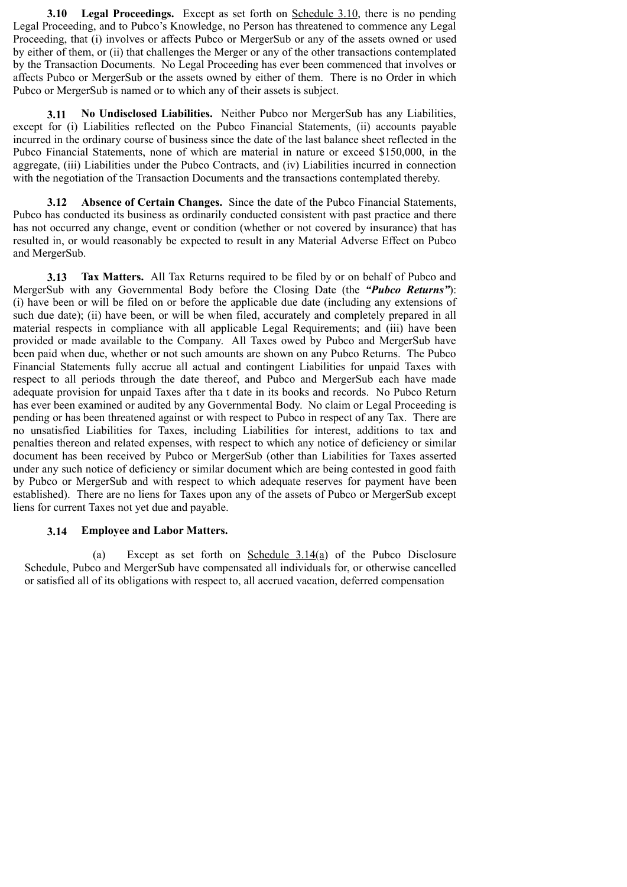**3.10 Legal Proceedings.** Except as set forth on Schedule 3.10, there is no pending Legal Proceeding, and to Pubco's Knowledge, no Person has threatened to commence any Legal Proceeding, that (i) involves or affects Pubco or MergerSub or any of the assets owned or used by either of them, or (ii) that challenges the Merger or any of the other transactions contemplated by the Transaction Documents. No Legal Proceeding has ever been commenced that involves or affects Pubco or MergerSub or the assets owned by either of them. There is no Order in which Pubco or MergerSub is named or to which any of their assets is subject.

**3.11 No Undisclosed Liabilities.** Neither Pubco nor MergerSub has any Liabilities, except for (i) Liabilities reflected on the Pubco Financial Statements, (ii) accounts payable incurred in the ordinary course of business since the date of the last balance sheet reflected in the Pubco Financial Statements, none of which are material in nature or exceed $150,000, in the aggregate, (iii) Liabilities under the Pubco Contracts, and (iv) Liabilities incurred in connection with the negotiation of the Transaction Documents and the transactions contemplated thereby.

**3.12 Absence of Certain Changes.** Since the date of the Pubco Financial Statements, Pubco has conducted its business as ordinarily conducted consistent with past practice and there has not occurred any change, event or condition (whether or not covered by insurance) that has resulted in, or would reasonably be expected to result in any Material Adverse Effect on Pubco and MergerSub.

**3.13 Tax Matters.** All Tax Returns required to be filed by or on behalf of Pubco and MergerSub with any Governmental Body before the Closing Date (the ***"Pubco Returns"***): (i) have been or will be filed on or before the applicable due date (including any extensions of such due date); (ii) have been, or will be when filed, accurately and completely prepared in all material respects in compliance with all applicable Legal Requirements; and (iii) have been provided or made available to the Company. All Taxes owed by Pubco and MergerSub have been paid when due, whether or not such amounts are shown on any Pubco Returns. The Pubco Financial Statements fully accrue all actual and contingent Liabilities for unpaid Taxes with respect to all periods through the date thereof, and Pubco and MergerSub each have made adequate provision for unpaid Taxes after tha t date in its books and records. No Pubco Return has ever been examined or audited by any Governmental Body. No claim or Legal Proceeding is pending or has been threatened against or with respect to Pubco in respect of any Tax. There are no unsatisfied Liabilities for Taxes, including Liabilities for interest, additions to tax and penalties thereon and related expenses, with respect to which any notice of deficiency or similar document has been received by Pubco or MergerSub (other than Liabilities for Taxes asserted under any such notice of deficiency or similar document which are being contested in good faith by Pubco or MergerSub and with respect to which adequate reserves for payment have been established). There are no liens for Taxes upon any of the assets of Pubco or MergerSub except liens for current Taxes not yet due and payable.

**3.14 Employee and Labor Matters.**

(a) Except as set forth on Schedule 3.14(a) of the Pubco Disclosure Schedule, Pubco and MergerSub have compensated all individuals for, or otherwise cancelled or satisfied all of its obligations with respect to, all accrued vacation, deferred compensation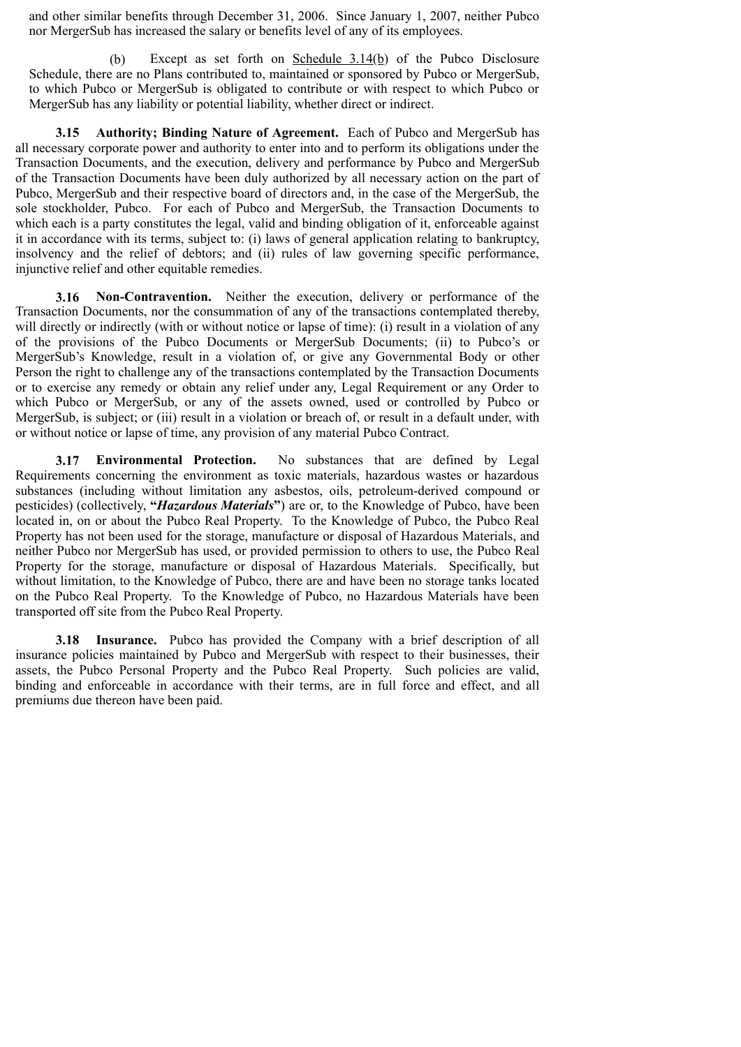and other similar benefits through December 31, 2006. Since January 1, 2007, neither Pubco nor MergerSub has increased the salary or benefits level of any of its employees.

(b) Except as set forth on Schedule 3.14(b) of the Pubco Disclosure Schedule, there are no Plans contributed to, maintained or sponsored by Pubco or MergerSub, to which Pubco or MergerSub is obligated to contribute or with respect to which Pubco or MergerSub has any liability or potential liability, whether direct or indirect.

**3.15 Authority; Binding Nature of Agreement.** Each of Pubco and MergerSub has all necessary corporate power and authority to enter into and to perform its obligations under the Transaction Documents, and the execution, delivery and performance by Pubco and MergerSub of the Transaction Documents have been duly authorized by all necessary action on the part of Pubco, MergerSub and their respective board of directors and, in the case of the MergerSub, the sole stockholder, Pubco. For each of Pubco and MergerSub, the Transaction Documents to which each is a party constitutes the legal, valid and binding obligation of it, enforceable against it in accordance with its terms, subject to: (i) laws of general application relating to bankruptcy, insolvency and the relief of debtors; and (ii) rules of law governing specific performance, injunctive relief and other equitable remedies.

**3.16 Non-Contravention.** Neither the execution, delivery or performance of the Transaction Documents, nor the consummation of any of the transactions contemplated thereby, will directly or indirectly (with or without notice or lapse of time): (i) result in a violation of any of the provisions of the Pubco Documents or MergerSub Documents; (ii) to Pubco's or MergerSub's Knowledge, result in a violation of, or give any Governmental Body or other Person the right to challenge any of the transactions contemplated by the Transaction Documents or to exercise any remedy or obtain any relief under any, Legal Requirement or any Order to which Pubco or MergerSub, or any of the assets owned, used or controlled by Pubco or MergerSub, is subject; or (iii) result in a violation or breach of, or result in a default under, with or without notice or lapse of time, any provision of any material Pubco Contract.

**3.17 Environmental Protection.** No substances that are defined by Legal Requirements concerning the environment as toxic materials, hazardous wastes or hazardous substances (including without limitation any asbestos, oils, petroleum-derived compound or pesticides) (collectively, **"*Hazardous Materials*"**) are or, to the Knowledge of Pubco, have been located in, on or about the Pubco Real Property. To the Knowledge of Pubco, the Pubco Real Property has not been used for the storage, manufacture or disposal of Hazardous Materials, and neither Pubco nor MergerSub has used, or provided permission to others to use, the Pubco Real Property for the storage, manufacture or disposal of Hazardous Materials. Specifically, but without limitation, to the Knowledge of Pubco, there are and have been no storage tanks located on the Pubco Real Property. To the Knowledge of Pubco, no Hazardous Materials have been transported off site from the Pubco Real Property.

**3.18 Insurance.** Pubco has provided the Company with a brief description of all insurance policies maintained by Pubco and MergerSub with respect to their businesses, their assets, the Pubco Personal Property and the Pubco Real Property. Such policies are valid, binding and enforceable in accordance with their terms, are in full force and effect, and all premiums due thereon have been paid.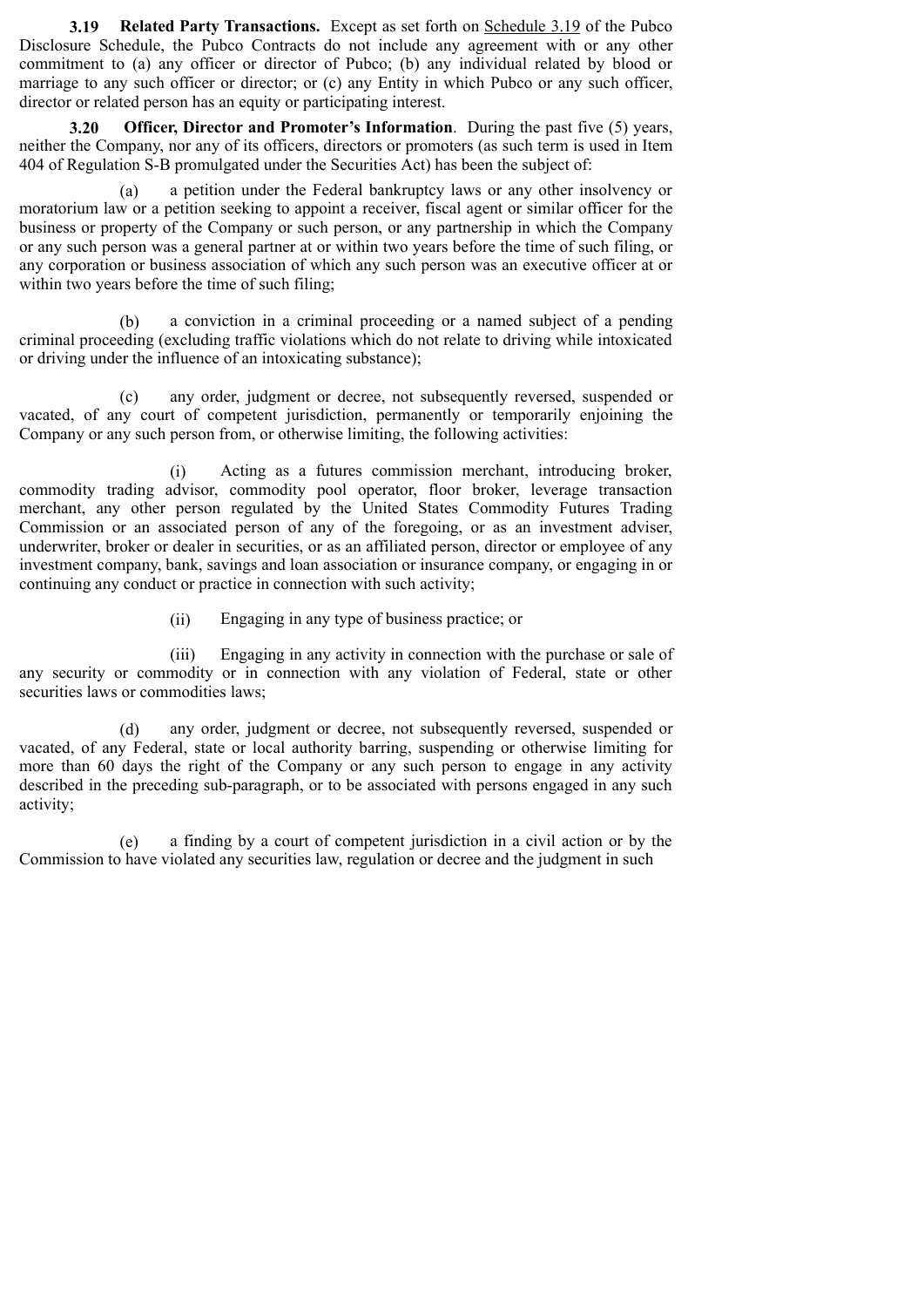**3.19 Related Party Transactions.** Except as set forth on Schedule 3.19 of the Pubco Disclosure Schedule, the Pubco Contracts do not include any agreement with or any other commitment to (a) any officer or director of Pubco; (b) any individual related by blood or marriage to any such officer or director; or (c) any Entity in which Pubco or any such officer, director or related person has an equity or participating interest.

**3.20 Officer, Director and Promoter's Information**. During the past five (5) years, neither the Company, nor any of its officers, directors or promoters (as such term is used in Item 404 of Regulation S-B promulgated under the Securities Act) has been the subject of:

(a) a petition under the Federal bankruptcy laws or any other insolvency or moratorium law or a petition seeking to appoint a receiver, fiscal agent or similar officer for the business or property of the Company or such person, or any partnership in which the Company or any such person was a general partner at or within two years before the time of such filing, or any corporation or business association of which any such person was an executive officer at or within two years before the time of such filing;

(b) a conviction in a criminal proceeding or a named subject of a pending criminal proceeding (excluding traffic violations which do not relate to driving while intoxicated or driving under the influence of an intoxicating substance);

(c) any order, judgment or decree, not subsequently reversed, suspended or vacated, of any court of competent jurisdiction, permanently or temporarily enjoining the Company or any such person from, or otherwise limiting, the following activities:

(i) Acting as a futures commission merchant, introducing broker, commodity trading advisor, commodity pool operator, floor broker, leverage transaction merchant, any other person regulated by the United States Commodity Futures Trading Commission or an associated person of any of the foregoing, or as an investment adviser, underwriter, broker or dealer in securities, or as an affiliated person, director or employee of any investment company, bank, savings and loan association or insurance company, or engaging in or continuing any conduct or practice in connection with such activity;

(ii) Engaging in any type of business practice; or

(iii) Engaging in any activity in connection with the purchase or sale of any security or commodity or in connection with any violation of Federal, state or other securities laws or commodities laws;

(d) any order, judgment or decree, not subsequently reversed, suspended or vacated, of any Federal, state or local authority barring, suspending or otherwise limiting for more than 60 days the right of the Company or any such person to engage in any activity described in the preceding sub-paragraph, or to be associated with persons engaged in any such activity;

(e) a finding by a court of competent jurisdiction in a civil action or by the Commission to have violated any securities law, regulation or decree and the judgment in such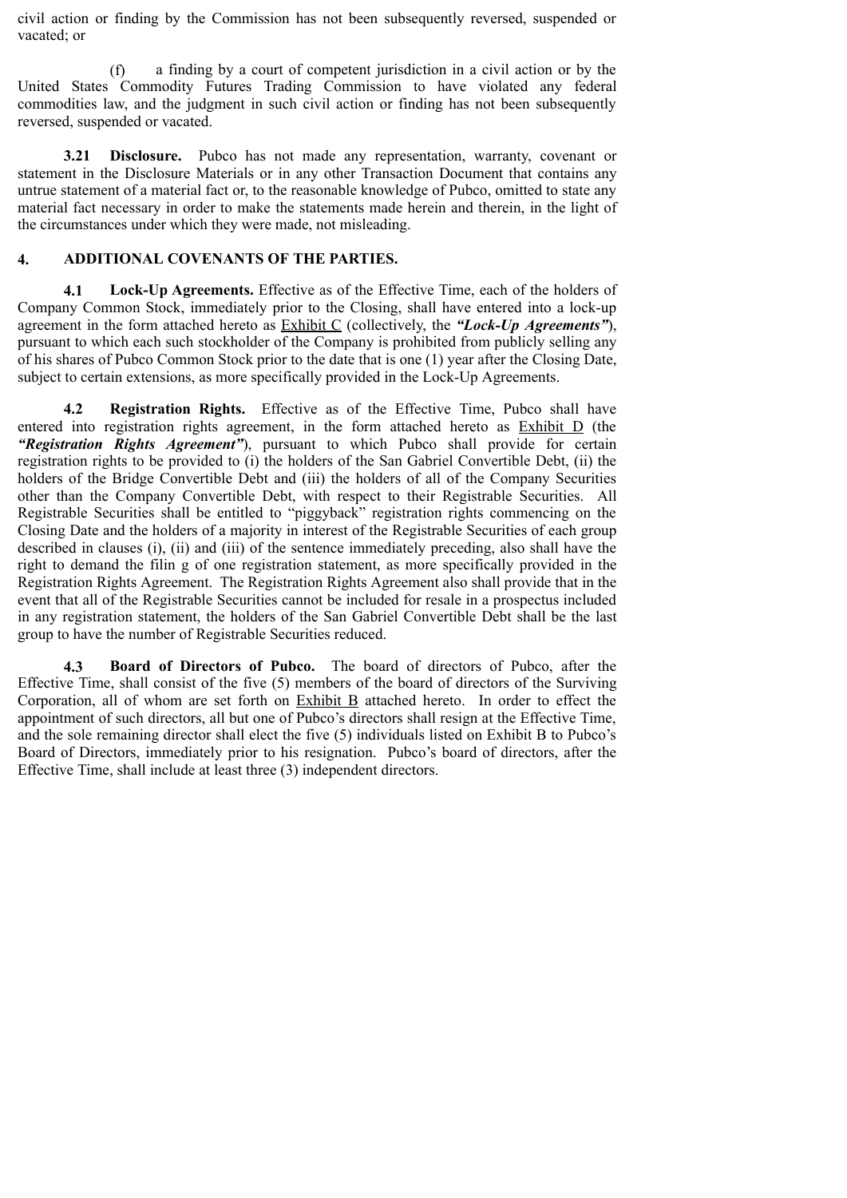civil action or finding by the Commission has not been subsequently reversed, suspended or vacated; or

(f) a finding by a court of competent jurisdiction in a civil action or by the United States Commodity Futures Trading Commission to have violated any federal commodities law, and the judgment in such civil action or finding has not been subsequently reversed, suspended or vacated.

**3.21 Disclosure.** Pubco has not made any representation, warranty, covenant or statement in the Disclosure Materials or in any other Transaction Document that contains any untrue statement of a material fact or, to the reasonable knowledge of Pubco, omitted to state any material fact necessary in order to make the statements made herein and therein, in the light of the circumstances under which they were made, not misleading.

## 4. ADDITIONAL COVENANTS OF THE PARTIES.

**4.1 Lock-Up Agreements.** Effective as of the Effective Time, each of the holders of Company Common Stock, immediately prior to the Closing, shall have entered into a lock-up agreement in the form attached hereto as Exhibit C (collectively, the ***"Lock-Up Agreements"***), pursuant to which each such stockholder of the Company is prohibited from publicly selling any of his shares of Pubco Common Stock prior to the date that is one (1) year after the Closing Date, subject to certain extensions, as more specifically provided in the Lock-Up Agreements.

**4.2 Registration Rights.** Effective as of the Effective Time, Pubco shall have entered into registration rights agreement, in the form attached hereto as Exhibit D (the ***"Registration Rights Agreement"***), pursuant to which Pubco shall provide for certain registration rights to be provided to (i) the holders of the San Gabriel Convertible Debt, (ii) the holders of the Bridge Convertible Debt and (iii) the holders of all of the Company Securities other than the Company Convertible Debt, with respect to their Registrable Securities. All Registrable Securities shall be entitled to "piggyback" registration rights commencing on the Closing Date and the holders of a majority in interest of the Registrable Securities of each group described in clauses (i), (ii) and (iii) of the sentence immediately preceding, also shall have the right to demand the filin g of one registration statement, as more specifically provided in the Registration Rights Agreement. The Registration Rights Agreement also shall provide that in the event that all of the Registrable Securities cannot be included for resale in a prospectus included in any registration statement, the holders of the San Gabriel Convertible Debt shall be the last group to have the number of Registrable Securities reduced.

**4.3 Board of Directors of Pubco.** The board of directors of Pubco, after the Effective Time, shall consist of the five (5) members of the board of directors of the Surviving Corporation, all of whom are set forth on Exhibit B attached hereto. In order to effect the appointment of such directors, all but one of Pubco's directors shall resign at the Effective Time, and the sole remaining director shall elect the five (5) individuals listed on Exhibit B to Pubco's Board of Directors, immediately prior to his resignation. Pubco's board of directors, after the Effective Time, shall include at least three (3) independent directors.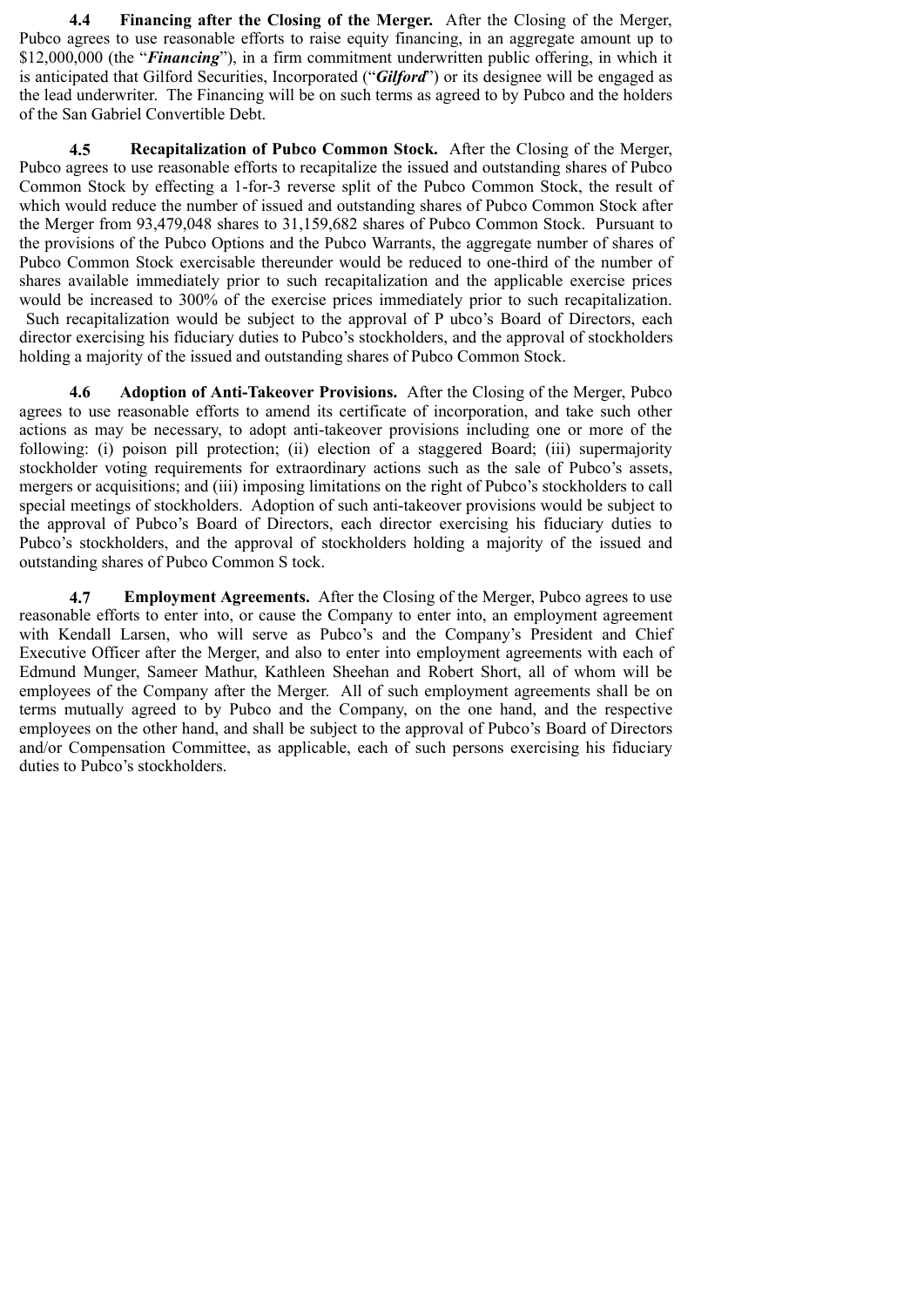**4.4 Financing after the Closing of the Merger.** After the Closing of the Merger, Pubco agrees to use reasonable efforts to raise equity financing, in an aggregate amount up to $12,000,000 (the "***Financing***"), in a firm commitment underwritten public offering, in which it is anticipated that Gilford Securities, Incorporated ("***Gilford***") or its designee will be engaged as the lead underwriter. The Financing will be on such terms as agreed to by Pubco and the holders of the San Gabriel Convertible Debt.

**4.5 Recapitalization of Pubco Common Stock.** After the Closing of the Merger, Pubco agrees to use reasonable efforts to recapitalize the issued and outstanding shares of Pubco Common Stock by effecting a 1-for-3 reverse split of the Pubco Common Stock, the result of which would reduce the number of issued and outstanding shares of Pubco Common Stock after the Merger from 93,479,048 shares to 31,159,682 shares of Pubco Common Stock. Pursuant to the provisions of the Pubco Options and the Pubco Warrants, the aggregate number of shares of Pubco Common Stock exercisable thereunder would be reduced to one-third of the number of shares available immediately prior to such recapitalization and the applicable exercise prices would be increased to 300% of the exercise prices immediately prior to such recapitalization. Such recapitalization would be subject to the approval of P ubco's Board of Directors, each director exercising his fiduciary duties to Pubco's stockholders, and the approval of stockholders holding a majority of the issued and outstanding shares of Pubco Common Stock.

**4.6 Adoption of Anti-Takeover Provisions.** After the Closing of the Merger, Pubco agrees to use reasonable efforts to amend its certificate of incorporation, and take such other actions as may be necessary, to adopt anti-takeover provisions including one or more of the following: (i) poison pill protection; (ii) election of a staggered Board; (iii) supermajority stockholder voting requirements for extraordinary actions such as the sale of Pubco's assets, mergers or acquisitions; and (iii) imposing limitations on the right of Pubco's stockholders to call special meetings of stockholders. Adoption of such anti-takeover provisions would be subject to the approval of Pubco's Board of Directors, each director exercising his fiduciary duties to Pubco's stockholders, and the approval of stockholders holding a majority of the issued and outstanding shares of Pubco Common S tock.

**4.7 Employment Agreements.** After the Closing of the Merger, Pubco agrees to use reasonable efforts to enter into, or cause the Company to enter into, an employment agreement with Kendall Larsen, who will serve as Pubco's and the Company's President and Chief Executive Officer after the Merger, and also to enter into employment agreements with each of Edmund Munger, Sameer Mathur, Kathleen Sheehan and Robert Short, all of whom will be employees of the Company after the Merger. All of such employment agreements shall be on terms mutually agreed to by Pubco and the Company, on the one hand, and the respective employees on the other hand, and shall be subject to the approval of Pubco's Board of Directors and/or Compensation Committee, as applicable, each of such persons exercising his fiduciary duties to Pubco's stockholders.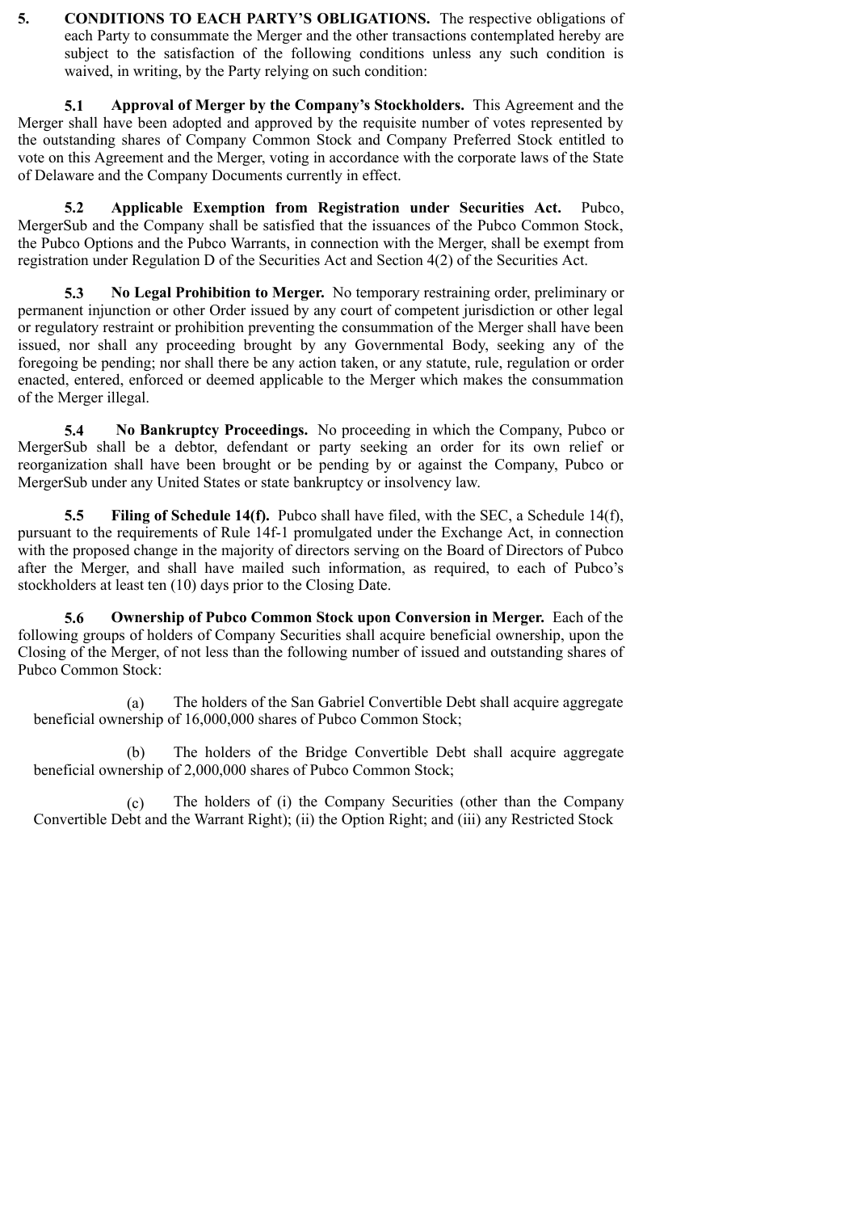**5. CONDITIONS TO EACH PARTY'S OBLIGATIONS.** The respective obligations of each Party to consummate the Merger and the other transactions contemplated hereby are subject to the satisfaction of the following conditions unless any such condition is waived, in writing, by the Party relying on such condition:

**5.1 Approval of Merger by the Company's Stockholders.** This Agreement and the Merger shall have been adopted and approved by the requisite number of votes represented by the outstanding shares of Company Common Stock and Company Preferred Stock entitled to vote on this Agreement and the Merger, voting in accordance with the corporate laws of the State of Delaware and the Company Documents currently in effect.

**5.2 Applicable Exemption from Registration under Securities Act.** Pubco, MergerSub and the Company shall be satisfied that the issuances of the Pubco Common Stock, the Pubco Options and the Pubco Warrants, in connection with the Merger, shall be exempt from registration under Regulation D of the Securities Act and Section 4(2) of the Securities Act.

**5.3 No Legal Prohibition to Merger.** No temporary restraining order, preliminary or permanent injunction or other Order issued by any court of competent jurisdiction or other legal or regulatory restraint or prohibition preventing the consummation of the Merger shall have been issued, nor shall any proceeding brought by any Governmental Body, seeking any of the foregoing be pending; nor shall there be any action taken, or any statute, rule, regulation or order enacted, entered, enforced or deemed applicable to the Merger which makes the consummation of the Merger illegal.

**5.4 No Bankruptcy Proceedings.** No proceeding in which the Company, Pubco or MergerSub shall be a debtor, defendant or party seeking an order for its own relief or reorganization shall have been brought or be pending by or against the Company, Pubco or MergerSub under any United States or state bankruptcy or insolvency law.

**5.5 Filing of Schedule 14(f).** Pubco shall have filed, with the SEC, a Schedule 14(f), pursuant to the requirements of Rule 14f-1 promulgated under the Exchange Act, in connection with the proposed change in the majority of directors serving on the Board of Directors of Pubco after the Merger, and shall have mailed such information, as required, to each of Pubco's stockholders at least ten (10) days prior to the Closing Date.

**5.6 Ownership of Pubco Common Stock upon Conversion in Merger.** Each of the following groups of holders of Company Securities shall acquire beneficial ownership, upon the Closing of the Merger, of not less than the following number of issued and outstanding shares of Pubco Common Stock:

(a) The holders of the San Gabriel Convertible Debt shall acquire aggregate beneficial ownership of 16,000,000 shares of Pubco Common Stock;

(b) The holders of the Bridge Convertible Debt shall acquire aggregate beneficial ownership of 2,000,000 shares of Pubco Common Stock;

(c) The holders of (i) the Company Securities (other than the Company Convertible Debt and the Warrant Right); (ii) the Option Right; and (iii) any Restricted Stock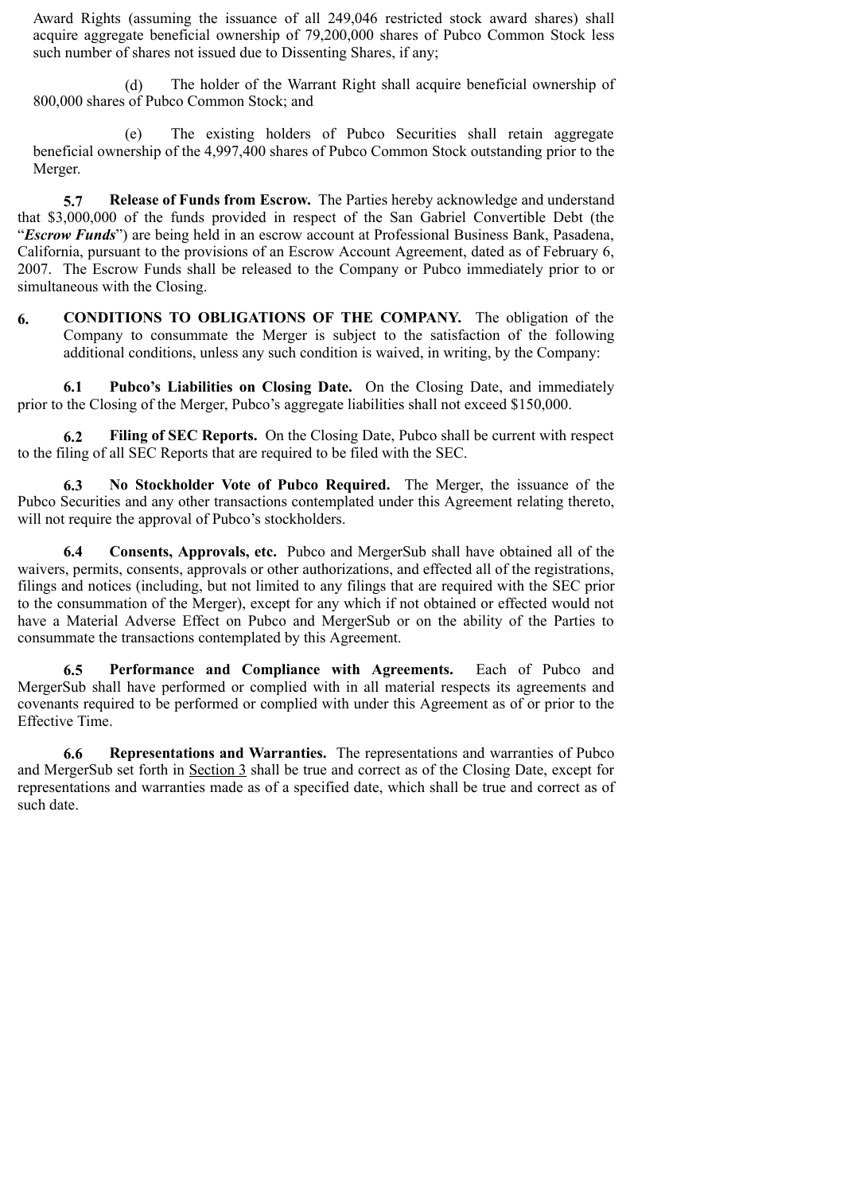Award Rights (assuming the issuance of all 249,046 restricted stock award shares) shall acquire aggregate beneficial ownership of 79,200,000 shares of Pubco Common Stock less such number of shares not issued due to Dissenting Shares, if any;

(d) The holder of the Warrant Right shall acquire beneficial ownership of 800,000 shares of Pubco Common Stock; and

(e) The existing holders of Pubco Securities shall retain aggregate beneficial ownership of the 4,997,400 shares of Pubco Common Stock outstanding prior to the Merger.

**5.7 Release of Funds from Escrow.** The Parties hereby acknowledge and understand that $3,000,000 of the funds provided in respect of the San Gabriel Convertible Debt (the "***Escrow Funds***") are being held in an escrow account at Professional Business Bank, Pasadena, California, pursuant to the provisions of an Escrow Account Agreement, dated as of February 6, 2007. The Escrow Funds shall be released to the Company or Pubco immediately prior to or simultaneous with the Closing.

**6. CONDITIONS TO OBLIGATIONS OF THE COMPANY.** The obligation of the Company to consummate the Merger is subject to the satisfaction of the following additional conditions, unless any such condition is waived, in writing, by the Company:

**6.1 Pubco's Liabilities on Closing Date.** On the Closing Date, and immediately prior to the Closing of the Merger, Pubco's aggregate liabilities shall not exceed $150,000.

**6.2 Filing of SEC Reports.** On the Closing Date, Pubco shall be current with respect to the filing of all SEC Reports that are required to be filed with the SEC.

**6.3 No Stockholder Vote of Pubco Required.** The Merger, the issuance of the Pubco Securities and any other transactions contemplated under this Agreement relating thereto, will not require the approval of Pubco's stockholders.

**6.4 Consents, Approvals, etc.** Pubco and MergerSub shall have obtained all of the waivers, permits, consents, approvals or other authorizations, and effected all of the registrations, filings and notices (including, but not limited to any filings that are required with the SEC prior to the consummation of the Merger), except for any which if not obtained or effected would not have a Material Adverse Effect on Pubco and MergerSub or on the ability of the Parties to consummate the transactions contemplated by this Agreement.

**6.5 Performance and Compliance with Agreements.** Each of Pubco and MergerSub shall have performed or complied with in all material respects its agreements and covenants required to be performed or complied with under this Agreement as of or prior to the Effective Time.

**6.6 Representations and Warranties.** The representations and warranties of Pubco and MergerSub set forth in Section 3 shall be true and correct as of the Closing Date, except for representations and warranties made as of a specified date, which shall be true and correct as of such date.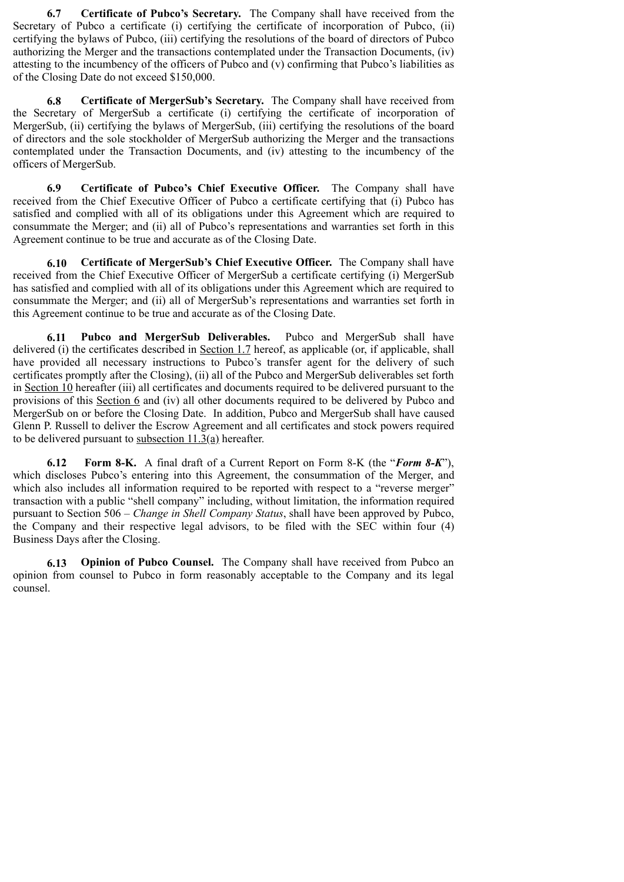**6.7 Certificate of Pubco's Secretary.** The Company shall have received from the Secretary of Pubco a certificate (i) certifying the certificate of incorporation of Pubco, (ii) certifying the bylaws of Pubco, (iii) certifying the resolutions of the board of directors of Pubco authorizing the Merger and the transactions contemplated under the Transaction Documents, (iv) attesting to the incumbency of the officers of Pubco and (v) confirming that Pubco's liabilities as of the Closing Date do not exceed $150,000.

**6.8 Certificate of MergerSub's Secretary.** The Company shall have received from the Secretary of MergerSub a certificate (i) certifying the certificate of incorporation of MergerSub, (ii) certifying the bylaws of MergerSub, (iii) certifying the resolutions of the board of directors and the sole stockholder of MergerSub authorizing the Merger and the transactions contemplated under the Transaction Documents, and (iv) attesting to the incumbency of the officers of MergerSub.

**6.9 Certificate of Pubco's Chief Executive Officer.** The Company shall have received from the Chief Executive Officer of Pubco a certificate certifying that (i) Pubco has satisfied and complied with all of its obligations under this Agreement which are required to consummate the Merger; and (ii) all of Pubco's representations and warranties set forth in this Agreement continue to be true and accurate as of the Closing Date.

**6.10 Certificate of MergerSub's Chief Executive Officer.** The Company shall have received from the Chief Executive Officer of MergerSub a certificate certifying (i) MergerSub has satisfied and complied with all of its obligations under this Agreement which are required to consummate the Merger; and (ii) all of MergerSub's representations and warranties set forth in this Agreement continue to be true and accurate as of the Closing Date.

**6.11 Pubco and MergerSub Deliverables.** Pubco and MergerSub shall have delivered (i) the certificates described in Section 1.7 hereof, as applicable (or, if applicable, shall have provided all necessary instructions to Pubco's transfer agent for the delivery of such certificates promptly after the Closing), (ii) all of the Pubco and MergerSub deliverables set forth in Section 10 hereafter (iii) all certificates and documents required to be delivered pursuant to the provisions of this Section 6 and (iv) all other documents required to be delivered by Pubco and MergerSub on or before the Closing Date. In addition, Pubco and MergerSub shall have caused Glenn P. Russell to deliver the Escrow Agreement and all certificates and stock powers required to be delivered pursuant to subsection 11.3(a) hereafter.

**6.12 Form 8-K.** A final draft of a Current Report on Form 8-K (the "***Form 8-K***"), which discloses Pubco's entering into this Agreement, the consummation of the Merger, and which also includes all information required to be reported with respect to a "reverse merger" transaction with a public "shell company" including, without limitation, the information required pursuant to Section 506 – *Change in Shell Company Status*, shall have been approved by Pubco, the Company and their respective legal advisors, to be filed with the SEC within four (4) Business Days after the Closing.

**6.13 Opinion of Pubco Counsel.** The Company shall have received from Pubco an opinion from counsel to Pubco in form reasonably acceptable to the Company and its legal counsel.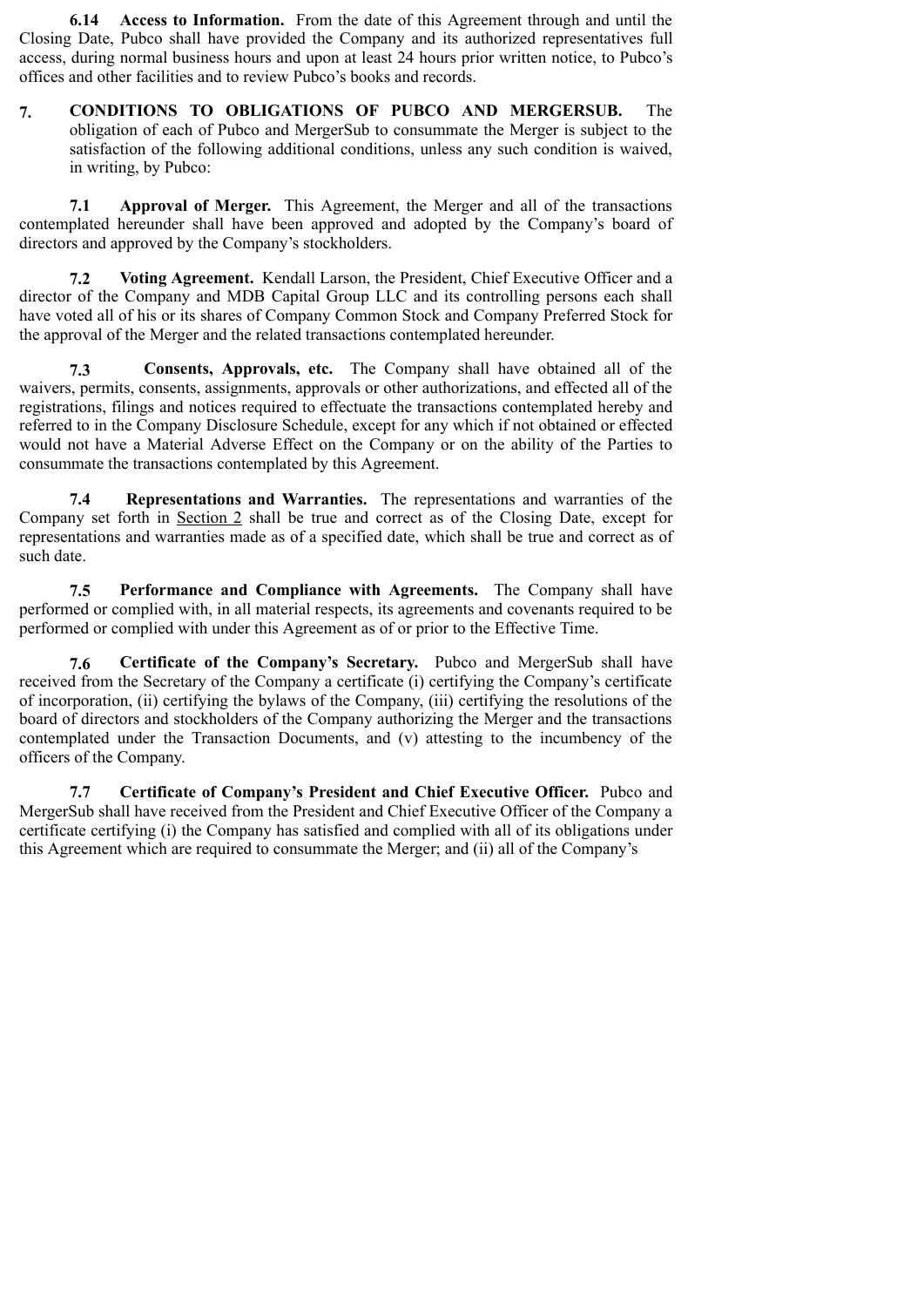**6.14 Access to Information.** From the date of this Agreement through and until the Closing Date, Pubco shall have provided the Company and its authorized representatives full access, during normal business hours and upon at least 24 hours prior written notice, to Pubco's offices and other facilities and to review Pubco's books and records.

**7. CONDITIONS TO OBLIGATIONS OF PUBCO AND MERGERSUB.** The obligation of each of Pubco and MergerSub to consummate the Merger is subject to the satisfaction of the following additional conditions, unless any such condition is waived, in writing, by Pubco:

**7.1 Approval of Merger.** This Agreement, the Merger and all of the transactions contemplated hereunder shall have been approved and adopted by the Company's board of directors and approved by the Company's stockholders.

**7.2 Voting Agreement.** Kendall Larson, the President, Chief Executive Officer and a director of the Company and MDB Capital Group LLC and its controlling persons each shall have voted all of his or its shares of Company Common Stock and Company Preferred Stock for the approval of the Merger and the related transactions contemplated hereunder.

**7.3 Consents, Approvals, etc.** The Company shall have obtained all of the waivers, permits, consents, assignments, approvals or other authorizations, and effected all of the registrations, filings and notices required to effectuate the transactions contemplated hereby and referred to in the Company Disclosure Schedule, except for any which if not obtained or effected would not have a Material Adverse Effect on the Company or on the ability of the Parties to consummate the transactions contemplated by this Agreement.

**7.4 Representations and Warranties.** The representations and warranties of the Company set forth in Section 2 shall be true and correct as of the Closing Date, except for representations and warranties made as of a specified date, which shall be true and correct as of such date.

**7.5 Performance and Compliance with Agreements.** The Company shall have performed or complied with, in all material respects, its agreements and covenants required to be performed or complied with under this Agreement as of or prior to the Effective Time.

**7.6 Certificate of the Company's Secretary.** Pubco and MergerSub shall have received from the Secretary of the Company a certificate (i) certifying the Company's certificate of incorporation, (ii) certifying the bylaws of the Company, (iii) certifying the resolutions of the board of directors and stockholders of the Company authorizing the Merger and the transactions contemplated under the Transaction Documents, and (v) attesting to the incumbency of the officers of the Company.

**7.7 Certificate of Company's President and Chief Executive Officer.** Pubco and MergerSub shall have received from the President and Chief Executive Officer of the Company a certificate certifying (i) the Company has satisfied and complied with all of its obligations under this Agreement which are required to consummate the Merger; and (ii) all of the Company's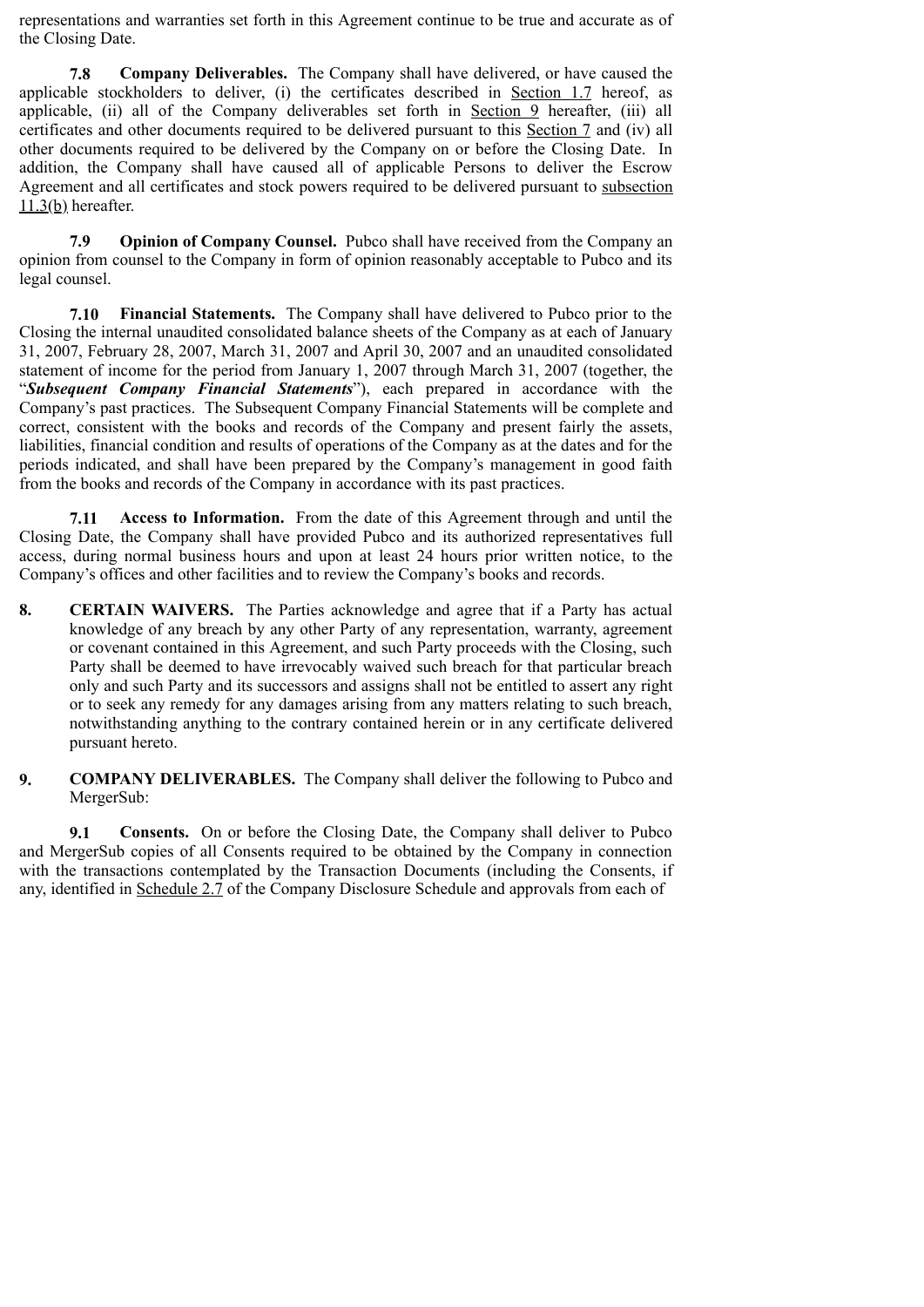representations and warranties set forth in this Agreement continue to be true and accurate as of the Closing Date.

**7.8 Company Deliverables.** The Company shall have delivered, or have caused the applicable stockholders to deliver, (i) the certificates described in Section 1.7 hereof, as applicable, (ii) all of the Company deliverables set forth in Section 9 hereafter, (iii) all certificates and other documents required to be delivered pursuant to this Section 7 and (iv) all other documents required to be delivered by the Company on or before the Closing Date. In addition, the Company shall have caused all of applicable Persons to deliver the Escrow Agreement and all certificates and stock powers required to be delivered pursuant to subsection 11.3(b) hereafter.

**7.9 Opinion of Company Counsel.** Pubco shall have received from the Company an opinion from counsel to the Company in form of opinion reasonably acceptable to Pubco and its legal counsel.

**7.10 Financial Statements.** The Company shall have delivered to Pubco prior to the Closing the internal unaudited consolidated balance sheets of the Company as at each of January 31, 2007, February 28, 2007, March 31, 2007 and April 30, 2007 and an unaudited consolidated statement of income for the period from January 1, 2007 through March 31, 2007 (together, the "***Subsequent Company Financial Statements***"), each prepared in accordance with the Company's past practices. The Subsequent Company Financial Statements will be complete and correct, consistent with the books and records of the Company and present fairly the assets, liabilities, financial condition and results of operations of the Company as at the dates and for the periods indicated, and shall have been prepared by the Company's management in good faith from the books and records of the Company in accordance with its past practices.

**7.11 Access to Information.** From the date of this Agreement through and until the Closing Date, the Company shall have provided Pubco and its authorized representatives full access, during normal business hours and upon at least 24 hours prior written notice, to the Company's offices and other facilities and to review the Company's books and records.

**8. CERTAIN WAIVERS.** The Parties acknowledge and agree that if a Party has actual knowledge of any breach by any other Party of any representation, warranty, agreement or covenant contained in this Agreement, and such Party proceeds with the Closing, such Party shall be deemed to have irrevocably waived such breach for that particular breach only and such Party and its successors and assigns shall not be entitled to assert any right or to seek any remedy for any damages arising from any matters relating to such breach, notwithstanding anything to the contrary contained herein or in any certificate delivered pursuant hereto.

**9. COMPANY DELIVERABLES.** The Company shall deliver the following to Pubco and MergerSub:

**9.1 Consents.** On or before the Closing Date, the Company shall deliver to Pubco and MergerSub copies of all Consents required to be obtained by the Company in connection with the transactions contemplated by the Transaction Documents (including the Consents, if any, identified in Schedule 2.7 of the Company Disclosure Schedule and approvals from each of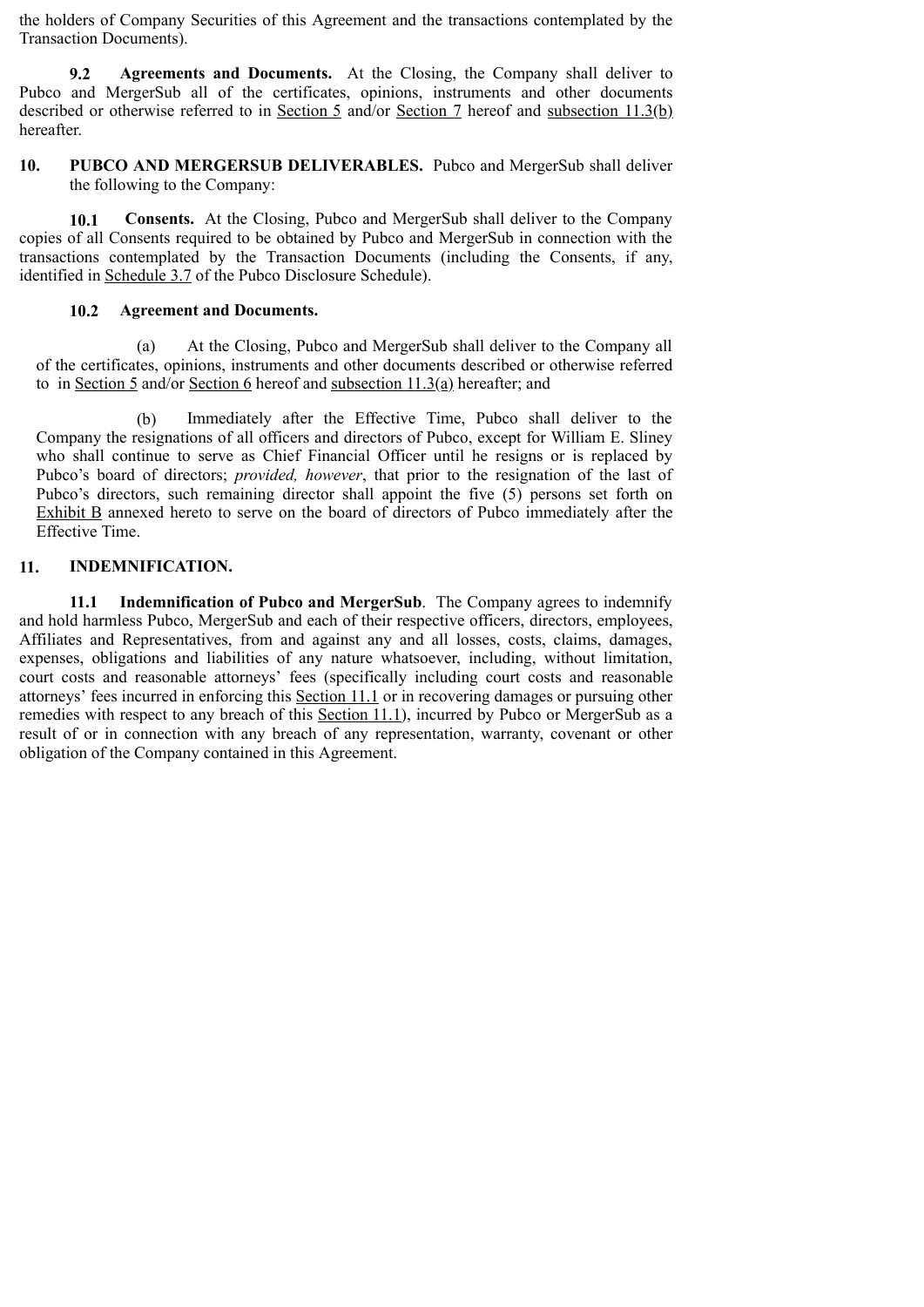the holders of Company Securities of this Agreement and the transactions contemplated by the Transaction Documents).

**9.2 Agreements and Documents.** At the Closing, the Company shall deliver to Pubco and MergerSub all of the certificates, opinions, instruments and other documents described or otherwise referred to in Section 5 and/or Section 7 hereof and subsection 11.3(b) hereafter.

**10. PUBCO AND MERGERSUB DELIVERABLES.** Pubco and MergerSub shall deliver the following to the Company:

**10.1 Consents.** At the Closing, Pubco and MergerSub shall deliver to the Company copies of all Consents required to be obtained by Pubco and MergerSub in connection with the transactions contemplated by the Transaction Documents (including the Consents, if any, identified in Schedule 3.7 of the Pubco Disclosure Schedule).

**10.2 Agreement and Documents.**

(a) At the Closing, Pubco and MergerSub shall deliver to the Company all of the certificates, opinions, instruments and other documents described or otherwise referred to in Section 5 and/or Section 6 hereof and subsection 11.3(a) hereafter; and

(b) Immediately after the Effective Time, Pubco shall deliver to the Company the resignations of all officers and directors of Pubco, except for William E. Sliney who shall continue to serve as Chief Financial Officer until he resigns or is replaced by Pubco's board of directors; *provided, however*, that prior to the resignation of the last of Pubco's directors, such remaining director shall appoint the five (5) persons set forth on Exhibit B annexed hereto to serve on the board of directors of Pubco immediately after the Effective Time.

**11. INDEMNIFICATION.**

**11.1 Indemnification of Pubco and MergerSub**. The Company agrees to indemnify and hold harmless Pubco, MergerSub and each of their respective officers, directors, employees, Affiliates and Representatives, from and against any and all losses, costs, claims, damages, expenses, obligations and liabilities of any nature whatsoever, including, without limitation, court costs and reasonable attorneys' fees (specifically including court costs and reasonable attorneys' fees incurred in enforcing this Section 11.1 or in recovering damages or pursuing other remedies with respect to any breach of this Section 11.1), incurred by Pubco or MergerSub as a result of or in connection with any breach of any representation, warranty, covenant or other obligation of the Company contained in this Agreement.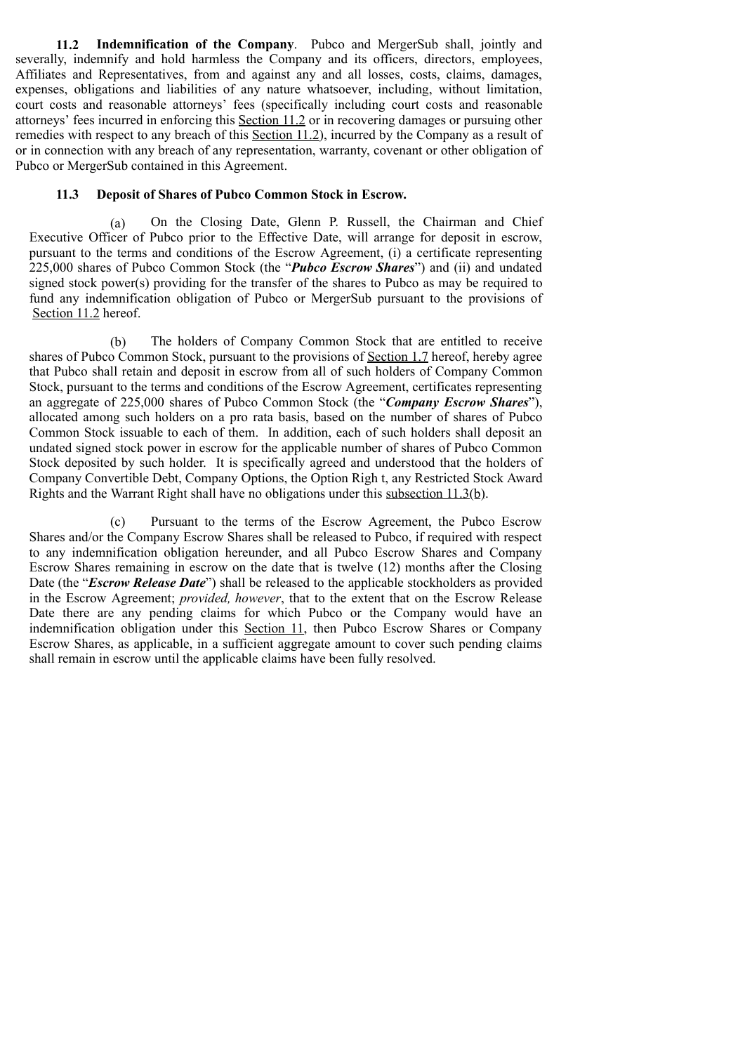**11.2 Indemnification of the Company**. Pubco and MergerSub shall, jointly and severally, indemnify and hold harmless the Company and its officers, directors, employees, Affiliates and Representatives, from and against any and all losses, costs, claims, damages, expenses, obligations and liabilities of any nature whatsoever, including, without limitation, court costs and reasonable attorneys' fees (specifically including court costs and reasonable attorneys' fees incurred in enforcing this Section 11.2 or in recovering damages or pursuing other remedies with respect to any breach of this Section 11.2), incurred by the Company as a result of or in connection with any breach of any representation, warranty, covenant or other obligation of Pubco or MergerSub contained in this Agreement.

**11.3 Deposit of Shares of Pubco Common Stock in Escrow.**

(a) On the Closing Date, Glenn P. Russell, the Chairman and Chief Executive Officer of Pubco prior to the Effective Date, will arrange for deposit in escrow, pursuant to the terms and conditions of the Escrow Agreement, (i) a certificate representing 225,000 shares of Pubco Common Stock (the "***Pubco Escrow Shares***") and (ii) and undated signed stock power(s) providing for the transfer of the shares to Pubco as may be required to fund any indemnification obligation of Pubco or MergerSub pursuant to the provisions of Section 11.2 hereof.

(b) The holders of Company Common Stock that are entitled to receive shares of Pubco Common Stock, pursuant to the provisions of Section 1.7 hereof, hereby agree that Pubco shall retain and deposit in escrow from all of such holders of Company Common Stock, pursuant to the terms and conditions of the Escrow Agreement, certificates representing an aggregate of 225,000 shares of Pubco Common Stock (the "***Company Escrow Shares***"), allocated among such holders on a pro rata basis, based on the number of shares of Pubco Common Stock issuable to each of them. In addition, each of such holders shall deposit an undated signed stock power in escrow for the applicable number of shares of Pubco Common Stock deposited by such holder. It is specifically agreed and understood that the holders of Company Convertible Debt, Company Options, the Option Righ t, any Restricted Stock Award Rights and the Warrant Right shall have no obligations under this subsection 11.3(b).

(c) Pursuant to the terms of the Escrow Agreement, the Pubco Escrow Shares and/or the Company Escrow Shares shall be released to Pubco, if required with respect to any indemnification obligation hereunder, and all Pubco Escrow Shares and Company Escrow Shares remaining in escrow on the date that is twelve (12) months after the Closing Date (the "***Escrow Release Date***") shall be released to the applicable stockholders as provided in the Escrow Agreement; *provided, however*, that to the extent that on the Escrow Release Date there are any pending claims for which Pubco or the Company would have an indemnification obligation under this Section 11, then Pubco Escrow Shares or Company Escrow Shares, as applicable, in a sufficient aggregate amount to cover such pending claims shall remain in escrow until the applicable claims have been fully resolved.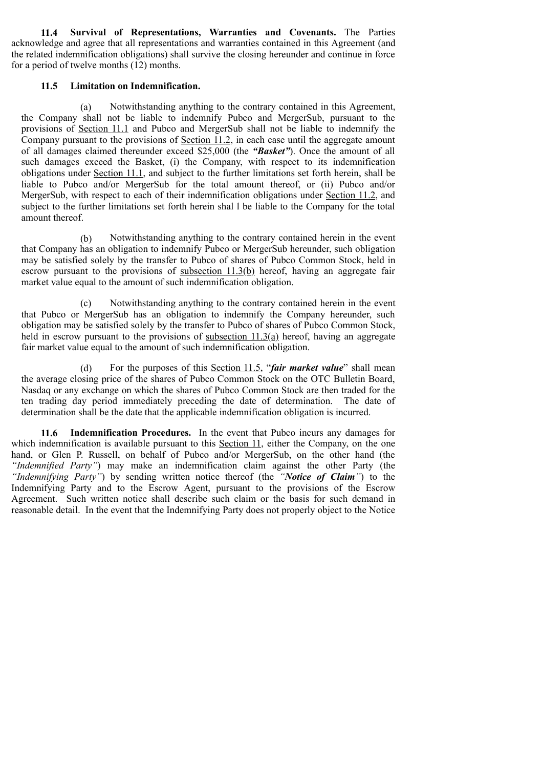**11.4 Survival of Representations, Warranties and Covenants.** The Parties acknowledge and agree that all representations and warranties contained in this Agreement (and the related indemnification obligations) shall survive the closing hereunder and continue in force for a period of twelve months (12) months.

**11.5 Limitation on Indemnification.**

(a) Notwithstanding anything to the contrary contained in this Agreement, the Company shall not be liable to indemnify Pubco and MergerSub, pursuant to the provisions of Section 11.1 and Pubco and MergerSub shall not be liable to indemnify the Company pursuant to the provisions of Section 11.2, in each case until the aggregate amount of all damages claimed thereunder exceed $25,000 (the ***"Basket"***). Once the amount of all such damages exceed the Basket, (i) the Company, with respect to its indemnification obligations under Section 11.1, and subject to the further limitations set forth herein, shall be liable to Pubco and/or MergerSub for the total amount thereof, or (ii) Pubco and/or MergerSub, with respect to each of their indemnification obligations under Section 11.2, and subject to the further limitations set forth herein shal l be liable to the Company for the total amount thereof.

(b) Notwithstanding anything to the contrary contained herein in the event that Company has an obligation to indemnify Pubco or MergerSub hereunder, such obligation may be satisfied solely by the transfer to Pubco of shares of Pubco Common Stock, held in escrow pursuant to the provisions of subsection 11.3(b) hereof, having an aggregate fair market value equal to the amount of such indemnification obligation.

(c) Notwithstanding anything to the contrary contained herein in the event that Pubco or MergerSub has an obligation to indemnify the Company hereunder, such obligation may be satisfied solely by the transfer to Pubco of shares of Pubco Common Stock, held in escrow pursuant to the provisions of subsection 11.3(a) hereof, having an aggregate fair market value equal to the amount of such indemnification obligation.

(d) For the purposes of this Section 11.5, "***fair market value***" shall mean the average closing price of the shares of Pubco Common Stock on the OTC Bulletin Board, Nasdaq or any exchange on which the shares of Pubco Common Stock are then traded for the ten trading day period immediately preceding the date of determination. The date of determination shall be the date that the applicable indemnification obligation is incurred.

**11.6 Indemnification Procedures.** In the event that Pubco incurs any damages for which indemnification is available pursuant to this Section 11, either the Company, on the one hand, or Glen P. Russell, on behalf of Pubco and/or MergerSub, on the other hand (the *"Indemnified Party"*) may make an indemnification claim against the other Party (the *"Indemnifying Party"*) by sending written notice thereof (the *"**Notice of Claim**"*) to the Indemnifying Party and to the Escrow Agent, pursuant to the provisions of the Escrow Agreement. Such written notice shall describe such claim or the basis for such demand in reasonable detail. In the event that the Indemnifying Party does not properly object to the Notice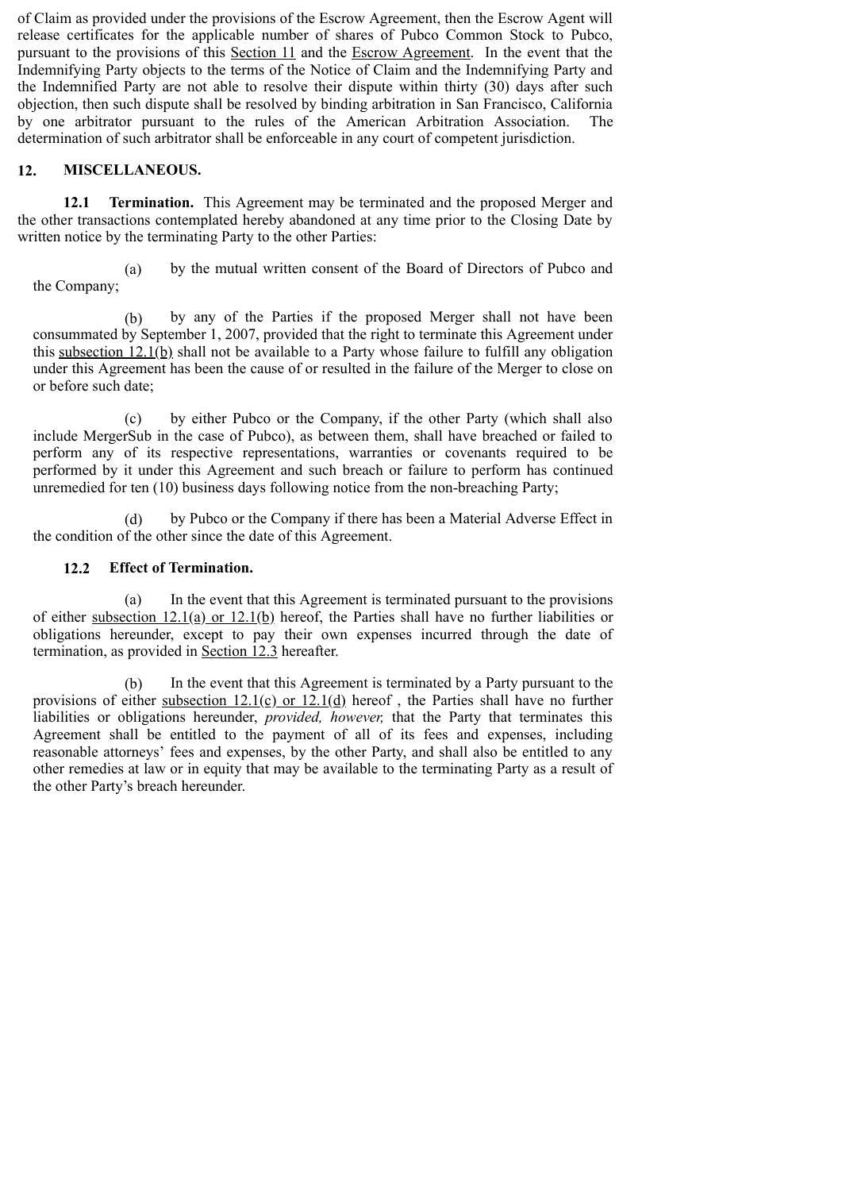of Claim as provided under the provisions of the Escrow Agreement, then the Escrow Agent will release certificates for the applicable number of shares of Pubco Common Stock to Pubco, pursuant to the provisions of this Section 11 and the Escrow Agreement. In the event that the Indemnifying Party objects to the terms of the Notice of Claim and the Indemnifying Party and the Indemnified Party are not able to resolve their dispute within thirty (30) days after such objection, then such dispute shall be resolved by binding arbitration in San Francisco, California by one arbitrator pursuant to the rules of the American Arbitration Association. The determination of such arbitrator shall be enforceable in any court of competent jurisdiction.

## 12. MISCELLANEOUS.

**12.1 Termination.** This Agreement may be terminated and the proposed Merger and the other transactions contemplated hereby abandoned at any time prior to the Closing Date by written notice by the terminating Party to the other Parties:

(a) by the mutual written consent of the Board of Directors of Pubco and the Company;

(b) by any of the Parties if the proposed Merger shall not have been consummated by September 1, 2007, provided that the right to terminate this Agreement under this subsection 12.1(b) shall not be available to a Party whose failure to fulfill any obligation under this Agreement has been the cause of or resulted in the failure of the Merger to close on or before such date;

(c) by either Pubco or the Company, if the other Party (which shall also include MergerSub in the case of Pubco), as between them, shall have breached or failed to perform any of its respective representations, warranties or covenants required to be performed by it under this Agreement and such breach or failure to perform has continued unremedied for ten (10) business days following notice from the non-breaching Party;

(d) by Pubco or the Company if there has been a Material Adverse Effect in the condition of the other since the date of this Agreement.

**12.2 Effect of Termination.**

(a) In the event that this Agreement is terminated pursuant to the provisions of either subsection 12.1(a) or 12.1(b) hereof, the Parties shall have no further liabilities or obligations hereunder, except to pay their own expenses incurred through the date of termination, as provided in Section 12.3 hereafter.

(b) In the event that this Agreement is terminated by a Party pursuant to the provisions of either subsection 12.1(c) or 12.1(d) hereof , the Parties shall have no further liabilities or obligations hereunder, *provided, however,* that the Party that terminates this Agreement shall be entitled to the payment of all of its fees and expenses, including reasonable attorneys' fees and expenses, by the other Party, and shall also be entitled to any other remedies at law or in equity that may be available to the terminating Party as a result of the other Party's breach hereunder.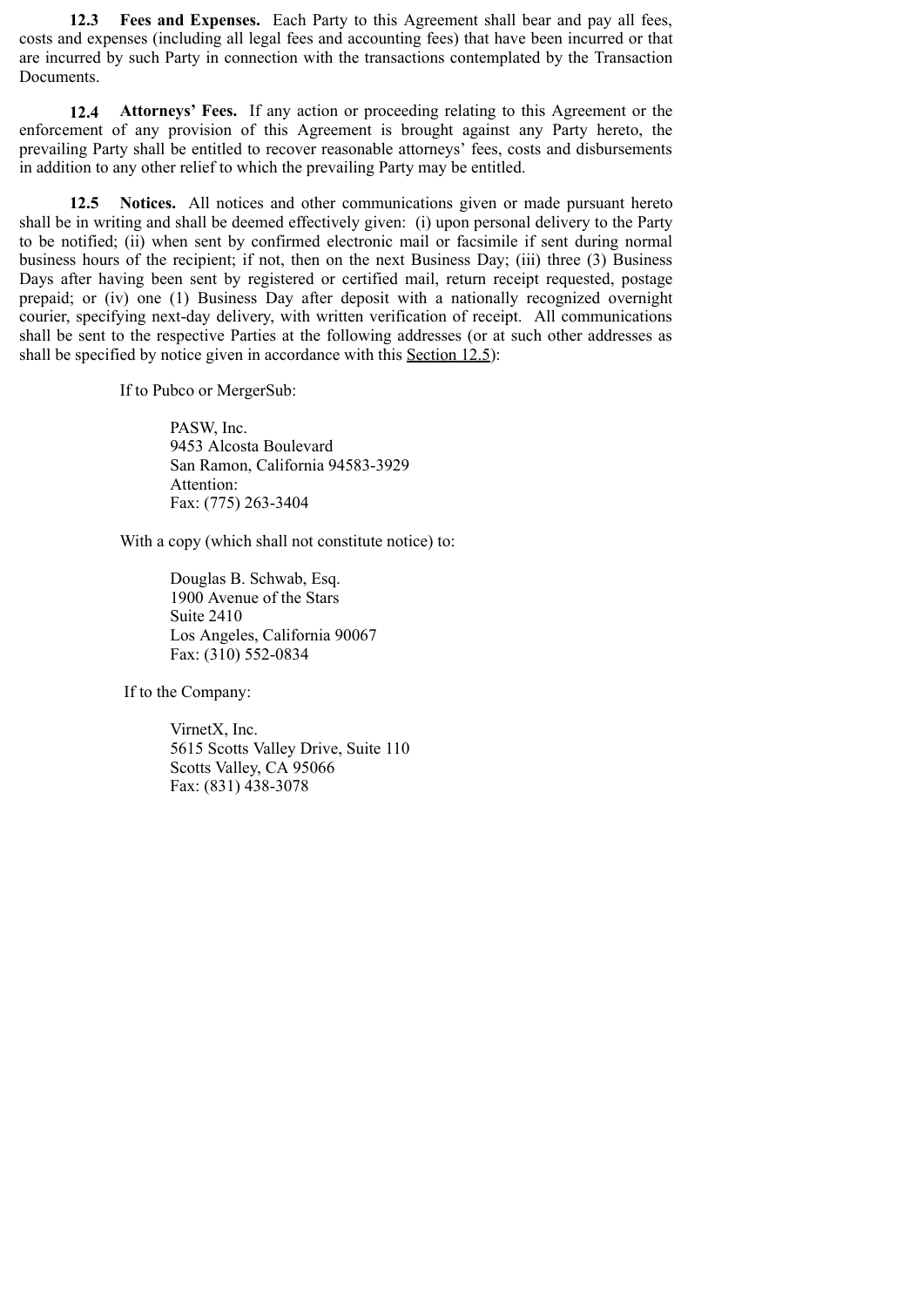**12.3 Fees and Expenses.** Each Party to this Agreement shall bear and pay all fees, costs and expenses (including all legal fees and accounting fees) that have been incurred or that are incurred by such Party in connection with the transactions contemplated by the Transaction Documents.

**12.4 Attorneys' Fees.** If any action or proceeding relating to this Agreement or the enforcement of any provision of this Agreement is brought against any Party hereto, the prevailing Party shall be entitled to recover reasonable attorneys' fees, costs and disbursements in addition to any other relief to which the prevailing Party may be entitled.

**12.5 Notices.** All notices and other communications given or made pursuant hereto shall be in writing and shall be deemed effectively given: (i) upon personal delivery to the Party to be notified; (ii) when sent by confirmed electronic mail or facsimile if sent during normal business hours of the recipient; if not, then on the next Business Day; (iii) three (3) Business Days after having been sent by registered or certified mail, return receipt requested, postage prepaid; or (iv) one (1) Business Day after deposit with a nationally recognized overnight courier, specifying next-day delivery, with written verification of receipt. All communications shall be sent to the respective Parties at the following addresses (or at such other addresses as shall be specified by notice given in accordance with this Section 12.5):

If to Pubco or MergerSub:

PASW, Inc.
9453 Alcosta Boulevard
San Ramon, California 94583-3929
Attention:
Fax: (775) 263-3404

With a copy (which shall not constitute notice) to:

Douglas B. Schwab, Esq.
1900 Avenue of the Stars
Suite 2410
Los Angeles, California 90067
Fax: (310) 552-0834

If to the Company:

VirnetX, Inc.
5615 Scotts Valley Drive, Suite 110
Scotts Valley, CA 95066
Fax: (831) 438-3078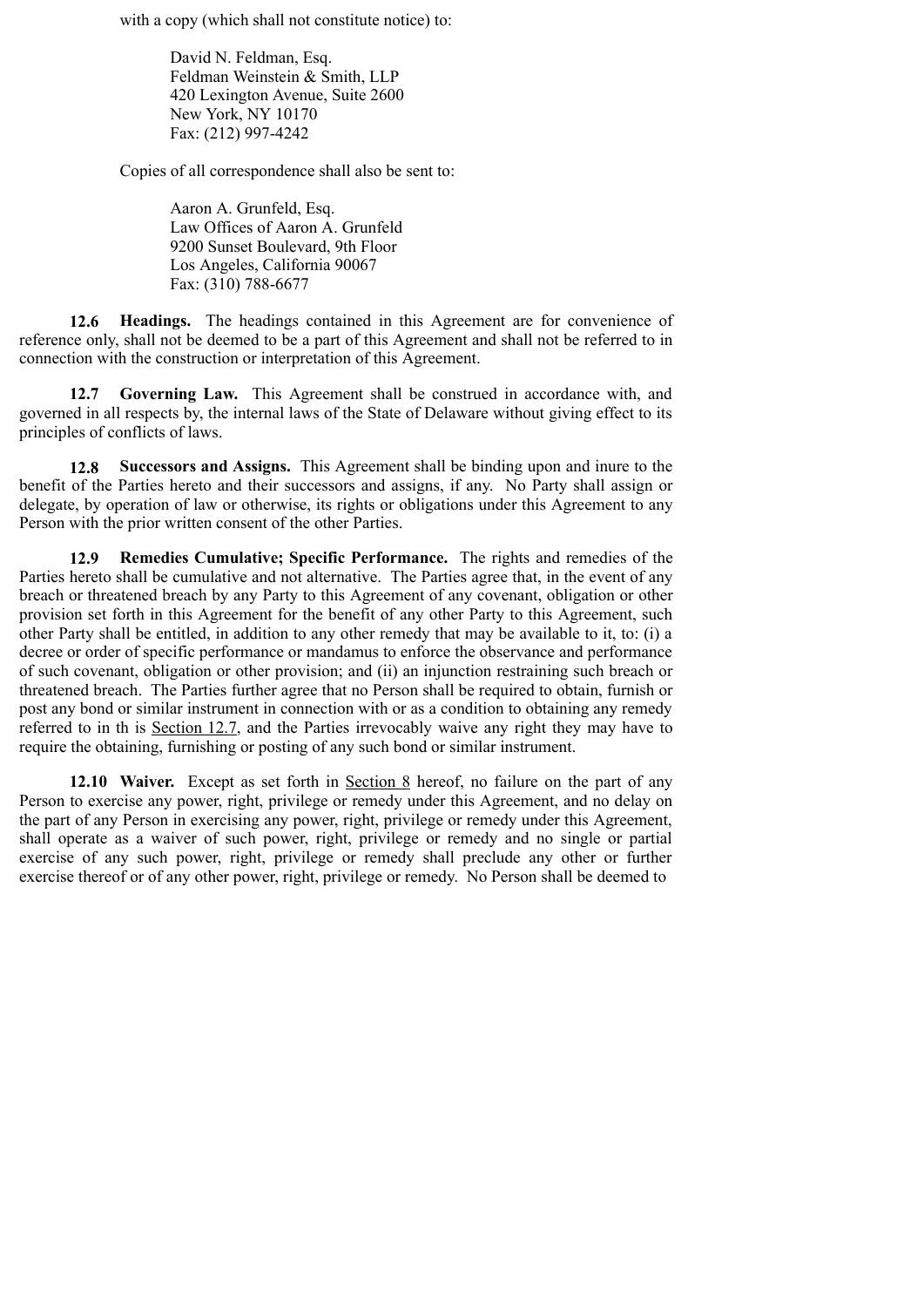with a copy (which shall not constitute notice) to:

> David N. Feldman, Esq.
> Feldman Weinstein & Smith, LLP
> 420 Lexington Avenue, Suite 2600
> New York, NY 10170
> Fax: (212) 997-4242

Copies of all correspondence shall also be sent to:

> Aaron A. Grunfeld, Esq.
> Law Offices of Aaron A. Grunfeld
> 9200 Sunset Boulevard, 9th Floor
> Los Angeles, California 90067
> Fax: (310) 788-6677

**12.6 Headings.** The headings contained in this Agreement are for convenience of reference only, shall not be deemed to be a part of this Agreement and shall not be referred to in connection with the construction or interpretation of this Agreement.

**12.7 Governing Law.** This Agreement shall be construed in accordance with, and governed in all respects by, the internal laws of the State of Delaware without giving effect to its principles of conflicts of laws.

**12.8 Successors and Assigns.** This Agreement shall be binding upon and inure to the benefit of the Parties hereto and their successors and assigns, if any. No Party shall assign or delegate, by operation of law or otherwise, its rights or obligations under this Agreement to any Person with the prior written consent of the other Parties.

**12.9 Remedies Cumulative; Specific Performance.** The rights and remedies of the Parties hereto shall be cumulative and not alternative. The Parties agree that, in the event of any breach or threatened breach by any Party to this Agreement of any covenant, obligation or other provision set forth in this Agreement for the benefit of any other Party to this Agreement, such other Party shall be entitled, in addition to any other remedy that may be available to it, to: (i) a decree or order of specific performance or mandamus to enforce the observance and performance of such covenant, obligation or other provision; and (ii) an injunction restraining such breach or threatened breach. The Parties further agree that no Person shall be required to obtain, furnish or post any bond or similar instrument in connection with or as a condition to obtaining any remedy referred to in th is Section 12.7, and the Parties irrevocably waive any right they may have to require the obtaining, furnishing or posting of any such bond or similar instrument.

**12.10 Waiver.** Except as set forth in Section 8 hereof, no failure on the part of any Person to exercise any power, right, privilege or remedy under this Agreement, and no delay on the part of any Person in exercising any power, right, privilege or remedy under this Agreement, shall operate as a waiver of such power, right, privilege or remedy and no single or partial exercise of any such power, right, privilege or remedy shall preclude any other or further exercise thereof or of any other power, right, privilege or remedy. No Person shall be deemed to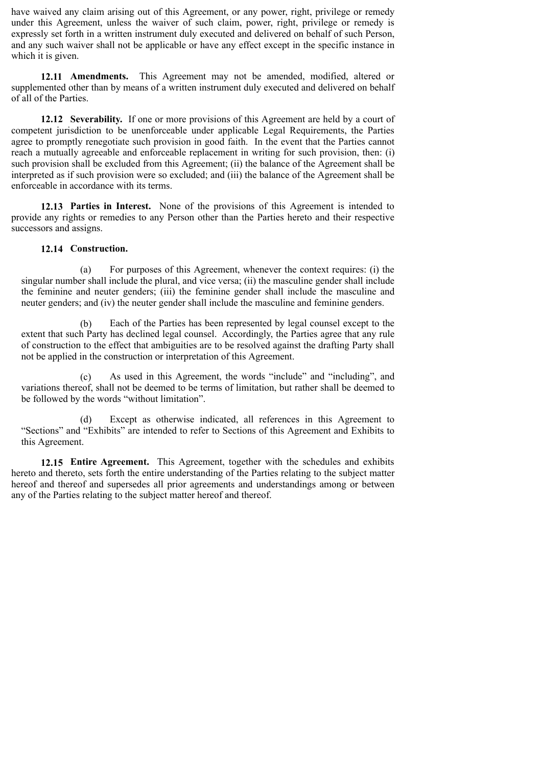have waived any claim arising out of this Agreement, or any power, right, privilege or remedy under this Agreement, unless the waiver of such claim, power, right, privilege or remedy is expressly set forth in a written instrument duly executed and delivered on behalf of such Person, and any such waiver shall not be applicable or have any effect except in the specific instance in which it is given.

**12.11 Amendments.** This Agreement may not be amended, modified, altered or supplemented other than by means of a written instrument duly executed and delivered on behalf of all of the Parties.

**12.12 Severability.** If one or more provisions of this Agreement are held by a court of competent jurisdiction to be unenforceable under applicable Legal Requirements, the Parties agree to promptly renegotiate such provision in good faith. In the event that the Parties cannot reach a mutually agreeable and enforceable replacement in writing for such provision, then: (i) such provision shall be excluded from this Agreement; (ii) the balance of the Agreement shall be interpreted as if such provision were so excluded; and (iii) the balance of the Agreement shall be enforceable in accordance with its terms.

**12.13 Parties in Interest.** None of the provisions of this Agreement is intended to provide any rights or remedies to any Person other than the Parties hereto and their respective successors and assigns.

**12.14 Construction.**

(a) For purposes of this Agreement, whenever the context requires: (i) the singular number shall include the plural, and vice versa; (ii) the masculine gender shall include the feminine and neuter genders; (iii) the feminine gender shall include the masculine and neuter genders; and (iv) the neuter gender shall include the masculine and feminine genders.

(b) Each of the Parties has been represented by legal counsel except to the extent that such Party has declined legal counsel. Accordingly, the Parties agree that any rule of construction to the effect that ambiguities are to be resolved against the drafting Party shall not be applied in the construction or interpretation of this Agreement.

(c) As used in this Agreement, the words "include" and "including", and variations thereof, shall not be deemed to be terms of limitation, but rather shall be deemed to be followed by the words "without limitation".

(d) Except as otherwise indicated, all references in this Agreement to "Sections" and "Exhibits" are intended to refer to Sections of this Agreement and Exhibits to this Agreement.

**12.15 Entire Agreement.** This Agreement, together with the schedules and exhibits hereto and thereto, sets forth the entire understanding of the Parties relating to the subject matter hereof and thereof and supersedes all prior agreements and understandings among or between any of the Parties relating to the subject matter hereof and thereof.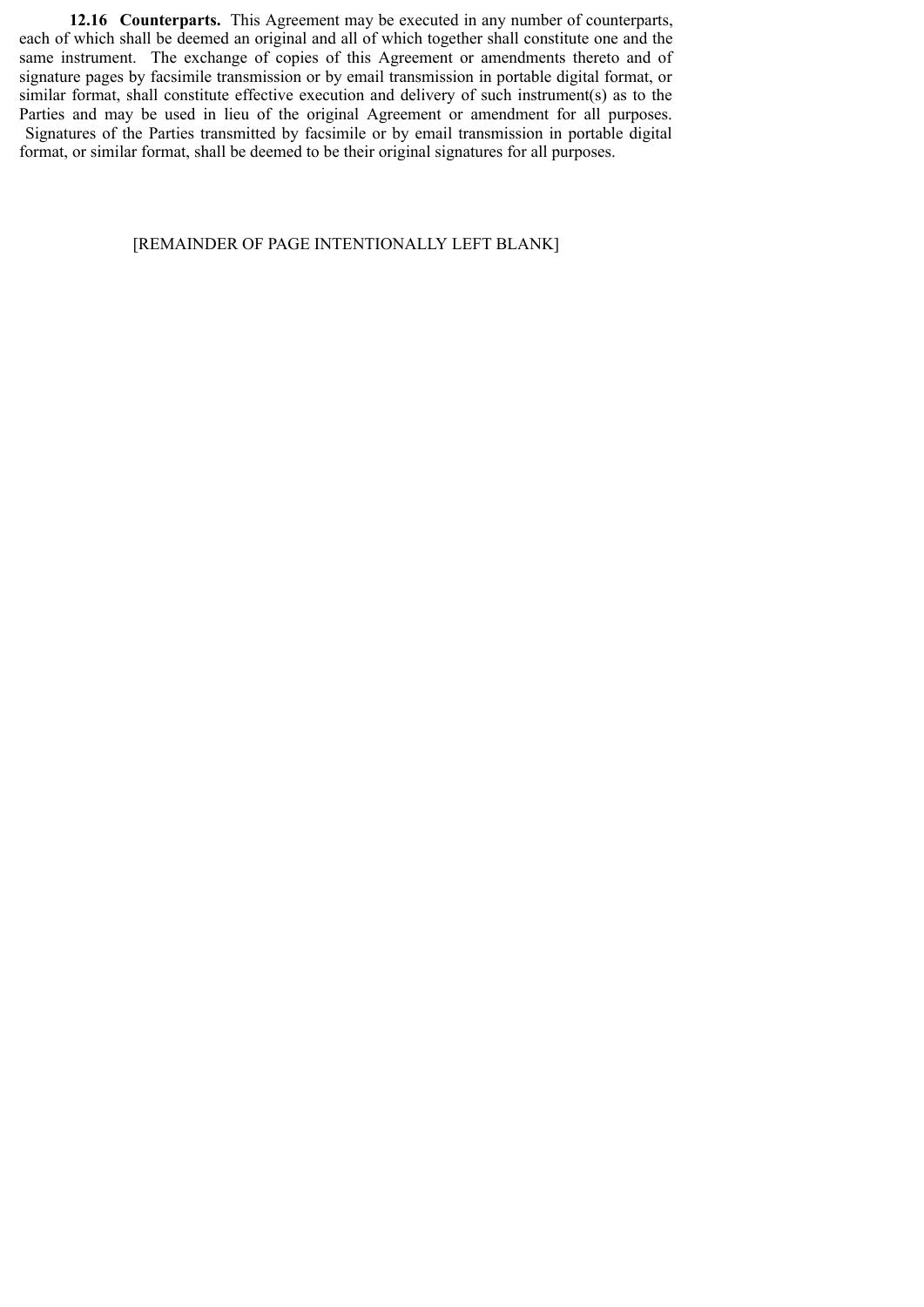**12.16 Counterparts.** This Agreement may be executed in any number of counterparts, each of which shall be deemed an original and all of which together shall constitute one and the same instrument. The exchange of copies of this Agreement or amendments thereto and of signature pages by facsimile transmission or by email transmission in portable digital format, or similar format, shall constitute effective execution and delivery of such instrument(s) as to the Parties and may be used in lieu of the original Agreement or amendment for all purposes. Signatures of the Parties transmitted by facsimile or by email transmission in portable digital format, or similar format, shall be deemed to be their original signatures for all purposes.

[REMAINDER OF PAGE INTENTIONALLY LEFT BLANK]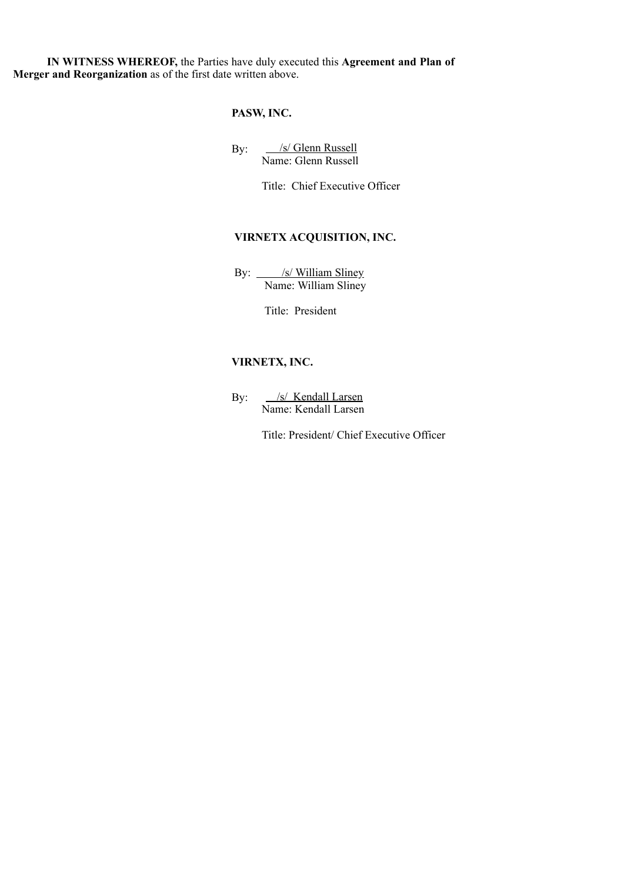**IN WITNESS WHEREOF,** the Parties have duly executed this **Agreement and Plan of Merger and Reorganization** as of the first date written above.

**PASW, INC.**

By: /s/ Glenn Russell
Name: Glenn Russell

Title: Chief Executive Officer

**VIRNETX ACQUISITION, INC.**

By: /s/ William Sliney
Name: William Sliney

Title: President

**VIRNETX, INC.**

By: /s/ Kendall Larsen
Name: Kendall Larsen

Title: President/ Chief Executive Officer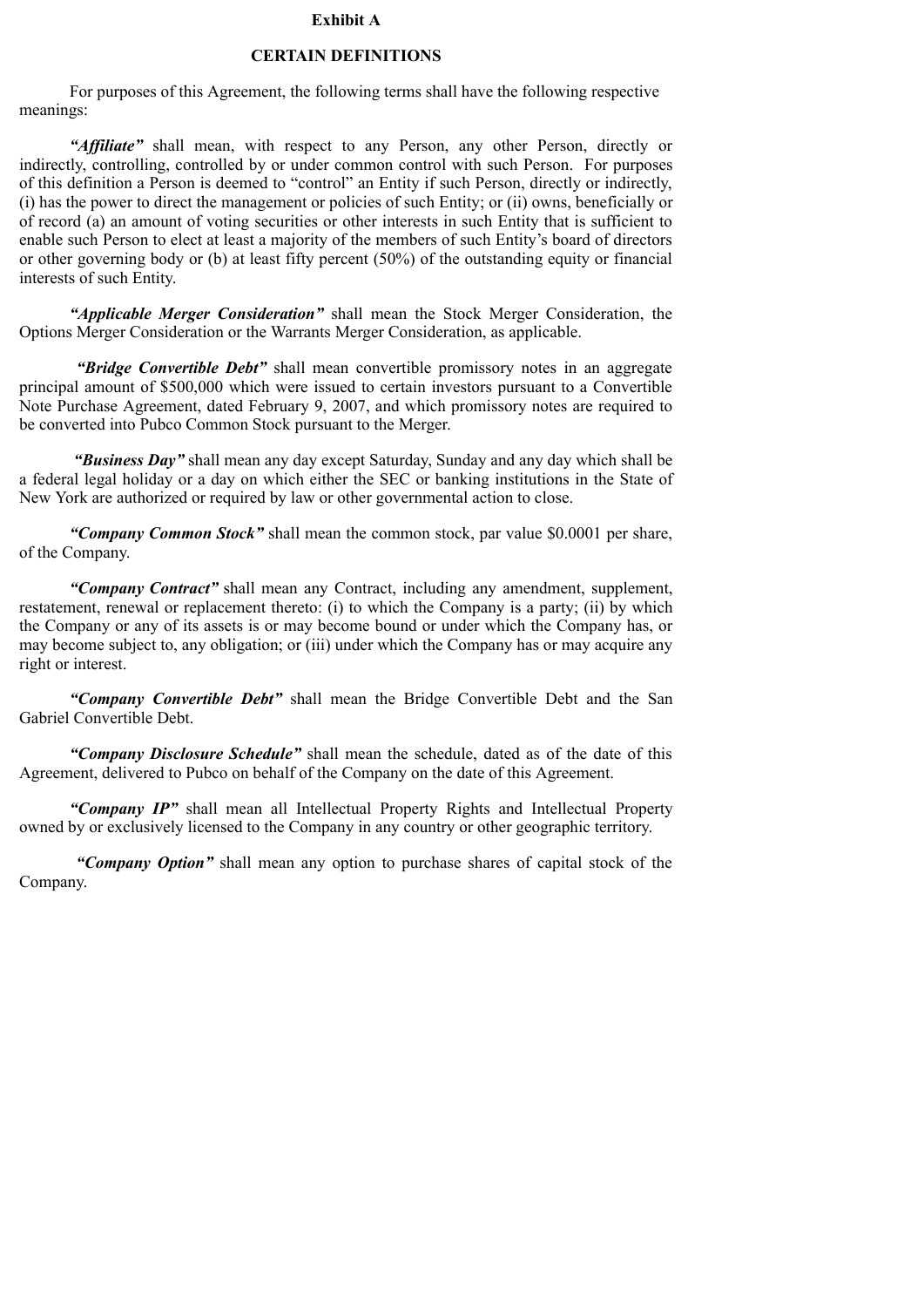**Exhibit A**

**CERTAIN DEFINITIONS**

For purposes of this Agreement, the following terms shall have the following respective meanings:

***"Affiliate"*** shall mean, with respect to any Person, any other Person, directly or indirectly, controlling, controlled by or under common control with such Person. For purposes of this definition a Person is deemed to "control" an Entity if such Person, directly or indirectly, (i) has the power to direct the management or policies of such Entity; or (ii) owns, beneficially or of record (a) an amount of voting securities or other interests in such Entity that is sufficient to enable such Person to elect at least a majority of the members of such Entity's board of directors or other governing body or (b) at least fifty percent (50%) of the outstanding equity or financial interests of such Entity.

***"Applicable Merger Consideration"*** shall mean the Stock Merger Consideration, the Options Merger Consideration or the Warrants Merger Consideration, as applicable.

***"Bridge Convertible Debt"*** shall mean convertible promissory notes in an aggregate principal amount of $500,000 which were issued to certain investors pursuant to a Convertible Note Purchase Agreement, dated February 9, 2007, and which promissory notes are required to be converted into Pubco Common Stock pursuant to the Merger.

***"Business Day"*** shall mean any day except Saturday, Sunday and any day which shall be a federal legal holiday or a day on which either the SEC or banking institutions in the State of New York are authorized or required by law or other governmental action to close.

***"Company Common Stock"*** shall mean the common stock, par value $0.0001 per share, of the Company.

***"Company Contract"*** shall mean any Contract, including any amendment, supplement, restatement, renewal or replacement thereto: (i) to which the Company is a party; (ii) by which the Company or any of its assets is or may become bound or under which the Company has, or may become subject to, any obligation; or (iii) under which the Company has or may acquire any right or interest.

***"Company Convertible Debt"*** shall mean the Bridge Convertible Debt and the San Gabriel Convertible Debt.

***"Company Disclosure Schedule"*** shall mean the schedule, dated as of the date of this Agreement, delivered to Pubco on behalf of the Company on the date of this Agreement.

***"Company IP"*** shall mean all Intellectual Property Rights and Intellectual Property owned by or exclusively licensed to the Company in any country or other geographic territory.

***"Company Option"*** shall mean any option to purchase shares of capital stock of the Company.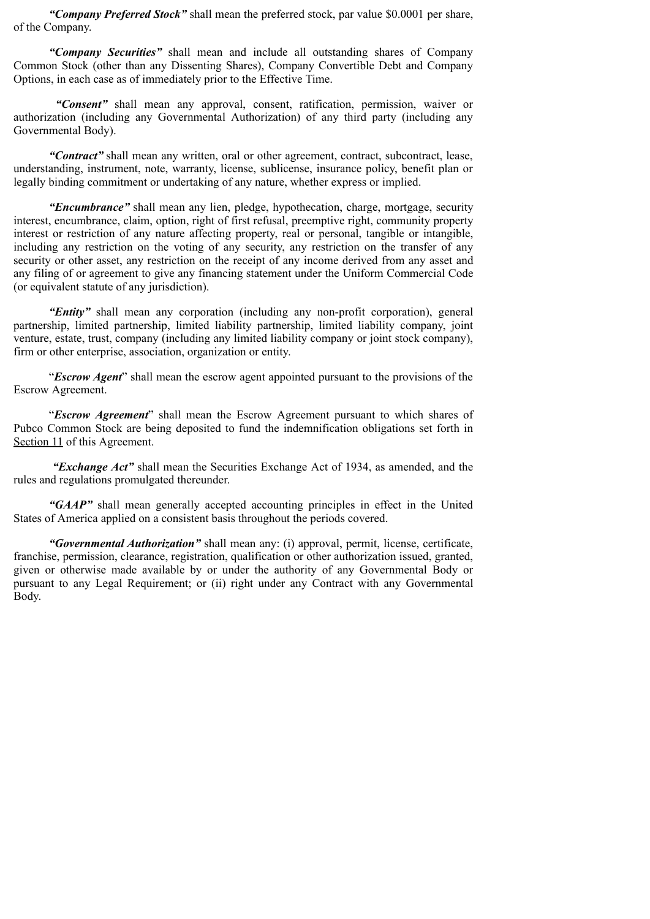***"Company Preferred Stock"*** shall mean the preferred stock, par value $0.0001 per share, of the Company.

***"Company Securities"*** shall mean and include all outstanding shares of Company Common Stock (other than any Dissenting Shares), Company Convertible Debt and Company Options, in each case as of immediately prior to the Effective Time.

***"Consent"*** shall mean any approval, consent, ratification, permission, waiver or authorization (including any Governmental Authorization) of any third party (including any Governmental Body).

***"Contract"*** shall mean any written, oral or other agreement, contract, subcontract, lease, understanding, instrument, note, warranty, license, sublicense, insurance policy, benefit plan or legally binding commitment or undertaking of any nature, whether express or implied.

***"Encumbrance"*** shall mean any lien, pledge, hypothecation, charge, mortgage, security interest, encumbrance, claim, option, right of first refusal, preemptive right, community property interest or restriction of any nature affecting property, real or personal, tangible or intangible, including any restriction on the voting of any security, any restriction on the transfer of any security or other asset, any restriction on the receipt of any income derived from any asset and any filing of or agreement to give any financing statement under the Uniform Commercial Code (or equivalent statute of any jurisdiction).

***"Entity"*** shall mean any corporation (including any non-profit corporation), general partnership, limited partnership, limited liability partnership, limited liability company, joint venture, estate, trust, company (including any limited liability company or joint stock company), firm or other enterprise, association, organization or entity.

"***Escrow Agent***" shall mean the escrow agent appointed pursuant to the provisions of the Escrow Agreement.

"***Escrow Agreement***" shall mean the Escrow Agreement pursuant to which shares of Pubco Common Stock are being deposited to fund the indemnification obligations set forth in Section 11 of this Agreement.

***"Exchange Act"*** shall mean the Securities Exchange Act of 1934, as amended, and the rules and regulations promulgated thereunder.

***"GAAP"*** shall mean generally accepted accounting principles in effect in the United States of America applied on a consistent basis throughout the periods covered.

***"Governmental Authorization"*** shall mean any: (i) approval, permit, license, certificate, franchise, permission, clearance, registration, qualification or other authorization issued, granted, given or otherwise made available by or under the authority of any Governmental Body or pursuant to any Legal Requirement; or (ii) right under any Contract with any Governmental Body.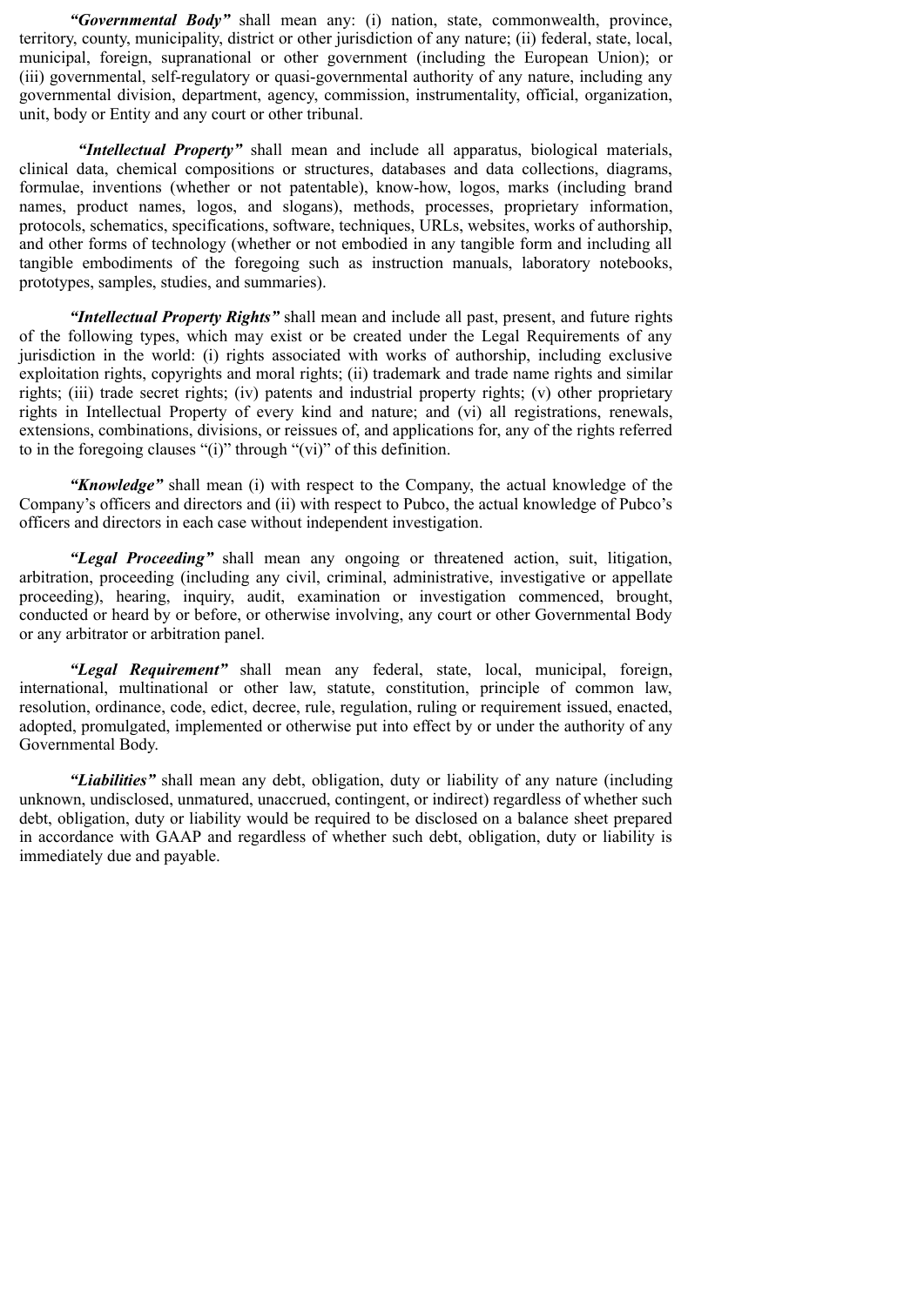***"Governmental Body"*** shall mean any: (i) nation, state, commonwealth, province, territory, county, municipality, district or other jurisdiction of any nature; (ii) federal, state, local, municipal, foreign, supranational or other government (including the European Union); or (iii) governmental, self-regulatory or quasi-governmental authority of any nature, including any governmental division, department, agency, commission, instrumentality, official, organization, unit, body or Entity and any court or other tribunal.

***"Intellectual Property"*** shall mean and include all apparatus, biological materials, clinical data, chemical compositions or structures, databases and data collections, diagrams, formulae, inventions (whether or not patentable), know-how, logos, marks (including brand names, product names, logos, and slogans), methods, processes, proprietary information, protocols, schematics, specifications, software, techniques, URLs, websites, works of authorship, and other forms of technology (whether or not embodied in any tangible form and including all tangible embodiments of the foregoing such as instruction manuals, laboratory notebooks, prototypes, samples, studies, and summaries).

***"Intellectual Property Rights"*** shall mean and include all past, present, and future rights of the following types, which may exist or be created under the Legal Requirements of any jurisdiction in the world: (i) rights associated with works of authorship, including exclusive exploitation rights, copyrights and moral rights; (ii) trademark and trade name rights and similar rights; (iii) trade secret rights; (iv) patents and industrial property rights; (v) other proprietary rights in Intellectual Property of every kind and nature; and (vi) all registrations, renewals, extensions, combinations, divisions, or reissues of, and applications for, any of the rights referred to in the foregoing clauses "(i)" through "(vi)" of this definition.

***"Knowledge"*** shall mean (i) with respect to the Company, the actual knowledge of the Company's officers and directors and (ii) with respect to Pubco, the actual knowledge of Pubco's officers and directors in each case without independent investigation.

***"Legal Proceeding"*** shall mean any ongoing or threatened action, suit, litigation, arbitration, proceeding (including any civil, criminal, administrative, investigative or appellate proceeding), hearing, inquiry, audit, examination or investigation commenced, brought, conducted or heard by or before, or otherwise involving, any court or other Governmental Body or any arbitrator or arbitration panel.

***"Legal Requirement"*** shall mean any federal, state, local, municipal, foreign, international, multinational or other law, statute, constitution, principle of common law, resolution, ordinance, code, edict, decree, rule, regulation, ruling or requirement issued, enacted, adopted, promulgated, implemented or otherwise put into effect by or under the authority of any Governmental Body.

***"Liabilities"*** shall mean any debt, obligation, duty or liability of any nature (including unknown, undisclosed, unmatured, unaccrued, contingent, or indirect) regardless of whether such debt, obligation, duty or liability would be required to be disclosed on a balance sheet prepared in accordance with GAAP and regardless of whether such debt, obligation, duty or liability is immediately due and payable.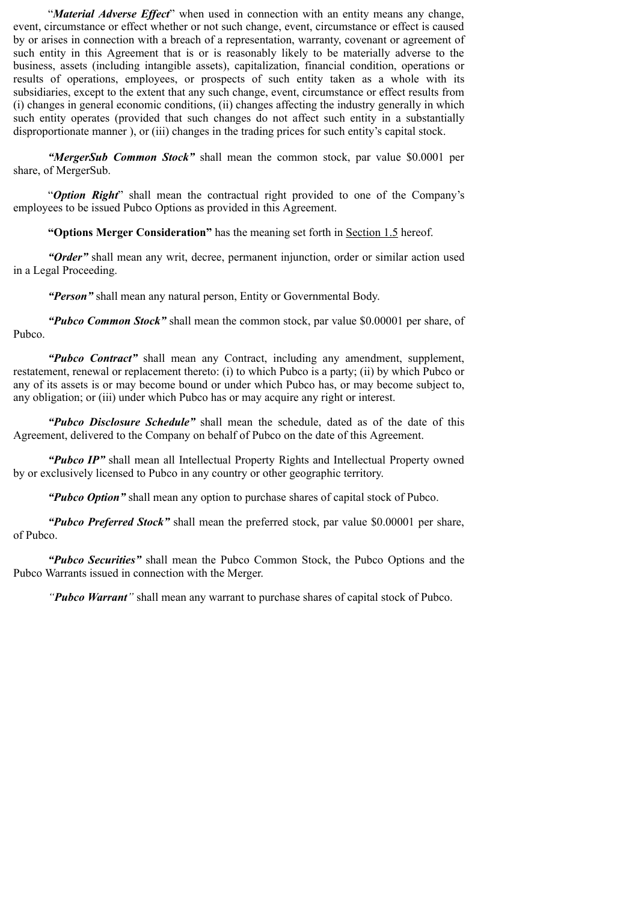"***Material Adverse Effect***" when used in connection with an entity means any change, event, circumstance or effect whether or not such change, event, circumstance or effect is caused by or arises in connection with a breach of a representation, warranty, covenant or agreement of such entity in this Agreement that is or is reasonably likely to be materially adverse to the business, assets (including intangible assets), capitalization, financial condition, operations or results of operations, employees, or prospects of such entity taken as a whole with its subsidiaries, except to the extent that any such change, event, circumstance or effect results from (i) changes in general economic conditions, (ii) changes affecting the industry generally in which such entity operates (provided that such changes do not affect such entity in a substantially disproportionate manner ), or (iii) changes in the trading prices for such entity's capital stock.

***"MergerSub Common Stock"*** shall mean the common stock, par value $0.0001 per share, of MergerSub.

"***Option Right***" shall mean the contractual right provided to one of the Company's employees to be issued Pubco Options as provided in this Agreement.

**"Options Merger Consideration"** has the meaning set forth in Section 1.5 hereof.

***"Order"*** shall mean any writ, decree, permanent injunction, order or similar action used in a Legal Proceeding.

***"Person"*** shall mean any natural person, Entity or Governmental Body.

***"Pubco Common Stock"*** shall mean the common stock, par value $0.00001 per share, of Pubco.

***"Pubco Contract"*** shall mean any Contract, including any amendment, supplement, restatement, renewal or replacement thereto: (i) to which Pubco is a party; (ii) by which Pubco or any of its assets is or may become bound or under which Pubco has, or may become subject to, any obligation; or (iii) under which Pubco has or may acquire any right or interest.

***"Pubco Disclosure Schedule"*** shall mean the schedule, dated as of the date of this Agreement, delivered to the Company on behalf of Pubco on the date of this Agreement.

***"Pubco IP"*** shall mean all Intellectual Property Rights and Intellectual Property owned by or exclusively licensed to Pubco in any country or other geographic territory.

***"Pubco Option"*** shall mean any option to purchase shares of capital stock of Pubco.

***"Pubco Preferred Stock"*** shall mean the preferred stock, par value $0.00001 per share, of Pubco.

***"Pubco Securities"*** shall mean the Pubco Common Stock, the Pubco Options and the Pubco Warrants issued in connection with the Merger.

*"**Pubco Warrant**"* shall mean any warrant to purchase shares of capital stock of Pubco.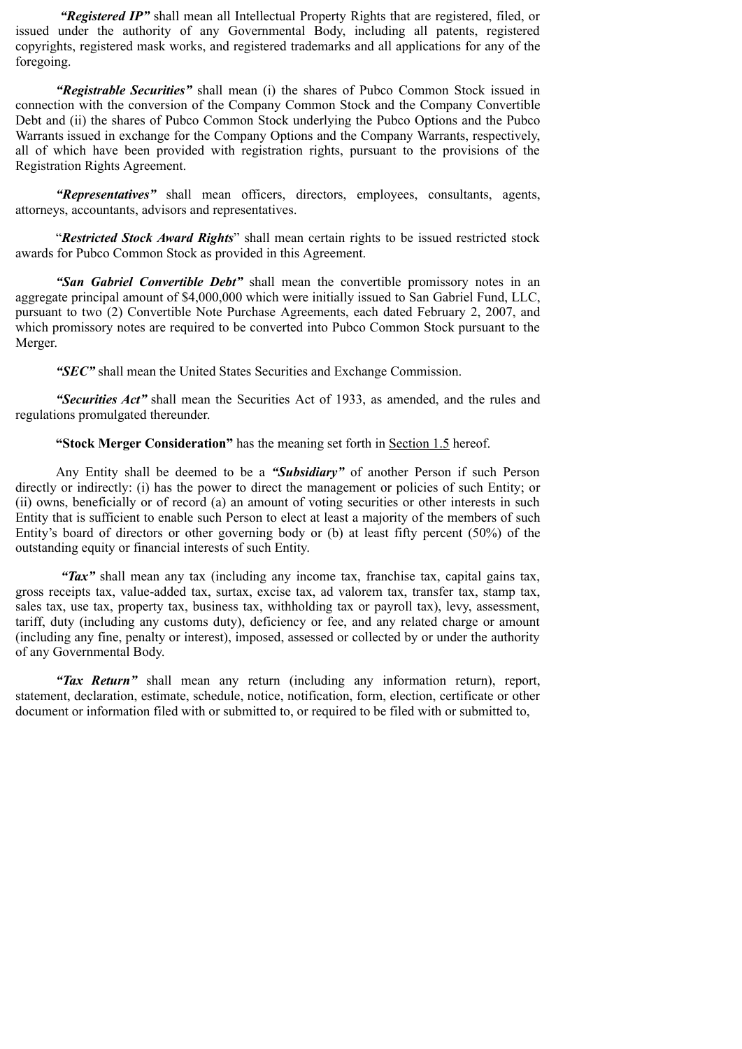***"Registered IP"*** shall mean all Intellectual Property Rights that are registered, filed, or issued under the authority of any Governmental Body, including all patents, registered copyrights, registered mask works, and registered trademarks and all applications for any of the foregoing.

***"Registrable Securities"*** shall mean (i) the shares of Pubco Common Stock issued in connection with the conversion of the Company Common Stock and the Company Convertible Debt and (ii) the shares of Pubco Common Stock underlying the Pubco Options and the Pubco Warrants issued in exchange for the Company Options and the Company Warrants, respectively, all of which have been provided with registration rights, pursuant to the provisions of the Registration Rights Agreement.

***"Representatives"*** shall mean officers, directors, employees, consultants, agents, attorneys, accountants, advisors and representatives.

"***Restricted Stock Award Rights***" shall mean certain rights to be issued restricted stock awards for Pubco Common Stock as provided in this Agreement.

***"San Gabriel Convertible Debt"*** shall mean the convertible promissory notes in an aggregate principal amount of $4,000,000 which were initially issued to San Gabriel Fund, LLC, pursuant to two (2) Convertible Note Purchase Agreements, each dated February 2, 2007, and which promissory notes are required to be converted into Pubco Common Stock pursuant to the Merger.

***"SEC"*** shall mean the United States Securities and Exchange Commission.

***"Securities Act"*** shall mean the Securities Act of 1933, as amended, and the rules and regulations promulgated thereunder.

**"Stock Merger Consideration"** has the meaning set forth in Section 1.5 hereof.

Any Entity shall be deemed to be a ***"Subsidiary"*** of another Person if such Person directly or indirectly: (i) has the power to direct the management or policies of such Entity; or (ii) owns, beneficially or of record (a) an amount of voting securities or other interests in such Entity that is sufficient to enable such Person to elect at least a majority of the members of such Entity's board of directors or other governing body or (b) at least fifty percent (50%) of the outstanding equity or financial interests of such Entity.

***"Tax"*** shall mean any tax (including any income tax, franchise tax, capital gains tax, gross receipts tax, value-added tax, surtax, excise tax, ad valorem tax, transfer tax, stamp tax, sales tax, use tax, property tax, business tax, withholding tax or payroll tax), levy, assessment, tariff, duty (including any customs duty), deficiency or fee, and any related charge or amount (including any fine, penalty or interest), imposed, assessed or collected by or under the authority of any Governmental Body.

***"Tax Return"*** shall mean any return (including any information return), report, statement, declaration, estimate, schedule, notice, notification, form, election, certificate or other document or information filed with or submitted to, or required to be filed with or submitted to,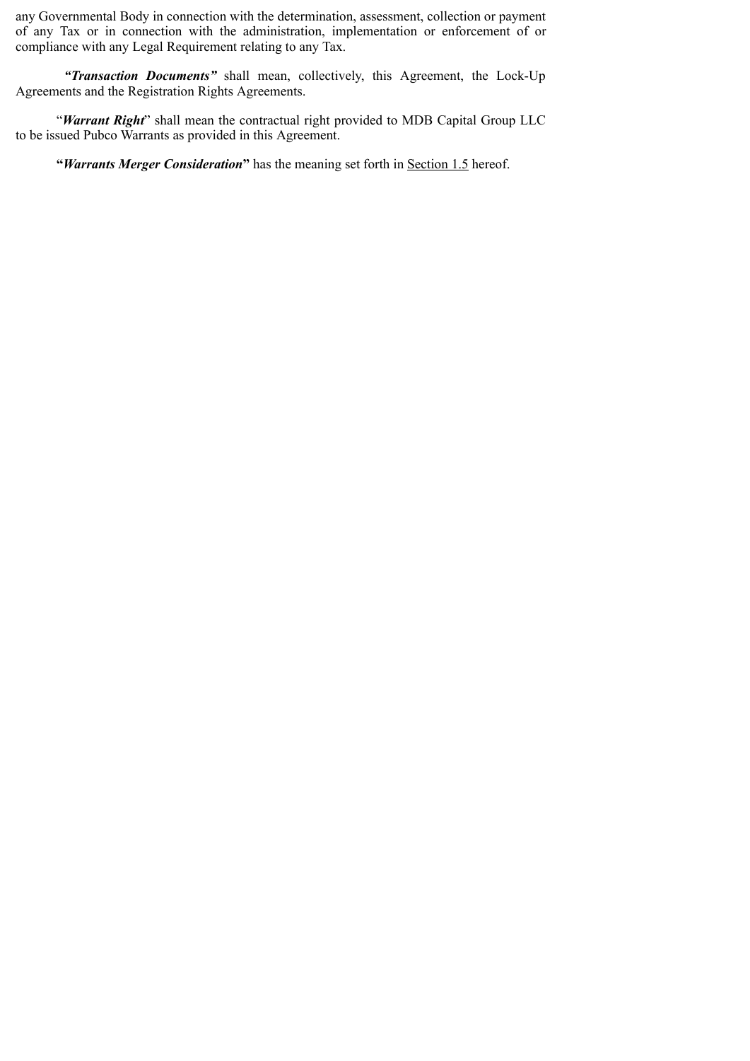any Governmental Body in connection with the determination, assessment, collection or payment of any Tax or in connection with the administration, implementation or enforcement of or compliance with any Legal Requirement relating to any Tax.

***"Transaction Documents"*** shall mean, collectively, this Agreement, the Lock-Up Agreements and the Registration Rights Agreements.

"***Warrant Right***" shall mean the contractual right provided to MDB Capital Group LLC to be issued Pubco Warrants as provided in this Agreement.

**"*Warrants Merger Consideration*"** has the meaning set forth in Section 1.5 hereof.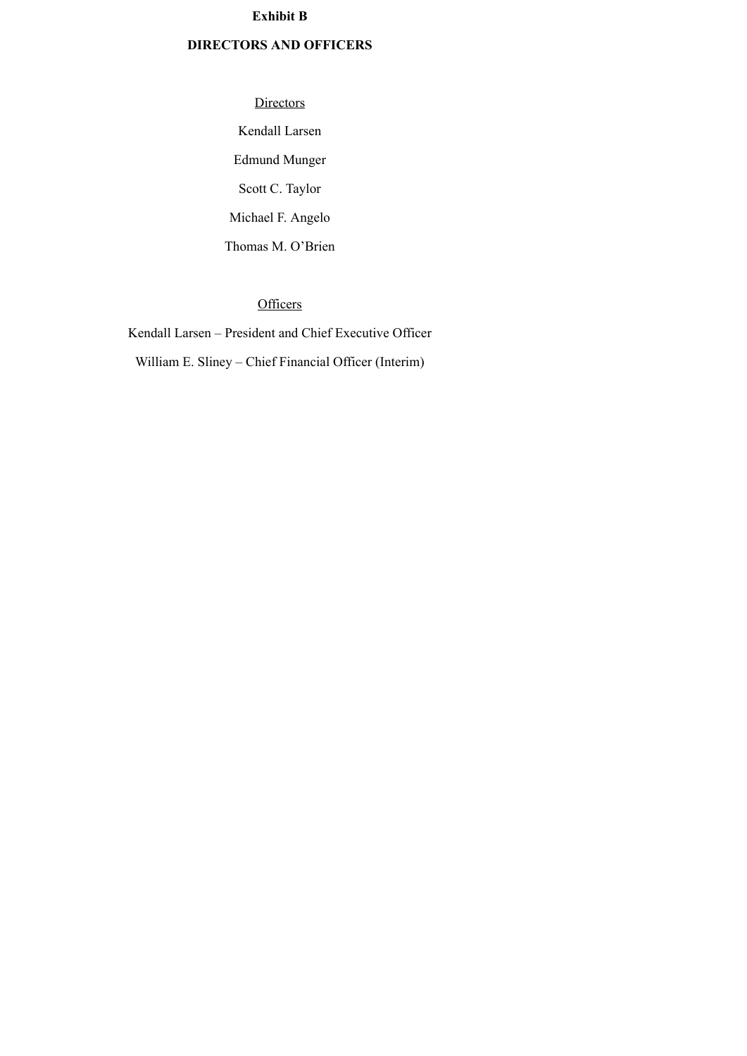**Exhibit B**

**DIRECTORS AND OFFICERS**

Directors

Kendall Larsen

Edmund Munger

Scott C. Taylor

Michael F. Angelo

Thomas M. O'Brien

Officers

Kendall Larsen – President and Chief Executive Officer

William E. Sliney – Chief Financial Officer (Interim)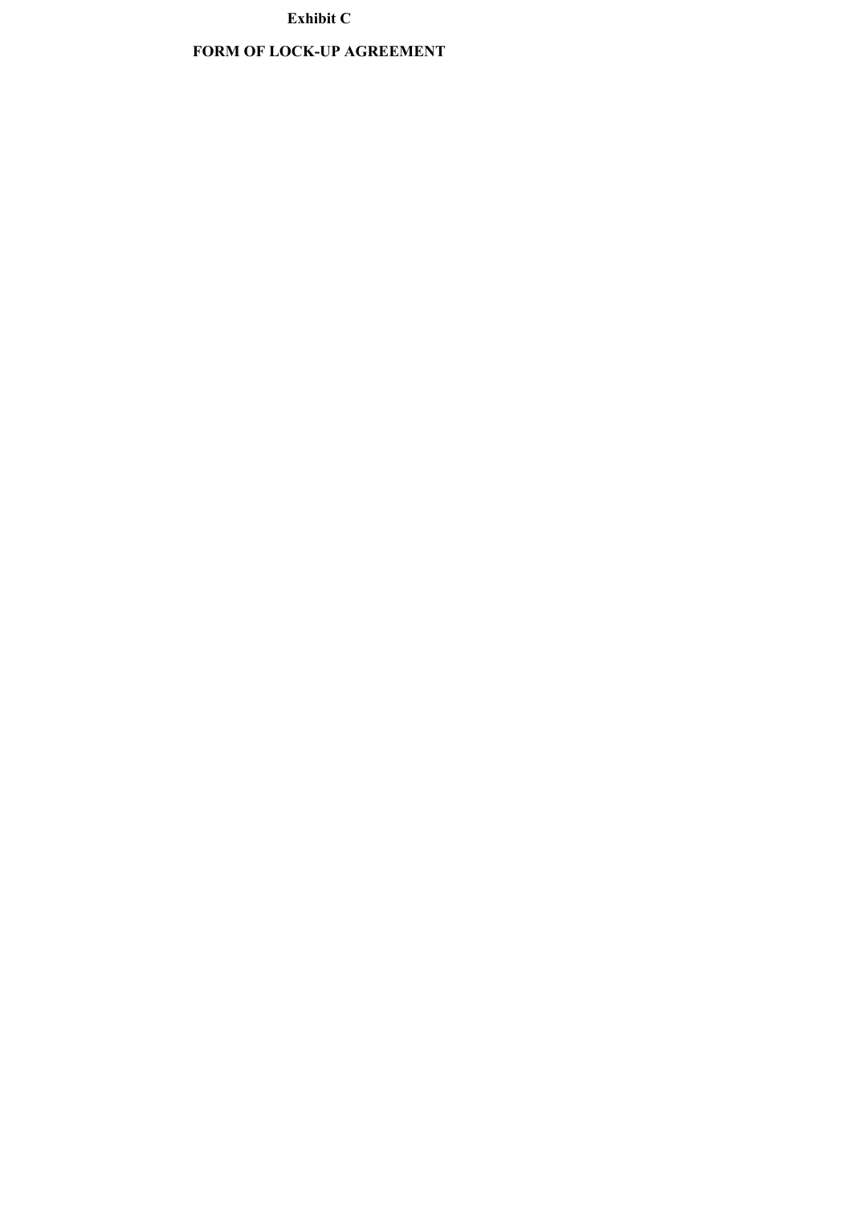**Exhibit C**

**FORM OF LOCK-UP AGREEMENT**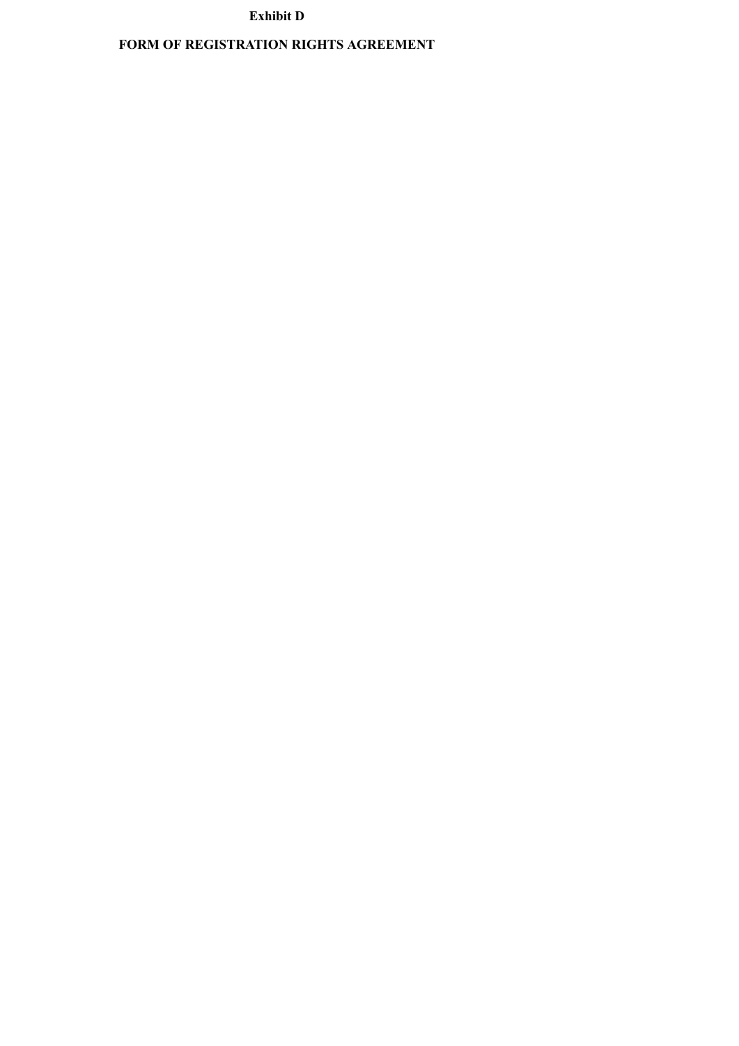**Exhibit D**

**FORM OF REGISTRATION RIGHTS AGREEMENT**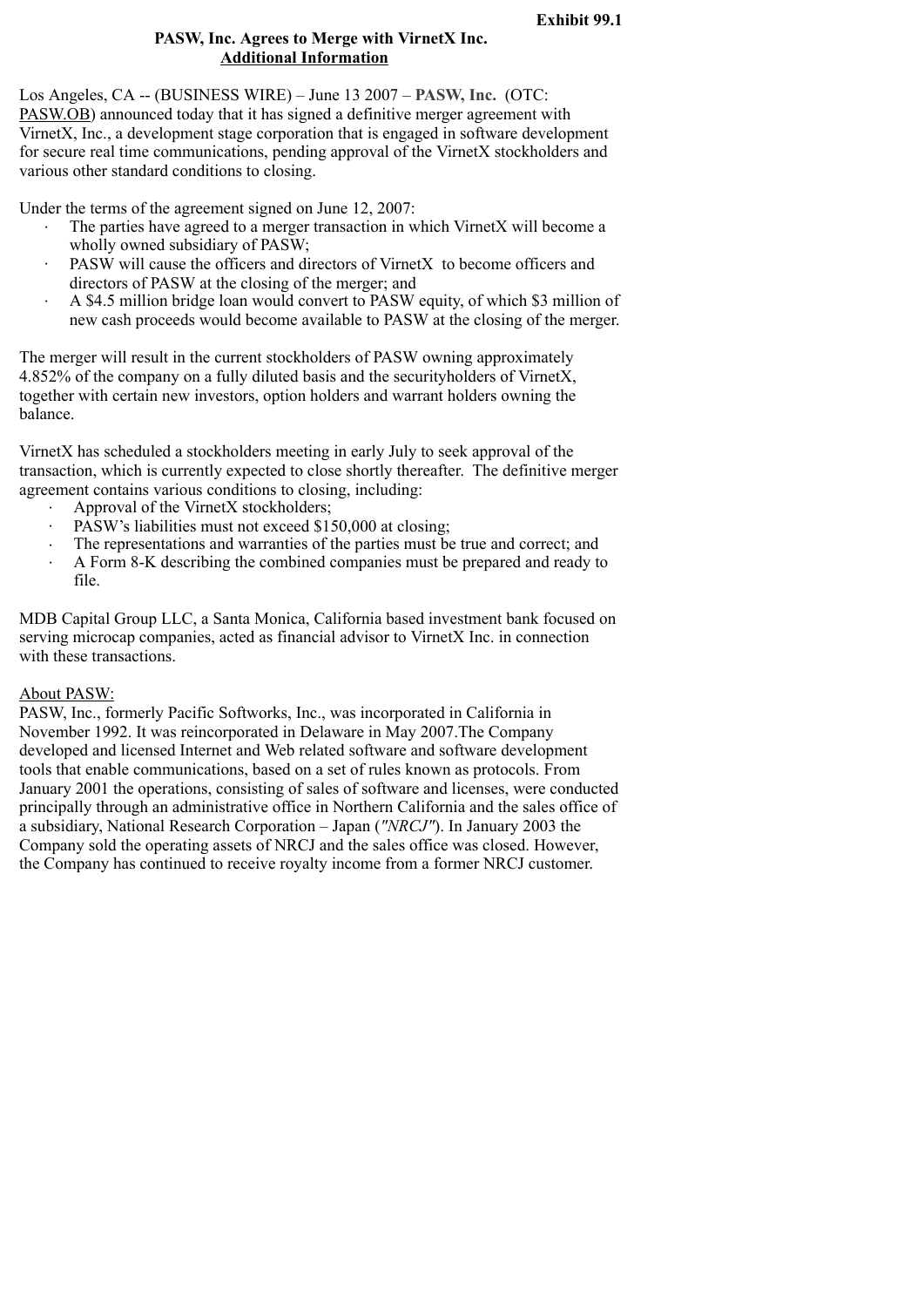**Exhibit 99.1**

**PASW, Inc. Agrees to Merge with VirnetX Inc.**
**Additional Information**

Los Angeles, CA -- (BUSINESS WIRE) – June 13 2007 – **PASW, Inc.** (OTC: PASW.OB) announced today that it has signed a definitive merger agreement with VirnetX, Inc., a development stage corporation that is engaged in software development for secure real time communications, pending approval of the VirnetX stockholders and various other standard conditions to closing.

Under the terms of the agreement signed on June 12, 2007:

- The parties have agreed to a merger transaction in which VirnetX will become a wholly owned subsidiary of PASW;
- PASW will cause the officers and directors of VirnetX to become officers and directors of PASW at the closing of the merger; and
- A $4.5 million bridge loan would convert to PASW equity, of which $3 million of new cash proceeds would become available to PASW at the closing of the merger.

The merger will result in the current stockholders of PASW owning approximately 4.852% of the company on a fully diluted basis and the securityholders of VirnetX, together with certain new investors, option holders and warrant holders owning the balance.

VirnetX has scheduled a stockholders meeting in early July to seek approval of the transaction, which is currently expected to close shortly thereafter. The definitive merger agreement contains various conditions to closing, including:

- Approval of the VirnetX stockholders;
- PASW's liabilities must not exceed $150,000 at closing;
- The representations and warranties of the parties must be true and correct; and
- A Form 8-K describing the combined companies must be prepared and ready to file.

MDB Capital Group LLC, a Santa Monica, California based investment bank focused on serving microcap companies, acted as financial advisor to VirnetX Inc. in connection with these transactions.

About PASW:

PASW, Inc., formerly Pacific Softworks, Inc., was incorporated in California in November 1992. It was reincorporated in Delaware in May 2007.The Company developed and licensed Internet and Web related software and software development tools that enable communications, based on a set of rules known as protocols. From January 2001 the operations, consisting of sales of software and licenses, were conducted principally through an administrative office in Northern California and the sales office of a subsidiary, National Research Corporation – Japan (*"NRCJ"*). In January 2003 the Company sold the operating assets of NRCJ and the sales office was closed. However, the Company has continued to receive royalty income from a former NRCJ customer.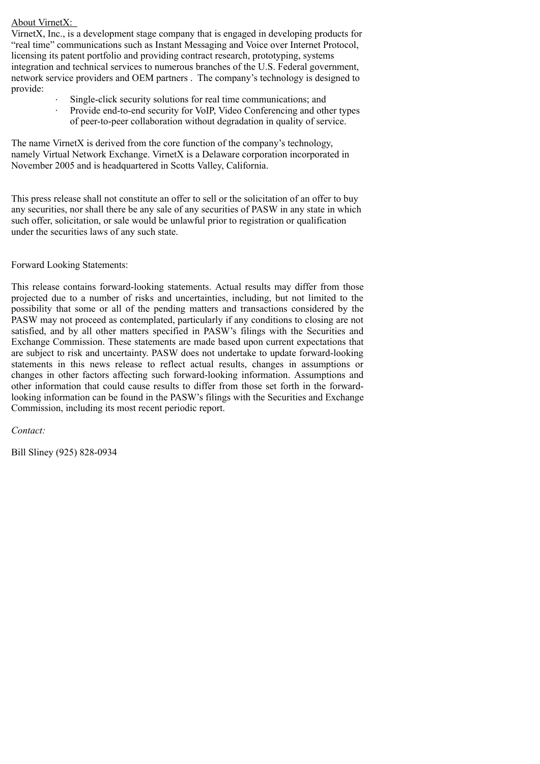About VirnetX:

VirnetX, Inc., is a development stage company that is engaged in developing products for “real time” communications such as Instant Messaging and Voice over Internet Protocol, licensing its patent portfolio and providing contract research, prototyping, systems integration and technical services to numerous branches of the U.S. Federal government, network service providers and OEM partners . The company’s technology is designed to provide:

- Single-click security solutions for real time communications; and
- Provide end-to-end security for VoIP, Video Conferencing and other types of peer-to-peer collaboration without degradation in quality of service.

The name VirnetX is derived from the core function of the company’s technology, namely Virtual Network Exchange. VirnetX is a Delaware corporation incorporated in November 2005 and is headquartered in Scotts Valley, California.

This press release shall not constitute an offer to sell or the solicitation of an offer to buy any securities, nor shall there be any sale of any securities of PASW in any state in which such offer, solicitation, or sale would be unlawful prior to registration or qualification under the securities laws of any such state.

Forward Looking Statements:

This release contains forward-looking statements. Actual results may differ from those projected due to a number of risks and uncertainties, including, but not limited to the possibility that some or all of the pending matters and transactions considered by the PASW may not proceed as contemplated, particularly if any conditions to closing are not satisfied, and by all other matters specified in PASW’s filings with the Securities and Exchange Commission. These statements are made based upon current expectations that are subject to risk and uncertainty. PASW does not undertake to update forward-looking statements in this news release to reflect actual results, changes in assumptions or changes in other factors affecting such forward-looking information. Assumptions and other information that could cause results to differ from those set forth in the forward-looking information can be found in the PASW’s filings with the Securities and Exchange Commission, including its most recent periodic report.

*Contact:*

Bill Sliney (925) 828-0934